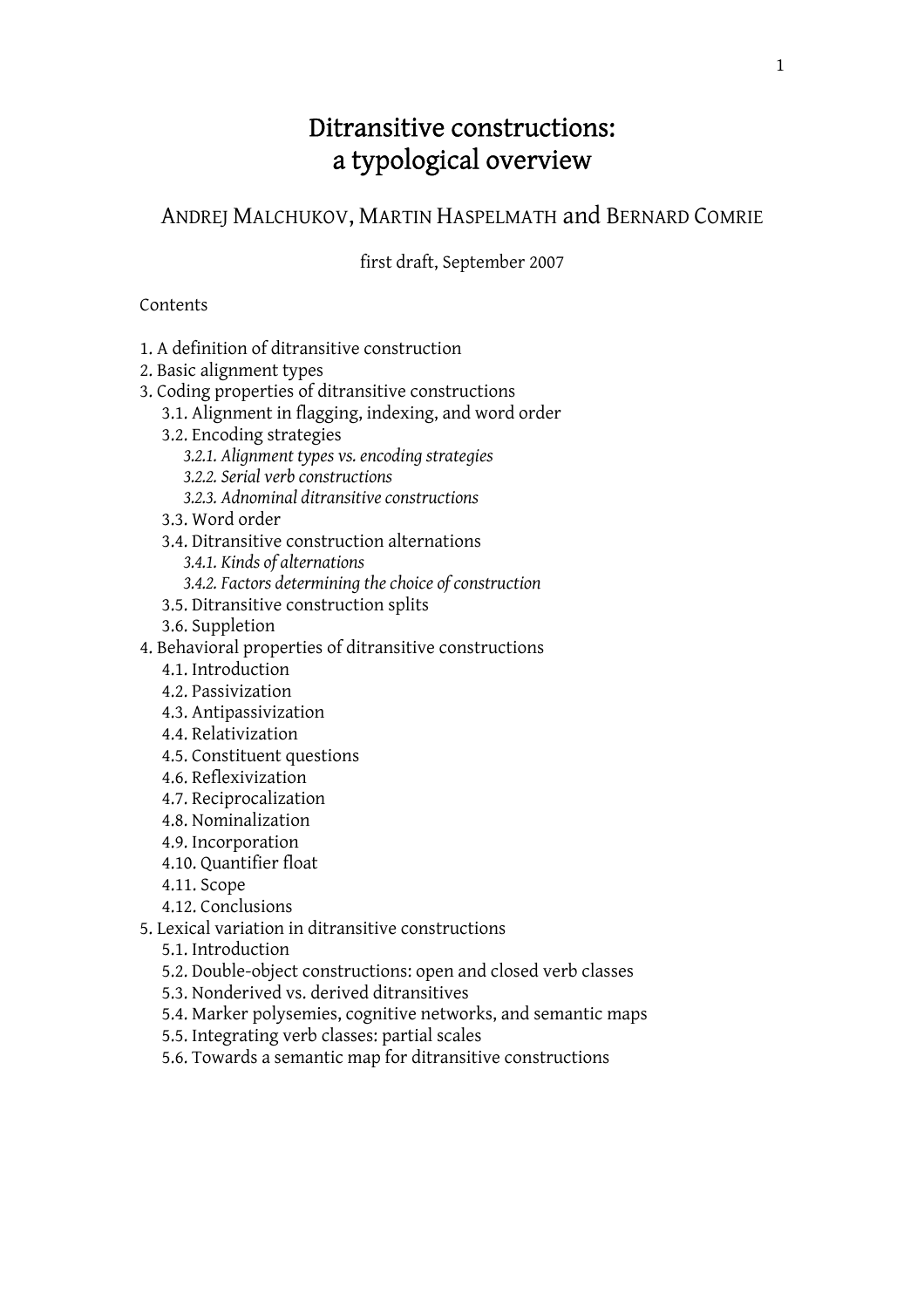# Ditransitive constructions: a typological overview

ANDREJ MALCHUKOV, MARTIN HASPELMATH and BERNARD COMRIE

first draft, September 2007

Contents

1. A definition of ditransitive construction
2. Basic alignment types
3. Coding properties of ditransitive constructions
   - 3.1. Alignment in flagging, indexing, and word order
   - 3.2. Encoding strategies
     - *3.2.1. Alignment types vs. encoding strategies*
     - *3.2.2. Serial verb constructions*
     - *3.2.3. Adnominal ditransitive constructions*
   - 3.3. Word order
   - 3.4. Ditransitive construction alternations
     - *3.4.1. Kinds of alternations*
     - *3.4.2. Factors determining the choice of construction*
   - 3.5. Ditransitive construction splits
   - 3.6. Suppletion
4. Behavioral properties of ditransitive constructions
   - 4.1. Introduction
   - 4.2. Passivization
   - 4.3. Antipassivization
   - 4.4. Relativization
   - 4.5. Constituent questions
   - 4.6. Reflexivization
   - 4.7. Reciprocalization
   - 4.8. Nominalization
   - 4.9. Incorporation
   - 4.10. Quantifier float
   - 4.11. Scope
   - 4.12. Conclusions
5. Lexical variation in ditransitive constructions
   - 5.1. Introduction
   - 5.2. Double-object constructions: open and closed verb classes
   - 5.3. Nonderived vs. derived ditransitives
   - 5.4. Marker polysemies, cognitive networks, and semantic maps
   - 5.5. Integrating verb classes: partial scales
   - 5.6. Towards a semantic map for ditransitive constructions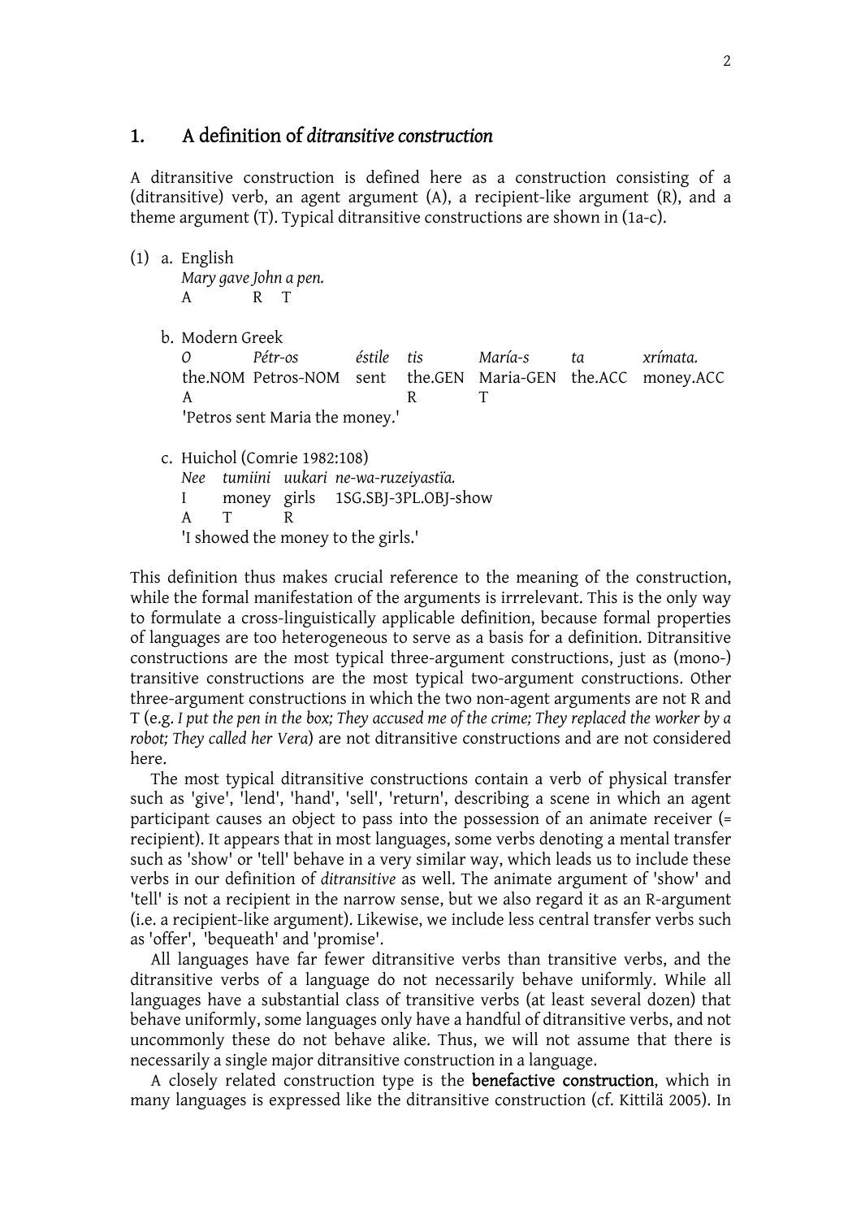## 1. A definition of *ditransitive construction*

A ditransitive construction is defined here as a construction consisting of a (ditransitive) verb, an agent argument (A), a recipient-like argument (R), and a theme argument (T). Typical ditransitive constructions are shown in (1a-c).

(1) a. English

*Mary gave John a pen.*
A R T

b. Modern Greek

| *O* | *Pétr-os* | *éstile* | *tis* | *María-s* | *ta* | *xrímata.* |
|---|---|---|---|---|---|---|
| the.NOM | Petros-NOM | sent | the.GEN | Maria-GEN | the.ACC | money.ACC |
| A | | | R | | T | |

'Petros sent Maria the money.'

c. Huichol (Comrie 1982:108)

| *Nee* | *tumiini* | *uukari* | *ne-wa-ruzeiyastïa.* |
|---|---|---|---|
| I | money | girls | 1SG.SBJ-3PL.OBJ-show |
| A | T | R | |

'I showed the money to the girls.'

This definition thus makes crucial reference to the meaning of the construction, while the formal manifestation of the arguments is irrelevant. This is the only way to formulate a cross-linguistically applicable definition, because formal properties of languages are too heterogeneous to serve as a basis for a definition. Ditransitive constructions are the most typical three-argument constructions, just as (mono-) transitive constructions are the most typical two-argument constructions. Other three-argument constructions in which the two non-agent arguments are not R and T (e.g. *I put the pen in the box; They accused me of the crime; They replaced the worker by a robot; They called her Vera*) are not ditransitive constructions and are not considered here.

The most typical ditransitive constructions contain a verb of physical transfer such as 'give', 'lend', 'hand', 'sell', 'return', describing a scene in which an agent participant causes an object to pass into the possession of an animate receiver (= recipient). It appears that in most languages, some verbs denoting a mental transfer such as 'show' or 'tell' behave in a very similar way, which leads us to include these verbs in our definition of *ditransitive* as well. The animate argument of 'show' and 'tell' is not a recipient in the narrow sense, but we also regard it as an R-argument (i.e. a recipient-like argument). Likewise, we include less central transfer verbs such as 'offer', 'bequeath' and 'promise'.

All languages have far fewer ditransitive verbs than transitive verbs, and the ditransitive verbs of a language do not necessarily behave uniformly. While all languages have a substantial class of transitive verbs (at least several dozen) that behave uniformly, some languages only have a handful of ditransitive verbs, and not uncommonly these do not behave alike. Thus, we will not assume that there is necessarily a single major ditransitive construction in a language.

A closely related construction type is the **benefactive construction**, which in many languages is expressed like the ditransitive construction (cf. Kittilä 2005). In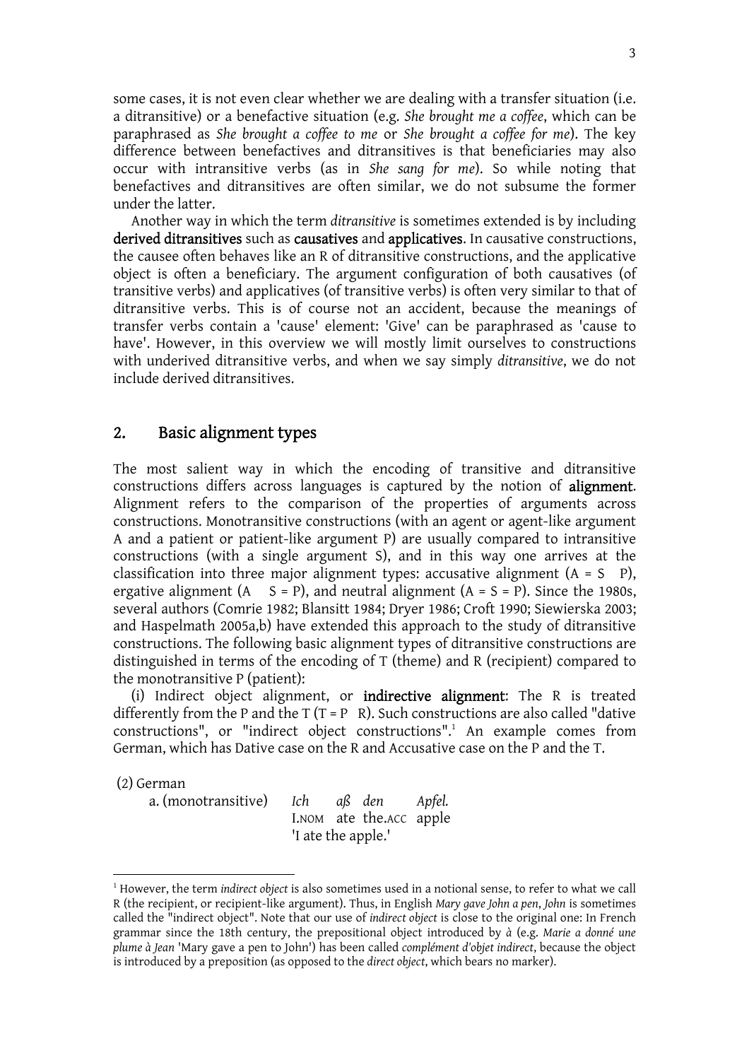some cases, it is not even clear whether we are dealing with a transfer situation (i.e. a ditransitive) or a benefactive situation (e.g. *She brought me a coffee*, which can be paraphrased as *She brought a coffee to me* or *She brought a coffee for me*). The key difference between benefactives and ditransitives is that beneficiaries may also occur with intransitive verbs (as in *She sang for me*). So while noting that benefactives and ditransitives are often similar, we do not subsume the former under the latter.

Another way in which the term *ditransitive* is sometimes extended is by including **derived ditransitives** such as **causatives** and **applicatives**. In causative constructions, the causee often behaves like an R of ditransitive constructions, and the applicative object is often a beneficiary. The argument configuration of both causatives (of transitive verbs) and applicatives (of transitive verbs) is often very similar to that of ditransitive verbs. This is of course not an accident, because the meanings of transfer verbs contain a 'cause' element: 'Give' can be paraphrased as 'cause to have'. However, in this overview we will mostly limit ourselves to constructions with underived ditransitive verbs, and when we say simply *ditransitive*, we do not include derived ditransitives.

## 2. Basic alignment types

The most salient way in which the encoding of transitive and ditransitive constructions differs across languages is captured by the notion of **alignment**. Alignment refers to the comparison of the properties of arguments across constructions. Monotransitive constructions (with an agent or agent-like argument A and a patient or patient-like argument P) are usually compared to intransitive constructions (with a single argument S), and in this way one arrives at the classification into three major alignment types: accusative alignment (A = S  P), ergative alignment (A  S = P), and neutral alignment (A = S = P). Since the 1980s, several authors (Comrie 1982; Blansitt 1984; Dryer 1986; Croft 1990; Siewierska 2003; and Haspelmath 2005a,b) have extended this approach to the study of ditransitive constructions. The following basic alignment types of ditransitive constructions are distinguished in terms of the encoding of T (theme) and R (recipient) compared to the monotransitive P (patient):

(i) Indirect object alignment, or **indirective alignment**: The R is treated differently from the P and the T (T = P  R). Such constructions are also called "dative constructions", or "indirect object constructions".[1] An example comes from German, which has Dative case on the R and Accusative case on the P and the T.

(2) German

a. (monotransitive) *Ich aß den Apfel.*
I.NOM ate the.ACC apple
'I ate the apple.'

---

[1] However, the term *indirect object* is also sometimes used in a notional sense, to refer to what we call R (the recipient, or recipient-like argument). Thus, in English *Mary gave John a pen*, *John* is sometimes called the "indirect object". Note that our use of *indirect object* is close to the original one: In French grammar since the 18th century, the prepositional object introduced by *à* (e.g. *Marie a donné une plume à Jean* 'Mary gave a pen to John') has been called *complément d'objet indirect*, because the object is introduced by a preposition (as opposed to the *direct object*, which bears no marker).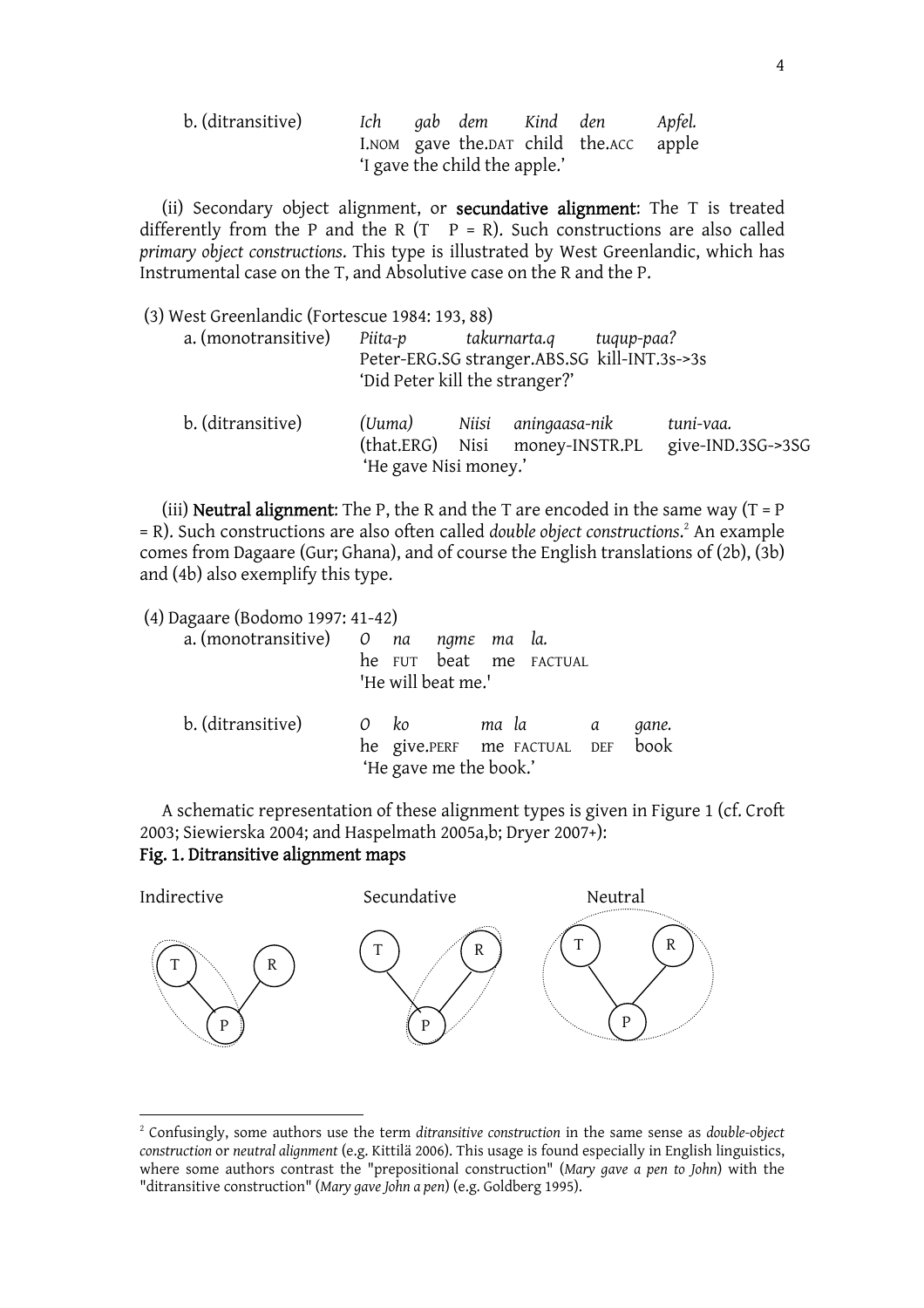b. (ditransitive) *Ich gab dem Kind den Apfel.*
I.NOM gave the.DAT child the.ACC apple
'I gave the child the apple.'

(ii) Secondary object alignment, or **secundative alignment**: The T is treated differently from the P and the R (T ≠ P = R). Such constructions are also called *primary object constructions*. This type is illustrated by West Greenlandic, which has Instrumental case on the T, and Absolutive case on the R and the P.

(3) West Greenlandic (Fortescue 1984: 193, 88)

a. (monotransitive) *Piita-p takurnarta.q tuqup-paa?*
Peter-ERG.SG stranger.ABS.SG kill-INT.3s->3s
'Did Peter kill the stranger?'

b. (ditransitive) *(Uuma) Niisi aningaasa-nik tuni-vaa.*
(that.ERG) Nisi money-INSTR.PL give-IND.3SG->3SG
'He gave Nisi money.'

(iii) **Neutral alignment**: The P, the R and the T are encoded in the same way (T = P = R). Such constructions are also often called *double object constructions*.[2] An example comes from Dagaare (Gur; Ghana), and of course the English translations of (2b), (3b) and (4b) also exemplify this type.

(4) Dagaare (Bodomo 1997: 41-42)

a. (monotransitive) *O na ngmɛ ma la.*
he FUT beat me FACTUAL
'He will beat me.'

b. (ditransitive) *O ko ma la a gane.*
he give.PERF me FACTUAL DEF book
'He gave me the book.'

A schematic representation of these alignment types is given in Figure 1 (cf. Croft 2003; Siewierska 2004; and Haspelmath 2005a,b; Dryer 2007+):

**Fig. 1. Ditransitive alignment maps**

Indirective Secundative Neutral

---

[2] Confusingly, some authors use the term *ditransitive construction* in the same sense as *double-object construction* or *neutral alignment* (e.g. Kittilä 2006). This usage is found especially in English linguistics, where some authors contrast the "prepositional construction" (*Mary gave a pen to John*) with the "ditransitive construction" (*Mary gave John a pen*) (e.g. Goldberg 1995).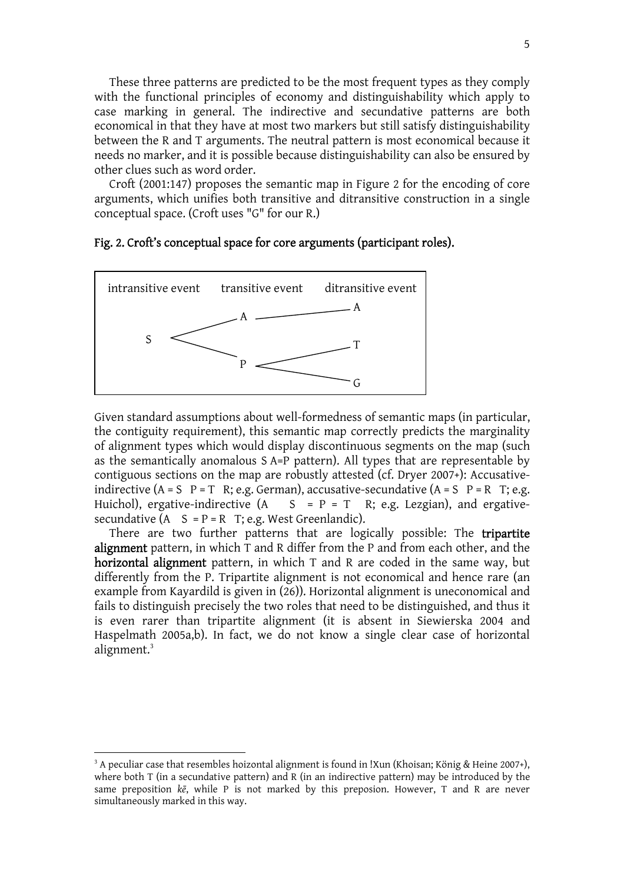These three patterns are predicted to be the most frequent types as they comply with the functional principles of economy and distinguishability which apply to case marking in general. The indirective and secundative patterns are both economical in that they have at most two markers but still satisfy distinguishability between the R and T arguments. The neutral pattern is most economical because it needs no marker, and it is possible because distinguishability can also be ensured by other clues such as word order.

Croft (2001:147) proposes the semantic map in Figure 2 for the encoding of core arguments, which unifies both transitive and ditransitive construction in a single conceptual space. (Croft uses "G" for our R.)

**Fig. 2. Croft's conceptual space for core arguments (participant roles).**

| intransitive event | transitive event | ditransitive event |
|---|---|---|
| | A | A |
| S | | T |
| | P | G |

Given standard assumptions about well-formedness of semantic maps (in particular, the contiguity requirement), this semantic map correctly predicts the marginality of alignment types which would display discontinuous segments on the map (such as the semantically anomalous S A=P pattern). All types that are representable by contiguous sections on the map are robustly attested (cf. Dryer 2007+): Accusative-indirective (A = S P = T R; e.g. German), accusative-secundative (A = S P = R T; e.g. Huichol), ergative-indirective (A S = P = T R; e.g. Lezgian), and ergative-secundative (A S = P = R T; e.g. West Greenlandic).

There are two further patterns that are logically possible: The **tripartite alignment** pattern, in which T and R differ from the P and from each other, and the **horizontal alignment** pattern, in which T and R are coded in the same way, but differently from the P. Tripartite alignment is not economical and hence rare (an example from Kayardild is given in (26)). Horizontal alignment is uneconomical and fails to distinguish precisely the two roles that need to be distinguished, and thus it is even rarer than tripartite alignment (it is absent in Siewierska 2004 and Haspelmath 2005a,b). In fact, we do not know a single clear case of horizontal alignment.[3]

[3] A peculiar case that resembles hoizontal alignment is found in !Xun (Khoisan; König & Heine 2007+), where both T (in a secundative pattern) and R (in an indirective pattern) may be introduced by the same preposition *kē*, while P is not marked by this preposion. However, T and R are never simultaneously marked in this way.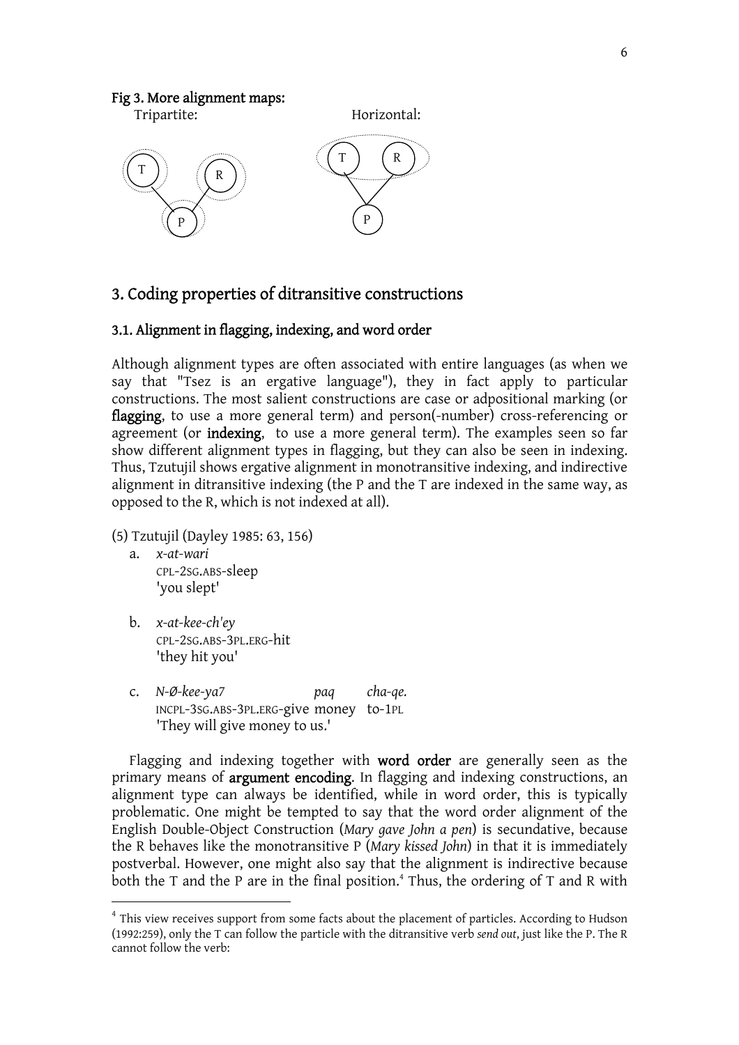**Fig 3. More alignment maps:**

Tripartite: Horizontal:

## 3. Coding properties of ditransitive constructions

### 3.1. Alignment in flagging, indexing, and word order

Although alignment types are often associated with entire languages (as when we say that "Tsez is an ergative language"), they in fact apply to particular constructions. The most salient constructions are case or adpositional marking (or **flagging**, to use a more general term) and person(-number) cross-referencing or agreement (or **indexing**, to use a more general term). The examples seen so far show different alignment types in flagging, but they can also be seen in indexing. Thus, Tzutujil shows ergative alignment in monotransitive indexing, and indirective alignment in ditransitive indexing (the P and the T are indexed in the same way, as opposed to the R, which is not indexed at all).

(5) Tzutujil (Dayley 1985: 63, 156)

a. *x-at-wari*
CPL-2SG.ABS-sleep
'you slept'

b. *x-at-kee-ch'ey*
CPL-2SG.ABS-3PL.ERG-hit
'they hit you'

c. *N-Ø-kee-ya7 paq cha-qe.*
INCPL-3SG.ABS-3PL.ERG-give money to-1PL
'They will give money to us.'

Flagging and indexing together with **word order** are generally seen as the primary means of **argument encoding**. In flagging and indexing constructions, an alignment type can always be identified, while in word order, this is typically problematic. One might be tempted to say that the word order alignment of the English Double-Object Construction (*Mary gave John a pen*) is secundative, because the R behaves like the monotransitive P (*Mary kissed John*) in that it is immediately postverbal. However, one might also say that the alignment is indirective because both the T and the P are in the final position.[4] Thus, the ordering of T and R with

[4] This view receives support from some facts about the placement of particles. According to Hudson (1992:259), only the T can follow the particle with the ditransitive verb *send out*, just like the P. The R cannot follow the verb: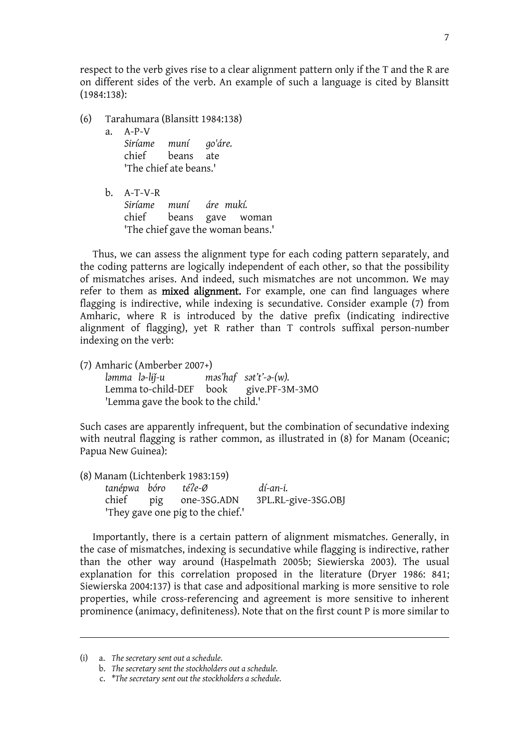respect to the verb gives rise to a clear alignment pattern only if the T and the R are on different sides of the verb. An example of such a language is cited by Blansitt (1984:138):

(6) Tarahumara (Blansitt 1984:138)

a. A-P-V

*Siríame muní go'áre.*
chief beans ate
'The chief ate beans.'

b. A-T-V-R

*Siríame muní áre mukí.*
chief beans gave woman
'The chief gave the woman beans.'

Thus, we can assess the alignment type for each coding pattern separately, and the coding patterns are logically independent of each other, so that the possibility of mismatches arises. And indeed, such mismatches are not uncommon. We may refer to them as **mixed alignment.** For example, one can find languages where flagging is indirective, while indexing is secundative. Consider example (7) from Amharic, where R is introduced by the dative prefix (indicating indirective alignment of flagging), yet R rather than T controls suffixal person-number indexing on the verb:

(7) Amharic (Amberber 2007+)

*ləmma lə-lɨǰ-u məs'haf sət't'-ə-(w).*
Lemma to-child-DEF book give.PF-3M-3MO
'Lemma gave the book to the child.'

Such cases are apparently infrequent, but the combination of secundative indexing with neutral flagging is rather common, as illustrated in (8) for Manam (Oceanic; Papua New Guinea):

(8) Manam (Lichtenberk 1983:159)

*tanépwa bóro téʔe-Ø dí-an-i.*
chief pig one-3SG.ADN 3PL.RL-give-3SG.OBJ
'They gave one pig to the chief.'

Importantly, there is a certain pattern of alignment mismatches. Generally, in the case of mismatches, indexing is secundative while flagging is indirective, rather than the other way around (Haspelmath 2005b; Siewierska 2003). The usual explanation for this correlation proposed in the literature (Dryer 1986: 841; Siewierska 2004:137) is that case and adpositional marking is more sensitive to role properties, while cross-referencing and agreement is more sensitive to inherent prominence (animacy, definiteness). Note that on the first count P is more similar to

---

(i) a. *The secretary sent out a schedule.*
b. *The secretary sent the stockholders out a schedule.*
c. *\*The secretary sent out the stockholders a schedule.*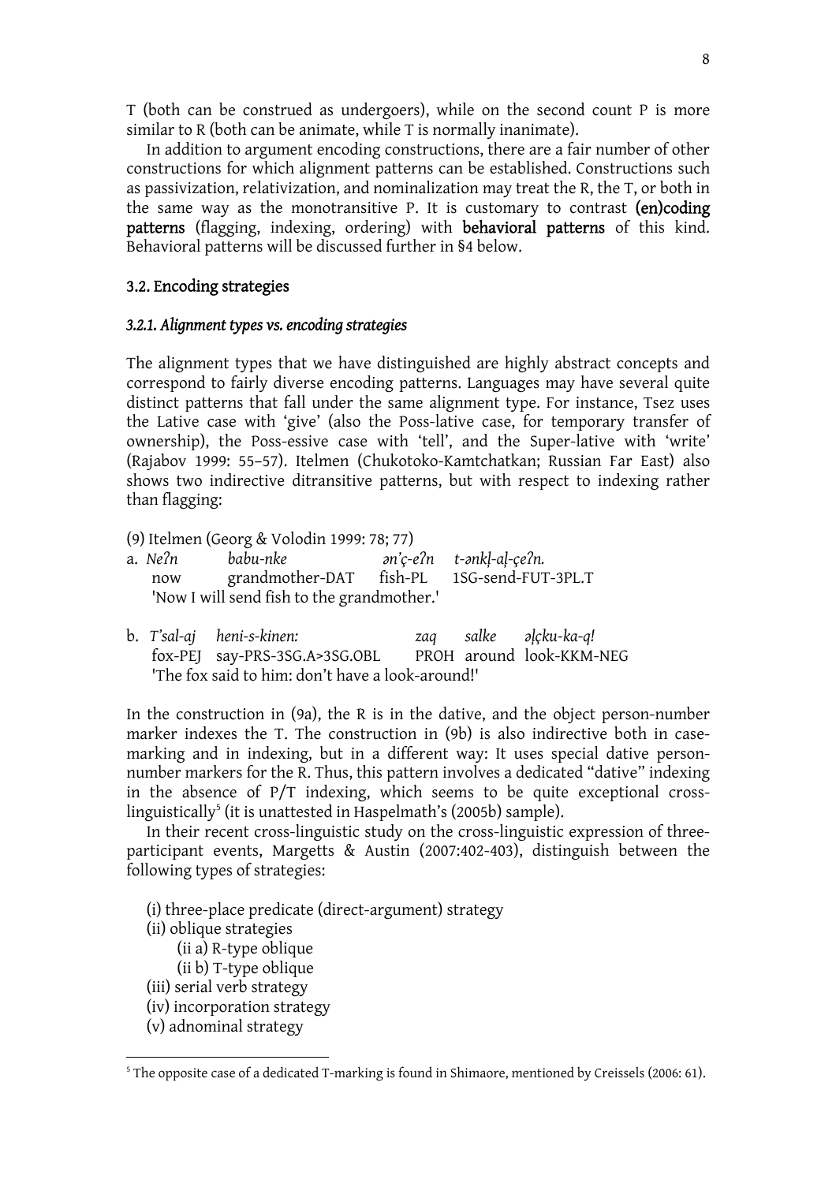T (both can be construed as undergoers), while on the second count P is more similar to R (both can be animate, while T is normally inanimate).

In addition to argument encoding constructions, there are a fair number of other constructions for which alignment patterns can be established. Constructions such as passivization, relativization, and nominalization may treat the R, the T, or both in the same way as the monotransitive P. It is customary to contrast **(en)coding patterns** (flagging, indexing, ordering) with **behavioral patterns** of this kind. Behavioral patterns will be discussed further in §4 below.

## 3.2. Encoding strategies

### *3.2.1. Alignment types vs. encoding strategies*

The alignment types that we have distinguished are highly abstract concepts and correspond to fairly diverse encoding patterns. Languages may have several quite distinct patterns that fall under the same alignment type. For instance, Tsez uses the Lative case with 'give' (also the Poss-lative case, for temporary transfer of ownership), the Poss-essive case with 'tell', and the Super-lative with 'write' (Rajabov 1999: 55–57). Itelmen (Chukotoko-Kamtchatkan; Russian Far East) also shows two indirective ditransitive patterns, but with respect to indexing rather than flagging:

(9) Itelmen (Georg & Volodin 1999: 78; 77)

a. *Neʔn* *babu-nke* *ən'ç-eʔn* *t-ənkḷ-aḷ-çeʔn.*
now grandmother-DAT fish-PL 1SG-send-FUT-3PL.T
'Now I will send fish to the grandmother.'

b. *T'sal-aj* *heni-s-kinen:* *zaq* *salke* *əḷçku-ka-q!*
fox-PEJ say-PRS-3SG.A>3SG.OBL PROH around look-KKM-NEG
'The fox said to him: don't have a look-around!'

In the construction in (9a), the R is in the dative, and the object person-number marker indexes the T. The construction in (9b) is also indirective both in case-marking and in indexing, but in a different way: It uses special dative person-number markers for the R. Thus, this pattern involves a dedicated "dative" indexing in the absence of P/T indexing, which seems to be quite exceptional cross-linguistically[5] (it is unattested in Haspelmath's (2005b) sample).

In their recent cross-linguistic study on the cross-linguistic expression of three-participant events, Margetts & Austin (2007:402-403), distinguish between the following types of strategies:

(i) three-place predicate (direct-argument) strategy
(ii) oblique strategies
  (ii a) R-type oblique
  (ii b) T-type oblique
(iii) serial verb strategy
(iv) incorporation strategy
(v) adnominal strategy

[5] The opposite case of a dedicated T-marking is found in Shimaore, mentioned by Creissels (2006: 61).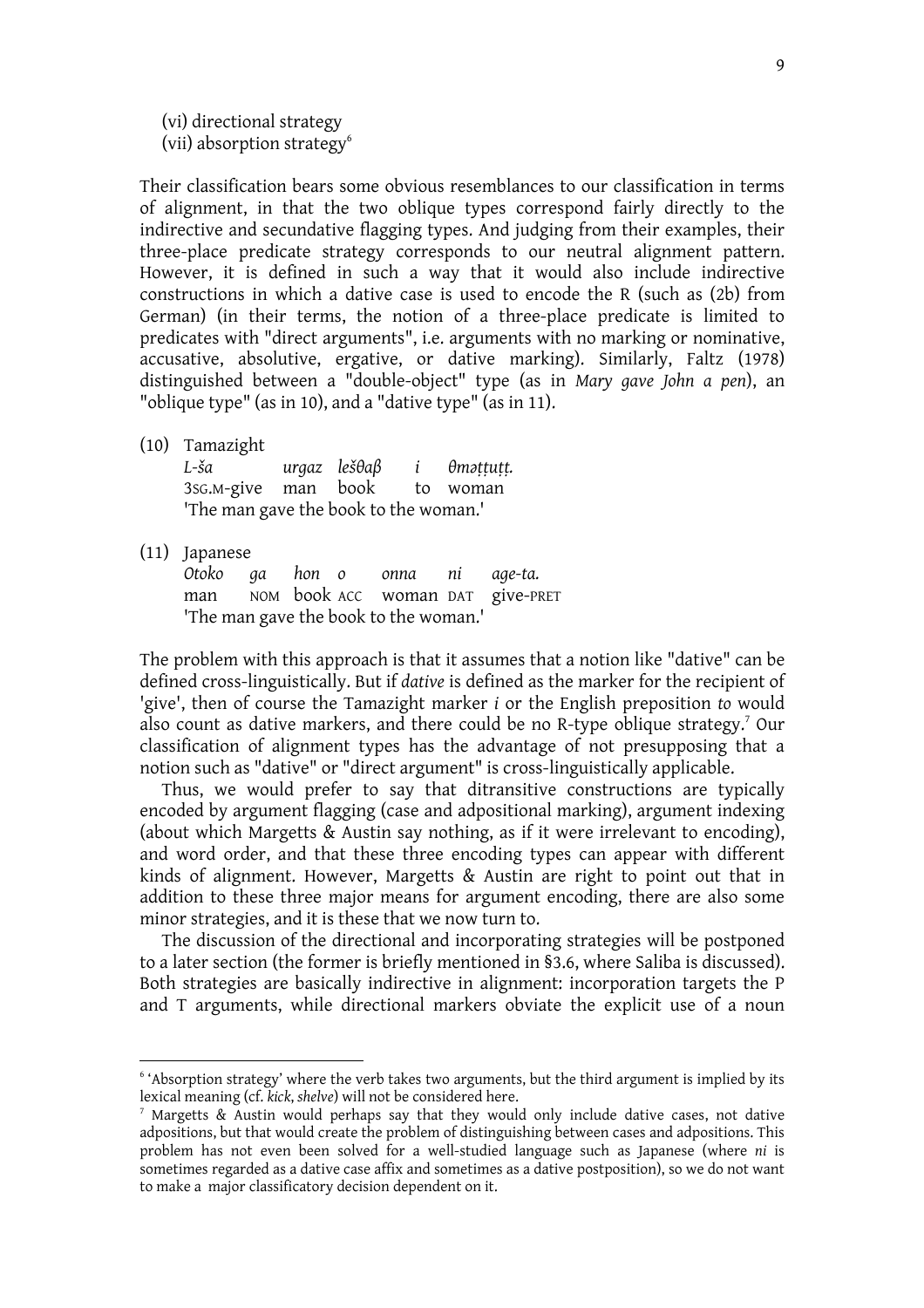(vi) directional strategy
(vii) absorption strategy[6]

Their classification bears some obvious resemblances to our classification in terms of alignment, in that the two oblique types correspond fairly directly to the indirective and secundative flagging types. And judging from their examples, their three-place predicate strategy corresponds to our neutral alignment pattern. However, it is defined in such a way that it would also include indirective constructions in which a dative case is used to encode the R (such as (2b) from German) (in their terms, the notion of a three-place predicate is limited to predicates with "direct arguments", i.e. arguments with no marking or nominative, accusative, absolutive, ergative, or dative marking). Similarly, Faltz (1978) distinguished between a "double-object" type (as in *Mary gave John a pen*), an "oblique type" (as in 10), and a "dative type" (as in 11).

(10) Tamazight

| *L-ša* | *urgaz* | *lešθaβ* | *i* | *θməṭṭuṭṭ.* |
|---|---|---|---|---|
| 3SG.M-give | man | book | to | woman |

'The man gave the book to the woman.'

(11) Japanese

| *Otoko* | *ga* | *hon* | *o* | *onna* | *ni* | *age-ta.* |
|---|---|---|---|---|---|---|
| man | NOM | book | ACC | woman | DAT | give-PRET |

'The man gave the book to the woman.'

The problem with this approach is that it assumes that a notion like "dative" can be defined cross-linguistically. But if *dative* is defined as the marker for the recipient of 'give', then of course the Tamazight marker *i* or the English preposition *to* would also count as dative markers, and there could be no R-type oblique strategy.[7] Our classification of alignment types has the advantage of not presupposing that a notion such as "dative" or "direct argument" is cross-linguistically applicable.

Thus, we would prefer to say that ditransitive constructions are typically encoded by argument flagging (case and adpositional marking), argument indexing (about which Margetts & Austin say nothing, as if it were irrelevant to encoding), and word order, and that these three encoding types can appear with different kinds of alignment. However, Margetts & Austin are right to point out that in addition to these three major means for argument encoding, there are also some minor strategies, and it is these that we now turn to.

The discussion of the directional and incorporating strategies will be postponed to a later section (the former is briefly mentioned in §3.6, where Saliba is discussed). Both strategies are basically indirective in alignment: incorporation targets the P and T arguments, while directional markers obviate the explicit use of a noun

[6] 'Absorption strategy' where the verb takes two arguments, but the third argument is implied by its lexical meaning (cf. *kick*, *shelve*) will not be considered here.

[7] Margetts & Austin would perhaps say that they would only include dative cases, not dative adpositions, but that would create the problem of distinguishing between cases and adpositions. This problem has not even been solved for a well-studied language such as Japanese (where *ni* is sometimes regarded as a dative case affix and sometimes as a dative postposition), so we do not want to make a major classificatory decision dependent on it.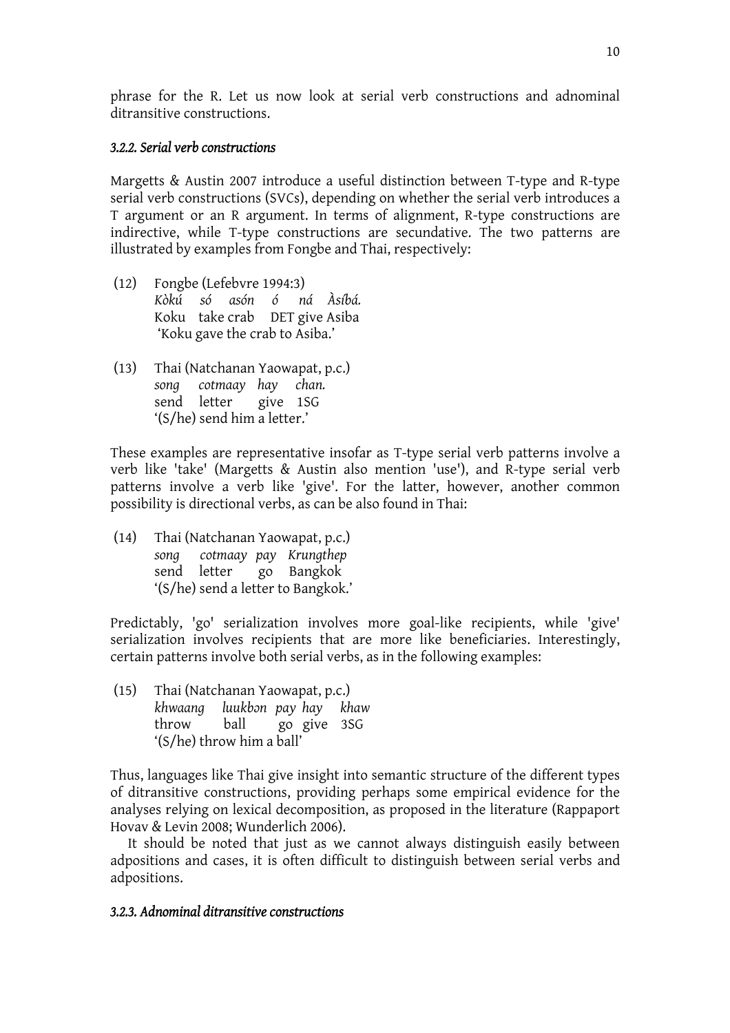phrase for the R. Let us now look at serial verb constructions and adnominal ditransitive constructions.

### *3.2.2. Serial verb constructions*

Margetts & Austin 2007 introduce a useful distinction between T-type and R-type serial verb constructions (SVCs), depending on whether the serial verb introduces a T argument or an R argument. In terms of alignment, R-type constructions are indirective, while T-type constructions are secundative. The two patterns are illustrated by examples from Fongbe and Thai, respectively:

(12) Fongbe (Lefebvre 1994:3)
*Kòkú só asón ó ná Àsíbá.*
Koku take crab DET give Asiba
'Koku gave the crab to Asiba.'

(13) Thai (Natchanan Yaowapat, p.c.)
*song cotmaay hay chan.*
send letter give 1SG
'(S/he) send him a letter.'

These examples are representative insofar as T-type serial verb patterns involve a verb like 'take' (Margetts & Austin also mention 'use'), and R-type serial verb patterns involve a verb like 'give'. For the latter, however, another common possibility is directional verbs, as can be also found in Thai:

(14) Thai (Natchanan Yaowapat, p.c.)
*song cotmaay pay Krungthep*
send letter go Bangkok
'(S/he) send a letter to Bangkok.'

Predictably, 'go' serialization involves more goal-like recipients, while 'give' serialization involves recipients that are more like beneficiaries. Interestingly, certain patterns involve both serial verbs, as in the following examples:

(15) Thai (Natchanan Yaowapat, p.c.)
*khwaang luukbɔn pay hay khaw*
throw ball go give 3SG
'(S/he) throw him a ball'

Thus, languages like Thai give insight into semantic structure of the different types of ditransitive constructions, providing perhaps some empirical evidence for the analyses relying on lexical decomposition, as proposed in the literature (Rappaport Hovav & Levin 2008; Wunderlich 2006).

It should be noted that just as we cannot always distinguish easily between adpositions and cases, it is often difficult to distinguish between serial verbs and adpositions.

### *3.2.3. Adnominal ditransitive constructions*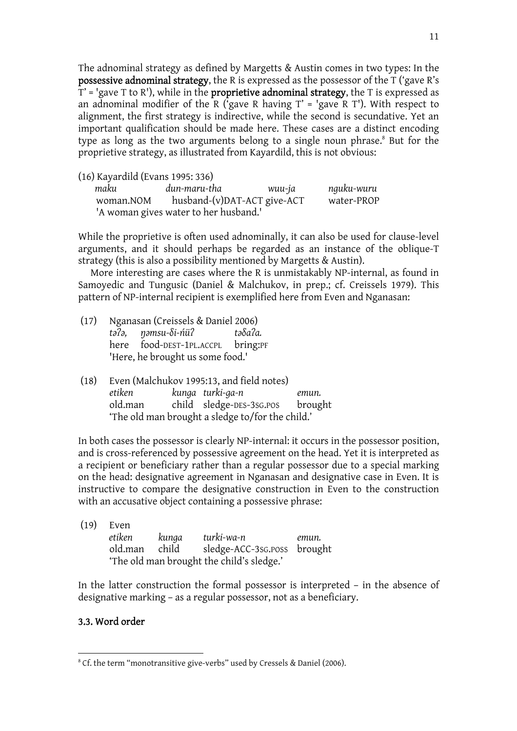The adnominal strategy as defined by Margetts & Austin comes in two types: In the **possessive adnominal strategy**, the R is expressed as the possessor of the T ('gave R's T' = 'gave T to R'), while in the **proprietive adnominal strategy**, the T is expressed as an adnominal modifier of the R ('gave R having T' = 'gave R T'). With respect to alignment, the first strategy is indirective, while the second is secundative. Yet an important qualification should be made here. These cases are a distinct encoding type as long as the two arguments belong to a single noun phrase.[8] But for the proprietive strategy, as illustrated from Kayardild, this is not obvious:

(16) Kayardild (Evans 1995: 336)

| *maku* | *dun-maru-tha* | *wuu-ja* | *nguku-wuru* |
|---|---|---|---|
| woman.NOM | husband-(v)DAT-ACT | give-ACT | water-PROP |

'A woman gives water to her husband.'

While the proprietive is often used adnominally, it can also be used for clause-level arguments, and it should perhaps be regarded as an instance of the oblique-T strategy (this is also a possibility mentioned by Margetts & Austin).

More interesting are cases where the R is unmistakably NP-internal, as found in Samoyedic and Tungusic (Daniel & Malchukov, in prep.; cf. Creissels 1979). This pattern of NP-internal recipient is exemplified here from Even and Nganasan:

(17) Nganasan (Creissels & Daniel 2006)

| *təʔə,* | *ŋəmsu-δi-ńüʔ* | *təδaʔa.* |
|---|---|---|
| here | food-DEST-1PL.ACCPL | bring:PF |

'Here, he brought us some food.'

(18) Even (Malchukov 1995:13, and field notes)

| *etiken* | *kunga* | *turki-ga-n* | *emun.* |
|---|---|---|---|
| old.man | child | sledge-DES-3SG.POS | brought |

'The old man brought a sledge to/for the child.'

In both cases the possessor is clearly NP-internal: it occurs in the possessor position, and is cross-referenced by possessive agreement on the head. Yet it is interpreted as a recipient or beneficiary rather than a regular possessor due to a special marking on the head: designative agreement in Nganasan and designative case in Even. It is instructive to compare the designative construction in Even to the construction with an accusative object containing a possessive phrase:

(19) Even

| *etiken* | *kunga* | *turki-wa-n* | *emun.* |
|---|---|---|---|
| old.man | child | sledge-ACC-3SG.POSS | brought |

'The old man brought the child's sledge.'

In the latter construction the formal possessor is interpreted – in the absence of designative marking – as a regular possessor, not as a beneficiary.

### 3.3. Word order

[8] Cf. the term "monotransitive give-verbs" used by Cressels & Daniel (2006).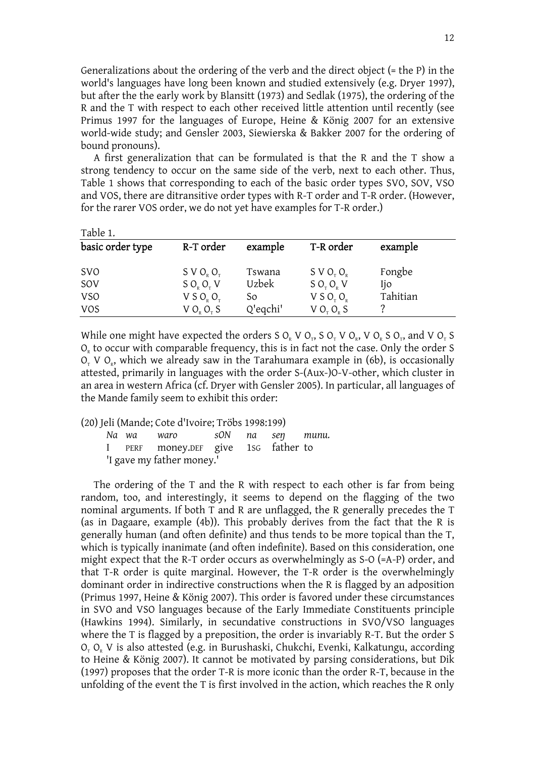Generalizations about the ordering of the verb and the direct object (= the P) in the world's languages have long been known and studied extensively (e.g. Dryer 1997), but after the the early work by Blansitt (1973) and Sedlak (1975), the ordering of the R and the T with respect to each other received little attention until recently (see Primus 1997 for the languages of Europe, Heine & König 2007 for an extensive world-wide study; and Gensler 2003, Siewierska & Bakker 2007 for the ordering of bound pronouns).

A first generalization that can be formulated is that the R and the T show a strong tendency to occur on the same side of the verb, next to each other. Thus, Table 1 shows that corresponding to each of the basic order types SVO, SOV, VSO and VOS, there are ditransitive order types with R-T order and T-R order. (However, for the rarer VOS order, we do not yet have examples for T-R order.)

Table 1.

| basic order type | R-T order | example | T-R order | example |
|---|---|---|---|---|
| SVO | S V $O_R$ $O_T$ | Tswana | S V $O_T$ $O_R$ | Fongbe |
| SOV | S $O_R$ $O_T$ V | Uzbek | S $O_T$ $O_R$ V | Ijo |
| VSO | V S $O_R$ $O_T$ | So | V S $O_T$ $O_R$ | Tahitian |
| VOS | V $O_R$ $O_T$ S | Q'eqchi' | V $O_T$ $O_R$ S | ? |

While one might have expected the orders S $O_R$ V $O_T$, S $O_T$ V $O_R$, V $O_R$ S $O_T$, and V $O_T$ S $O_R$ to occur with comparable frequency, this is in fact not the case. Only the order S $O_T$ V $O_R$, which we already saw in the Tarahumara example in (6b), is occasionally attested, primarily in languages with the order S-(Aux-)O-V-other, which cluster in an area in western Africa (cf. Dryer with Gensler 2005). In particular, all languages of the Mande family seem to exhibit this order:

(20) Jeli (Mande; Cote d'Ivoire; Tröbs 1998:199)

| *Na* | *wa* | *waro* | *sON* | *na* | *seŋ* | *munu.* |
|---|---|---|---|---|---|---|
| I | PERF | money.DEF | give | 1SG | father | to |

'I gave my father money.'

The ordering of the T and the R with respect to each other is far from being random, too, and interestingly, it seems to depend on the flagging of the two nominal arguments. If both T and R are unflagged, the R generally precedes the T (as in Dagaare, example (4b)). This probably derives from the fact that the R is generally human (and often definite) and thus tends to be more topical than the T, which is typically inanimate (and often indefinite). Based on this consideration, one might expect that the R-T order occurs as overwhelmingly as S-O (=A-P) order, and that T-R order is quite marginal. However, the T-R order is the overwhelmingly dominant order in indirective constructions when the R is flagged by an adposition (Primus 1997, Heine & König 2007). This order is favored under these circumstances in SVO and VSO languages because of the Early Immediate Constituents principle (Hawkins 1994). Similarly, in secundative constructions in SVO/VSO languages where the T is flagged by a preposition, the order is invariably R-T. But the order S $O_T$ $O_R$ V is also attested (e.g. in Burushaski, Chukchi, Evenki, Kalkatungu, according to Heine & König 2007). It cannot be motivated by parsing considerations, but Dik (1997) proposes that the order T-R is more iconic than the order R-T, because in the unfolding of the event the T is first involved in the action, which reaches the R only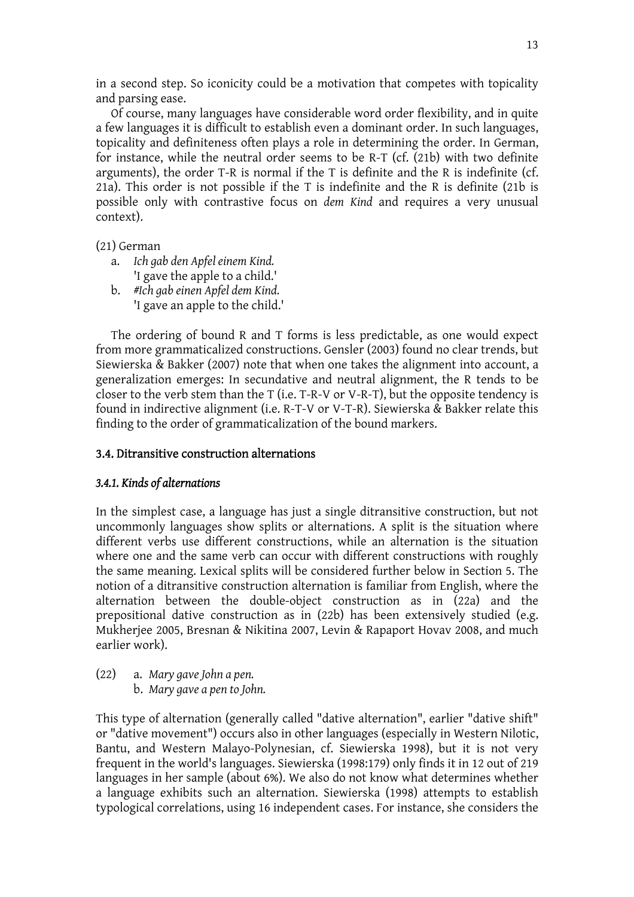in a second step. So iconicity could be a motivation that competes with topicality and parsing ease.

Of course, many languages have considerable word order flexibility, and in quite a few languages it is difficult to establish even a dominant order. In such languages, topicality and definiteness often plays a role in determining the order. In German, for instance, while the neutral order seems to be R-T (cf. (21b) with two definite arguments), the order T-R is normal if the T is definite and the R is indefinite (cf. 21a). This order is not possible if the T is indefinite and the R is definite (21b is possible only with contrastive focus on *dem Kind* and requires a very unusual context).

(21) German

a. *Ich gab den Apfel einem Kind.*
   'I gave the apple to a child.'

b. *#Ich gab einen Apfel dem Kind.*
   'I gave an apple to the child.'

The ordering of bound R and T forms is less predictable, as one would expect from more grammaticalized constructions. Gensler (2003) found no clear trends, but Siewierska & Bakker (2007) note that when one takes the alignment into account, a generalization emerges: In secundative and neutral alignment, the R tends to be closer to the verb stem than the T (i.e. T-R-V or V-R-T), but the opposite tendency is found in indirective alignment (i.e. R-T-V or V-T-R). Siewierska & Bakker relate this finding to the order of grammaticalization of the bound markers.

### 3.4. Ditransitive construction alternations

#### *3.4.1. Kinds of alternations*

In the simplest case, a language has just a single ditransitive construction, but not uncommonly languages show splits or alternations. A split is the situation where different verbs use different constructions, while an alternation is the situation where one and the same verb can occur with different constructions with roughly the same meaning. Lexical splits will be considered further below in Section 5. The notion of a ditransitive construction alternation is familiar from English, where the alternation between the double-object construction as in (22a) and the prepositional dative construction as in (22b) has been extensively studied (e.g. Mukherjee 2005, Bresnan & Nikitina 2007, Levin & Rapaport Hovav 2008, and much earlier work).

(22) a. *Mary gave John a pen.*
     b. *Mary gave a pen to John.*

This type of alternation (generally called "dative alternation", earlier "dative shift" or "dative movement") occurs also in other languages (especially in Western Nilotic, Bantu, and Western Malayo-Polynesian, cf. Siewierska 1998), but it is not very frequent in the world's languages. Siewierska (1998:179) only finds it in 12 out of 219 languages in her sample (about 6%). We also do not know what determines whether a language exhibits such an alternation. Siewierska (1998) attempts to establish typological correlations, using 16 independent cases. For instance, she considers the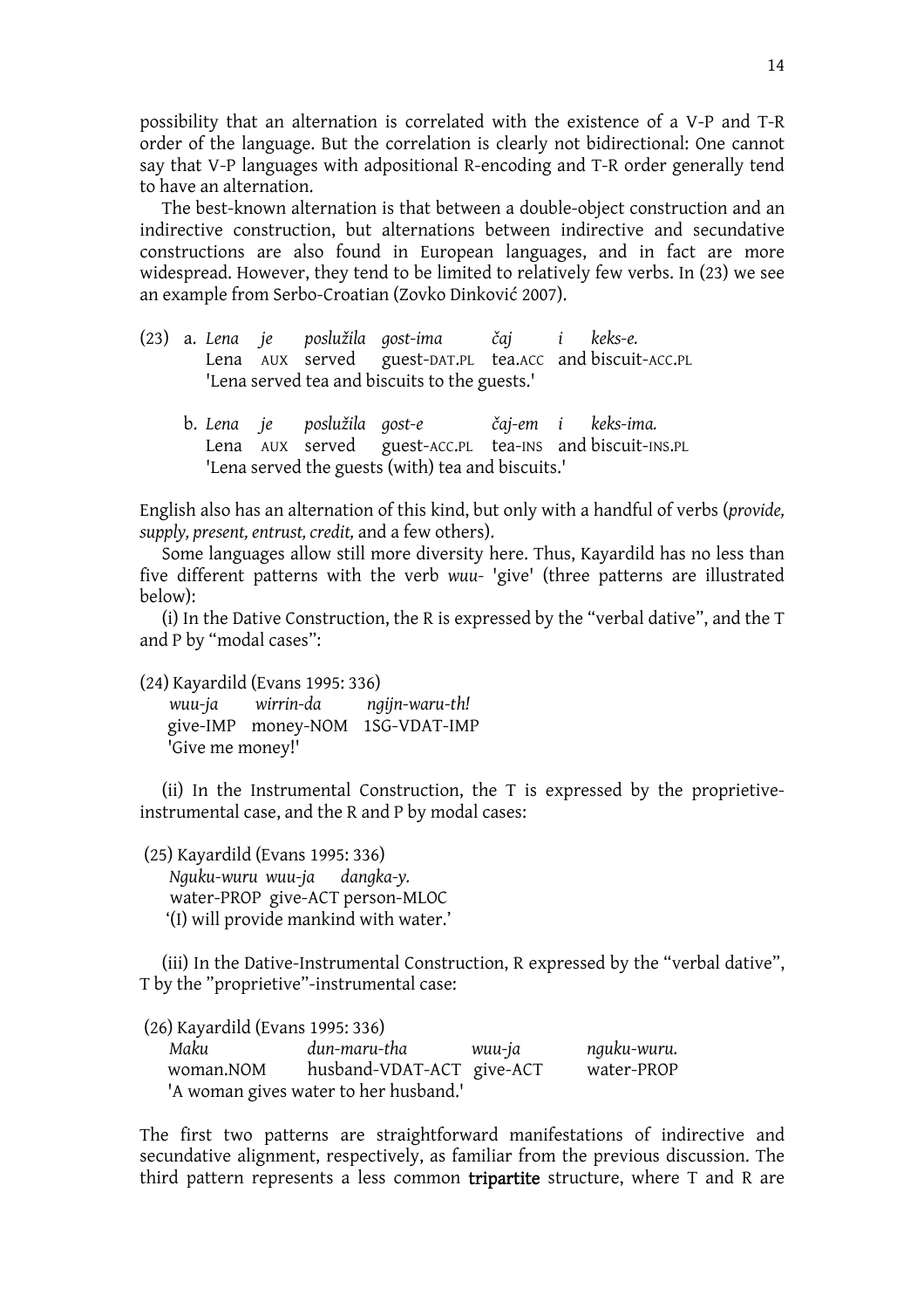possibility that an alternation is correlated with the existence of a V-P and T-R order of the language. But the correlation is clearly not bidirectional: One cannot say that V-P languages with adpositional R-encoding and T-R order generally tend to have an alternation.

The best-known alternation is that between a double-object construction and an indirective construction, but alternations between indirective and secundative constructions are also found in European languages, and in fact are more widespread. However, they tend to be limited to relatively few verbs. In (23) we see an example from Serbo-Croatian (Zovko Dinković 2007).

(23) a. *Lena je poslužila gost-ima čaj i keks-e.*
Lena AUX served guest-DAT.PL tea.ACC and biscuit-ACC.PL
'Lena served tea and biscuits to the guests.'

b. *Lena je poslužila gost-e čaj-em i keks-ima.*
Lena AUX served guest-ACC.PL tea-INS and biscuit-INS.PL
'Lena served the guests (with) tea and biscuits.'

English also has an alternation of this kind, but only with a handful of verbs (*provide, supply, present, entrust, credit,* and a few others).

Some languages allow still more diversity here. Thus, Kayardild has no less than five different patterns with the verb *wuu-* 'give' (three patterns are illustrated below):

(i) In the Dative Construction, the R is expressed by the "verbal dative", and the T and P by "modal cases":

(24) Kayardild (Evans 1995: 336)
*wuu-ja wirrin-da ngijn-waru-th!*
give-IMP money-NOM 1SG-VDAT-IMP
'Give me money!'

(ii) In the Instrumental Construction, the T is expressed by the proprietive-instrumental case, and the R and P by modal cases:

(25) Kayardild (Evans 1995: 336)
*Nguku-wuru wuu-ja dangka-y.*
water-PROP give-ACT person-MLOC
'(I) will provide mankind with water.'

(iii) In the Dative-Instrumental Construction, R expressed by the "verbal dative", T by the "proprietive"-instrumental case:

(26) Kayardild (Evans 1995: 336)
*Maku dun-maru-tha wuu-ja nguku-wuru.*
woman.NOM husband-VDAT-ACT give-ACT water-PROP
'A woman gives water to her husband.'

The first two patterns are straightforward manifestations of indirective and secundative alignment, respectively, as familiar from the previous discussion. The third pattern represents a less common **tripartite** structure, where T and R are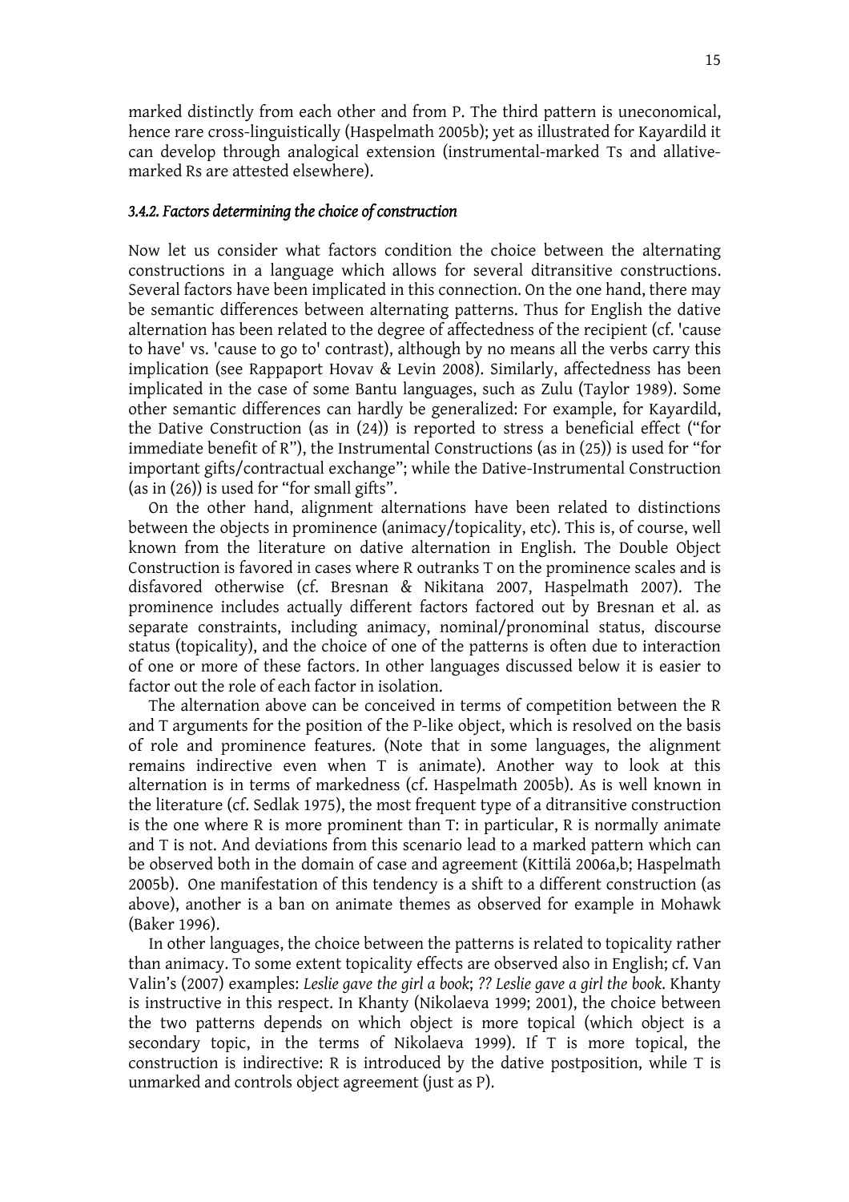marked distinctly from each other and from P. The third pattern is uneconomical, hence rare cross-linguistically (Haspelmath 2005b); yet as illustrated for Kayardild it can develop through analogical extension (instrumental-marked Ts and allative-marked Rs are attested elsewhere).

#### *3.4.2. Factors determining the choice of construction*

Now let us consider what factors condition the choice between the alternating constructions in a language which allows for several ditransitive constructions. Several factors have been implicated in this connection. On the one hand, there may be semantic differences between alternating patterns. Thus for English the dative alternation has been related to the degree of affectedness of the recipient (cf. 'cause to have' vs. 'cause to go to' contrast), although by no means all the verbs carry this implication (see Rappaport Hovav & Levin 2008). Similarly, affectedness has been implicated in the case of some Bantu languages, such as Zulu (Taylor 1989). Some other semantic differences can hardly be generalized: For example, for Kayardild, the Dative Construction (as in (24)) is reported to stress a beneficial effect ("for immediate benefit of R"), the Instrumental Constructions (as in (25)) is used for "for important gifts/contractual exchange"; while the Dative-Instrumental Construction (as in (26)) is used for "for small gifts".

On the other hand, alignment alternations have been related to distinctions between the objects in prominence (animacy/topicality, etc). This is, of course, well known from the literature on dative alternation in English. The Double Object Construction is favored in cases where R outranks T on the prominence scales and is disfavored otherwise (cf. Bresnan & Nikitana 2007, Haspelmath 2007). The prominence includes actually different factors factored out by Bresnan et al. as separate constraints, including animacy, nominal/pronominal status, discourse status (topicality), and the choice of one of the patterns is often due to interaction of one or more of these factors. In other languages discussed below it is easier to factor out the role of each factor in isolation.

The alternation above can be conceived in terms of competition between the R and T arguments for the position of the P-like object, which is resolved on the basis of role and prominence features. (Note that in some languages, the alignment remains indirective even when T is animate). Another way to look at this alternation is in terms of markedness (cf. Haspelmath 2005b). As is well known in the literature (cf. Sedlak 1975), the most frequent type of a ditransitive construction is the one where R is more prominent than T: in particular, R is normally animate and T is not. And deviations from this scenario lead to a marked pattern which can be observed both in the domain of case and agreement (Kittilä 2006a,b; Haspelmath 2005b). One manifestation of this tendency is a shift to a different construction (as above), another is a ban on animate themes as observed for example in Mohawk (Baker 1996).

In other languages, the choice between the patterns is related to topicality rather than animacy. To some extent topicality effects are observed also in English; cf. Van Valin's (2007) examples: *Leslie gave the girl a book*; *?? Leslie gave a girl the book.* Khanty is instructive in this respect. In Khanty (Nikolaeva 1999; 2001), the choice between the two patterns depends on which object is more topical (which object is a secondary topic, in the terms of Nikolaeva 1999). If T is more topical, the construction is indirective: R is introduced by the dative postposition, while T is unmarked and controls object agreement (just as P).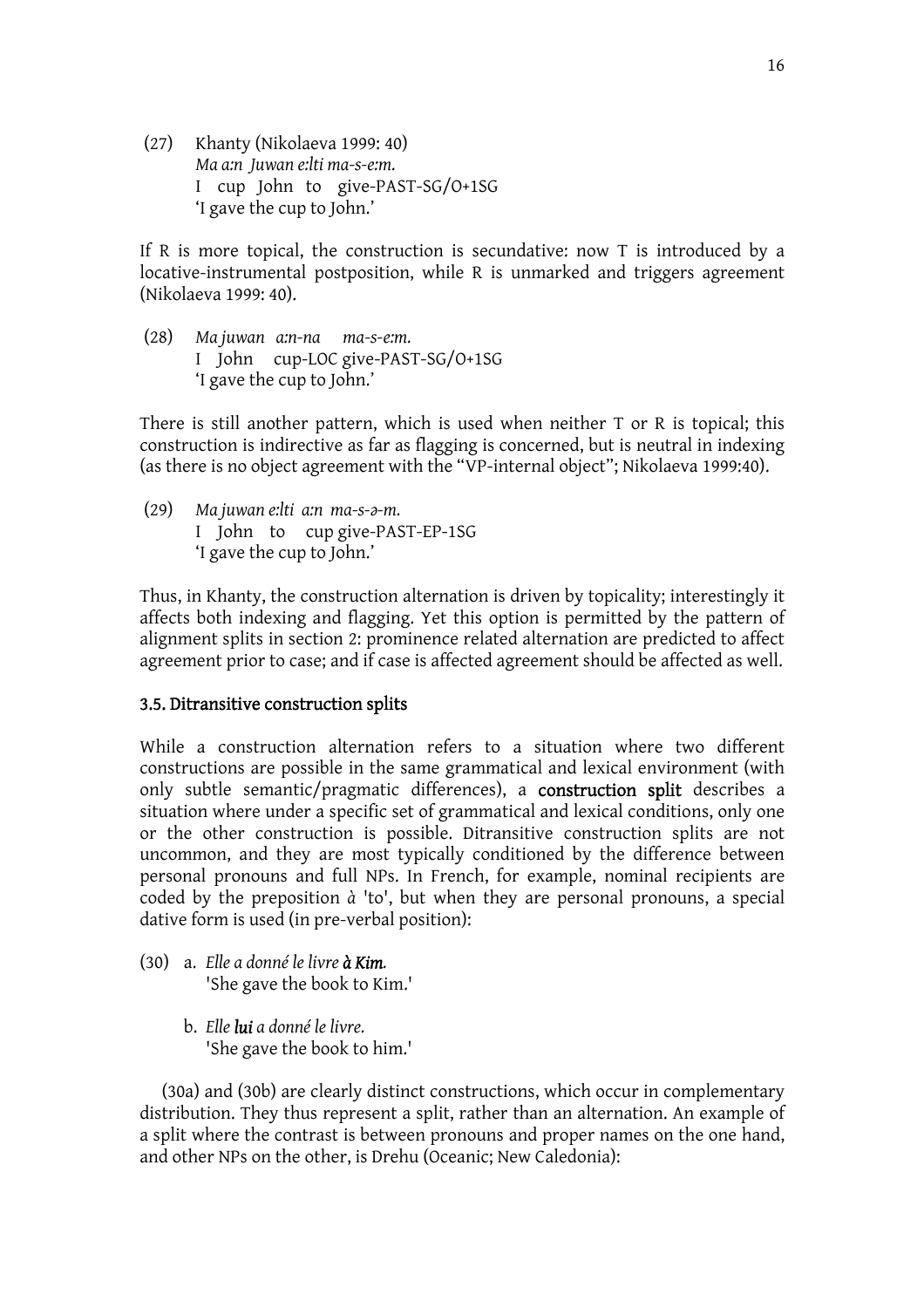(27) Khanty (Nikolaeva 1999: 40)
*Ma a:n Juwan e:lti ma-s-e:m.*
I cup John to give-PAST-SG/O+1SG
'I gave the cup to John.'

If R is more topical, the construction is secundative: now T is introduced by a locative-instrumental postposition, while R is unmarked and triggers agreement (Nikolaeva 1999: 40).

(28) *Ma juwan a:n-na ma-s-e:m.*
I John cup-LOC give-PAST-SG/O+1SG
'I gave the cup to John.'

There is still another pattern, which is used when neither T or R is topical; this construction is indirective as far as flagging is concerned, but is neutral in indexing (as there is no object agreement with the "VP-internal object"; Nikolaeva 1999:40).

(29) *Ma juwan e:lti a:n ma-s-ə-m.*
I John to cup give-PAST-EP-1SG
'I gave the cup to John.'

Thus, in Khanty, the construction alternation is driven by topicality; interestingly it affects both indexing and flagging. Yet this option is permitted by the pattern of alignment splits in section 2: prominence related alternation are predicted to affect agreement prior to case; and if case is affected agreement should be affected as well.

### 3.5. Ditransitive construction splits

While a construction alternation refers to a situation where two different constructions are possible in the same grammatical and lexical environment (with only subtle semantic/pragmatic differences), a **construction split** describes a situation where under a specific set of grammatical and lexical conditions, only one or the other construction is possible. Ditransitive construction splits are not uncommon, and they are most typically conditioned by the difference between personal pronouns and full NPs. In French, for example, nominal recipients are coded by the preposition *à* 'to', but when they are personal pronouns, a special dative form is used (in pre-verbal position):

(30) a. *Elle a donné le livre* ***à Kim.***
'She gave the book to Kim.'

b. *Elle* ***lui*** *a donné le livre.*
'She gave the book to him.'

(30a) and (30b) are clearly distinct constructions, which occur in complementary distribution. They thus represent a split, rather than an alternation. An example of a split where the contrast is between pronouns and proper names on the one hand, and other NPs on the other, is Drehu (Oceanic; New Caledonia):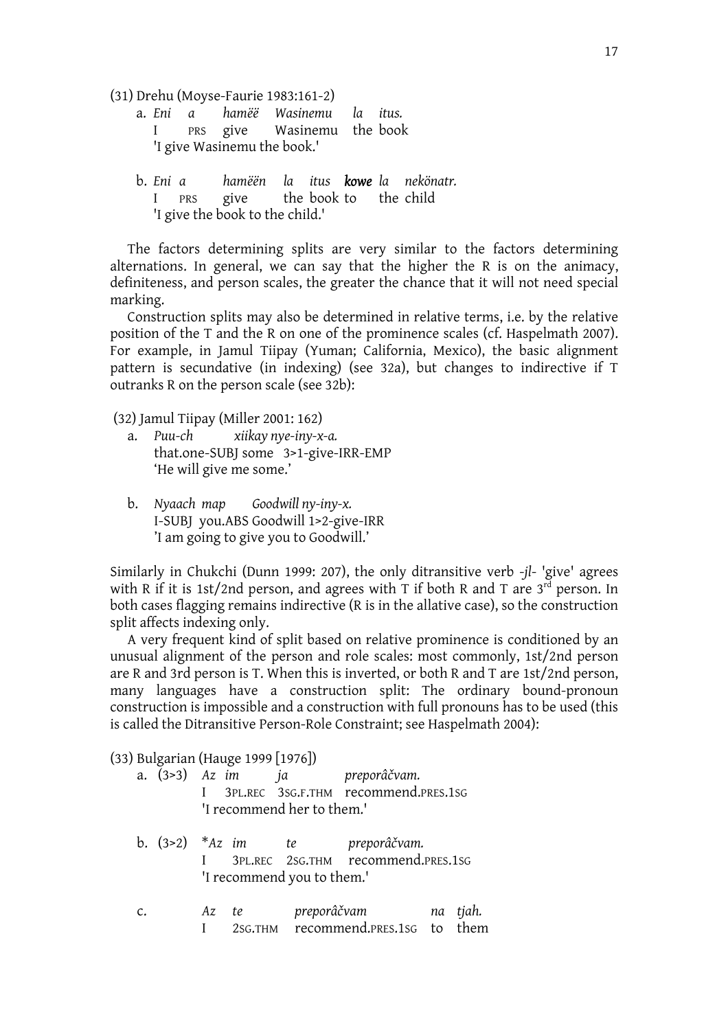(31) Drehu (Moyse-Faurie 1983:161-2)

a. *Eni a hamëë Wasinemu la itus.*
   I PRS give Wasinemu the book
   'I give Wasinemu the book.'

b. *Eni a hamëën la itus **kowe** la nekönatr.*
   I PRS give the book to the child
   'I give the book to the child.'

The factors determining splits are very similar to the factors determining alternations. In general, we can say that the higher the R is on the animacy, definiteness, and person scales, the greater the chance that it will not need special marking.

Construction splits may also be determined in relative terms, i.e. by the relative position of the T and the R on one of the prominence scales (cf. Haspelmath 2007). For example, in Jamul Tiipay (Yuman; California, Mexico), the basic alignment pattern is secundative (in indexing) (see 32a), but changes to indirective if T outranks R on the person scale (see 32b):

(32) Jamul Tiipay (Miller 2001: 162)

a. *Puu-ch xiikay nye-iny-x-a.*
   that.one-SUBJ some 3>1-give-IRR-EMP
   'He will give me some.'

b. *Nyaach map Goodwill ny-iny-x.*
   I-SUBJ you.ABS Goodwill 1>2-give-IRR
   'I am going to give you to Goodwill.'

Similarly in Chukchi (Dunn 1999: 207), the only ditransitive verb *-jl-* 'give' agrees with R if it is 1st/2nd person, and agrees with T if both R and T are 3rd person. In both cases flagging remains indirective (R is in the allative case), so the construction split affects indexing only.

A very frequent kind of split based on relative prominence is conditioned by an unusual alignment of the person and role scales: most commonly, 1st/2nd person are R and 3rd person is T. When this is inverted, or both R and T are 1st/2nd person, many languages have a construction split: The ordinary bound-pronoun construction is impossible and a construction with full pronouns has to be used (this is called the Ditransitive Person-Role Constraint; see Haspelmath 2004):

(33) Bulgarian (Hauge 1999 [1976])

a. (3>3) *Az im ja preporâčvam.*
   I 3PL.REC 3SG.F.THM recommend.PRES.1SG
   'I recommend her to them.'

b. (3>2) \**Az im te preporâčvam.*
   I 3PL.REC 2SG.THM recommend.PRES.1SG
   'I recommend you to them.'

c. *Az te preporâčvam na tjah.*
   I 2SG.THM recommend.PRES.1SG to them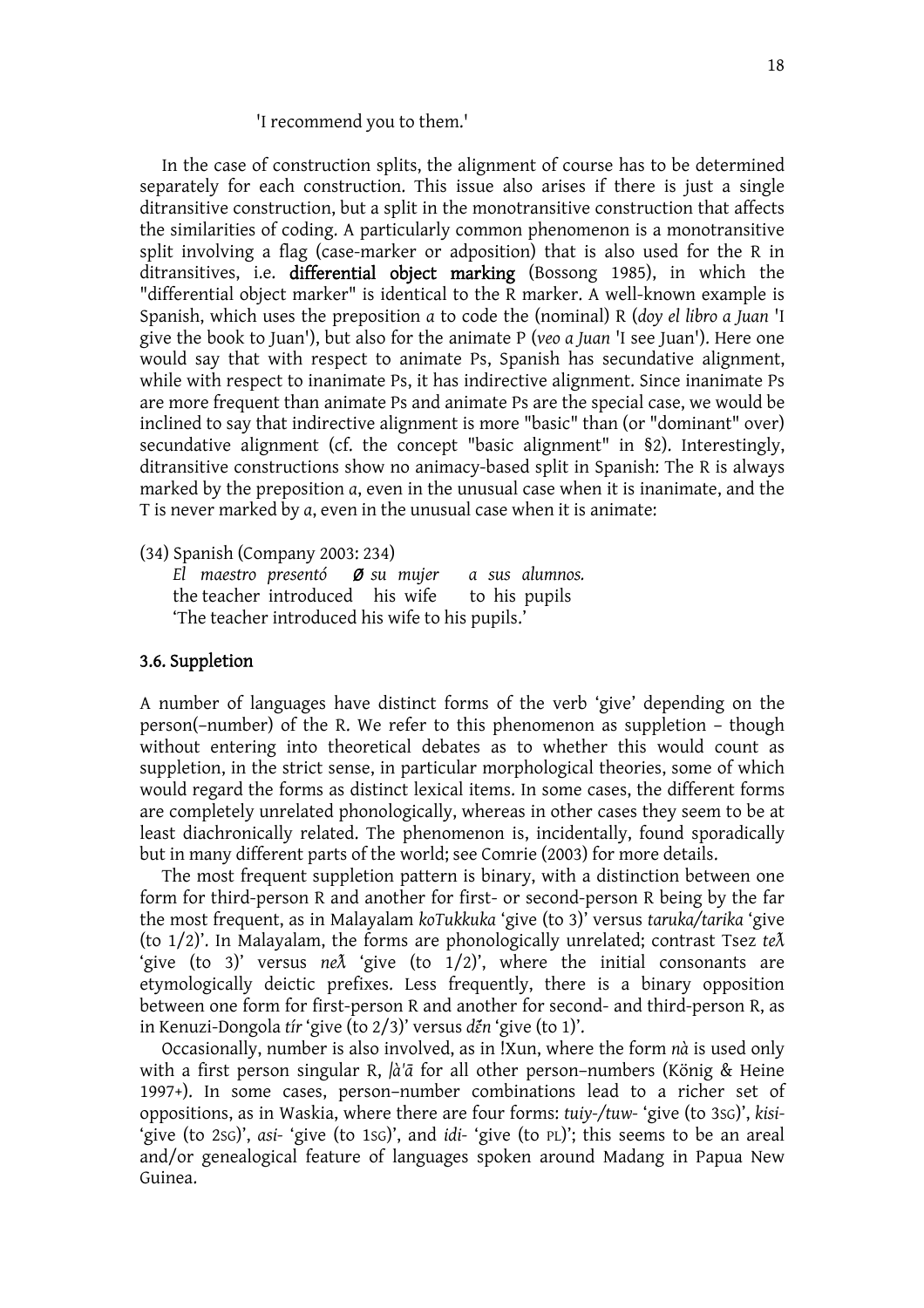'I recommend you to them.'

In the case of construction splits, the alignment of course has to be determined separately for each construction. This issue also arises if there is just a single ditransitive construction, but a split in the monotransitive construction that affects the similarities of coding. A particularly common phenomenon is a monotransitive split involving a flag (case-marker or adposition) that is also used for the R in ditransitives, i.e. **differential object marking** (Bossong 1985), in which the "differential object marker" is identical to the R marker. A well-known example is Spanish, which uses the preposition *a* to code the (nominal) R (*doy el libro a Juan* 'I give the book to Juan'), but also for the animate P (*veo a Juan* 'I see Juan'). Here one would say that with respect to animate Ps, Spanish has secundative alignment, while with respect to inanimate Ps, it has indirective alignment. Since inanimate Ps are more frequent than animate Ps and animate Ps are the special case, we would be inclined to say that indirective alignment is more "basic" than (or "dominant" over) secundative alignment (cf. the concept "basic alignment" in §2). Interestingly, ditransitive constructions show no animacy-based split in Spanish: The R is always marked by the preposition *a*, even in the unusual case when it is inanimate, and the T is never marked by *a*, even in the unusual case when it is animate:

(34) Spanish (Company 2003: 234)
*El maestro presentó* **Ø** *su mujer a sus alumnos.*
the teacher introduced his wife to his pupils
'The teacher introduced his wife to his pupils.'

### 3.6. Suppletion

A number of languages have distinct forms of the verb 'give' depending on the person(–number) of the R. We refer to this phenomenon as suppletion – though without entering into theoretical debates as to whether this would count as suppletion, in the strict sense, in particular morphological theories, some of which would regard the forms as distinct lexical items. In some cases, the different forms are completely unrelated phonologically, whereas in other cases they seem to be at least diachronically related. The phenomenon is, incidentally, found sporadically but in many different parts of the world; see Comrie (2003) for more details.

The most frequent suppletion pattern is binary, with a distinction between one form for third-person R and another for first- or second-person R being by the far the most frequent, as in Malayalam *koTukkuka* 'give (to 3)' versus *taruka/tarika* 'give (to 1/2)'. In Malayalam, the forms are phonologically unrelated; contrast Tsez *teƛ* 'give (to 3)' versus *neƛ* 'give (to 1/2)', where the initial consonants are etymologically deictic prefixes. Less frequently, there is a binary opposition between one form for first-person R and another for second- and third-person R, as in Kenuzi-Dongola *tír* 'give (to 2/3)' versus *dɛ̃n* 'give (to 1)'.

Occasionally, number is also involved, as in !Xun, where the form *nà* is used only with a first person singular R, *|à'ā* for all other person–numbers (König & Heine 1997+). In some cases, person–number combinations lead to a richer set of oppositions, as in Waskia, where there are four forms: *tuiy-/tuw-* 'give (to 3SG)', *kisi-* 'give (to 2SG)', *asi-* 'give (to 1SG)', and *idi-* 'give (to PL)'; this seems to be an areal and/or genealogical feature of languages spoken around Madang in Papua New Guinea.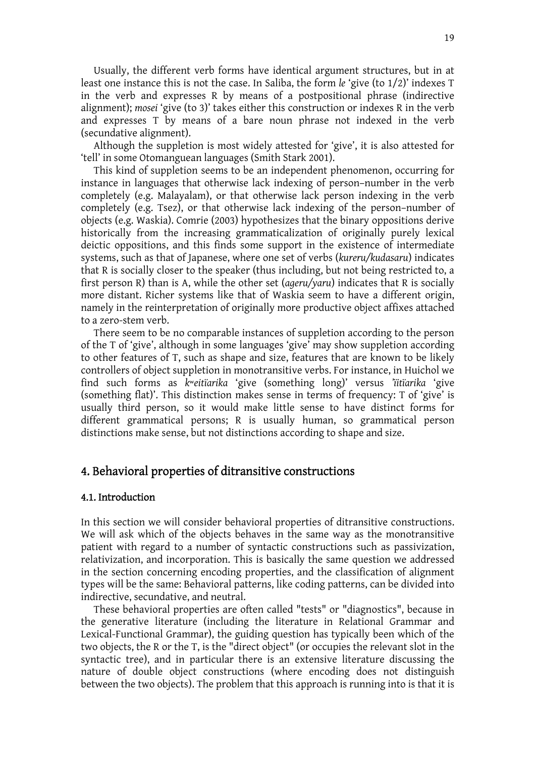Usually, the different verb forms have identical argument structures, but in at least one instance this is not the case. In Saliba, the form *le* 'give (to 1/2)' indexes T in the verb and expresses R by means of a postpositional phrase (indirective alignment); *mosei* 'give (to 3)' takes either this construction or indexes R in the verb and expresses T by means of a bare noun phrase not indexed in the verb (secundative alignment).

Although the suppletion is most widely attested for 'give', it is also attested for 'tell' in some Otomanguean languages (Smith Stark 2001).

This kind of suppletion seems to be an independent phenomenon, occurring for instance in languages that otherwise lack indexing of person–number in the verb completely (e.g. Malayalam), or that otherwise lack person indexing in the verb completely (e.g. Tsez), or that otherwise lack indexing of the person–number of objects (e.g. Waskia). Comrie (2003) hypothesizes that the binary oppositions derive historically from the increasing grammaticalization of originally purely lexical deictic oppositions, and this finds some support in the existence of intermediate systems, such as that of Japanese, where one set of verbs (*kureru/kudasaru*) indicates that R is socially closer to the speaker (thus including, but not being restricted to, a first person R) than is A, while the other set (*ageru/yaru*) indicates that R is socially more distant. Richer systems like that of Waskia seem to have a different origin, namely in the reinterpretation of originally more productive object affixes attached to a zero-stem verb.

There seem to be no comparable instances of suppletion according to the person of the T of 'give', although in some languages 'give' may show suppletion according to other features of T, such as shape and size, features that are known to be likely controllers of object suppletion in monotransitive verbs. For instance, in Huichol we find such forms as *kʷeitïarika* 'give (something long)' versus *ʼïitïarika* 'give (something flat)'. This distinction makes sense in terms of frequency: T of 'give' is usually third person, so it would make little sense to have distinct forms for different grammatical persons; R is usually human, so grammatical person distinctions make sense, but not distinctions according to shape and size.

## 4. Behavioral properties of ditransitive constructions

### 4.1. Introduction

In this section we will consider behavioral properties of ditransitive constructions. We will ask which of the objects behaves in the same way as the monotransitive patient with regard to a number of syntactic constructions such as passivization, relativization, and incorporation. This is basically the same question we addressed in the section concerning encoding properties, and the classification of alignment types will be the same: Behavioral patterns, like coding patterns, can be divided into indirective, secundative, and neutral.

These behavioral properties are often called "tests" or "diagnostics", because in the generative literature (including the literature in Relational Grammar and Lexical-Functional Grammar), the guiding question has typically been which of the two objects, the R or the T, is the "direct object" (or occupies the relevant slot in the syntactic tree), and in particular there is an extensive literature discussing the nature of double object constructions (where encoding does not distinguish between the two objects). The problem that this approach is running into is that it is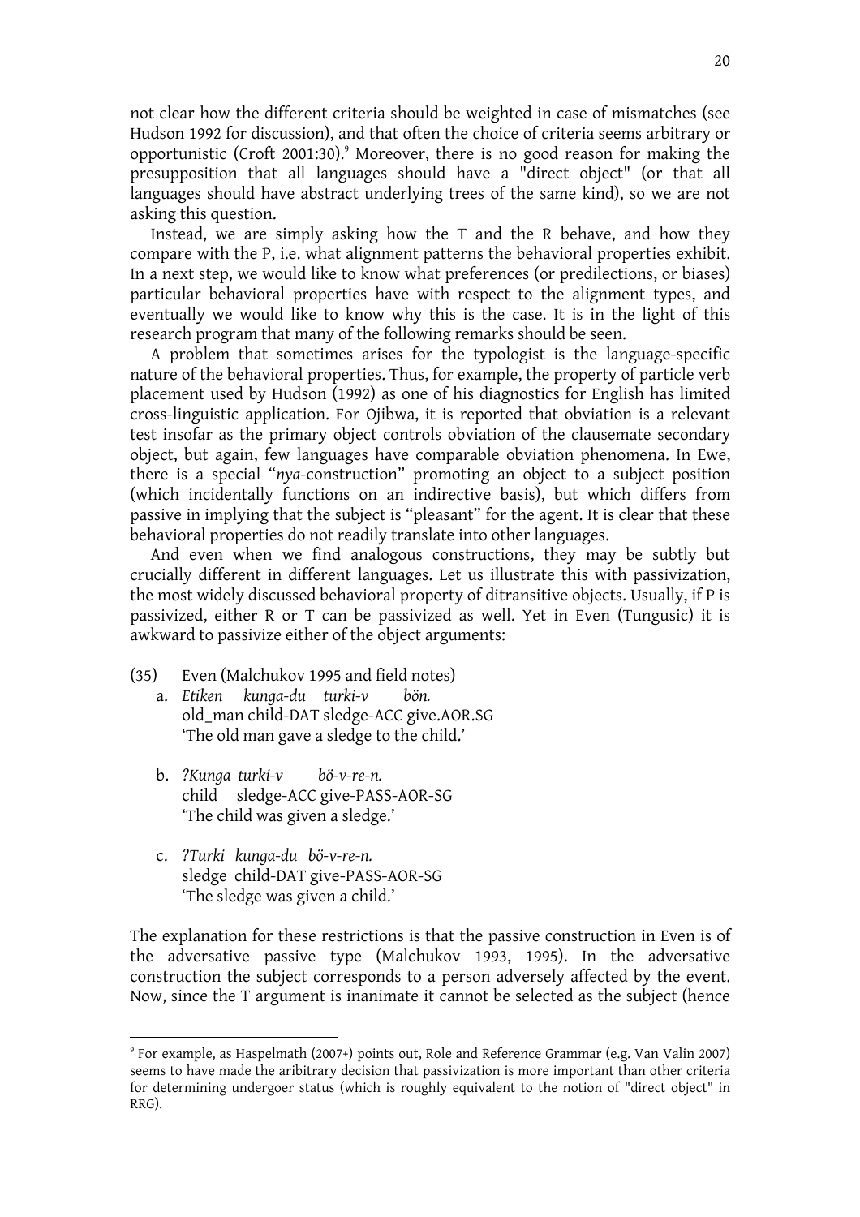not clear how the different criteria should be weighted in case of mismatches (see Hudson 1992 for discussion), and that often the choice of criteria seems arbitrary or opportunistic (Croft 2001:30).[9] Moreover, there is no good reason for making the presupposition that all languages should have a "direct object" (or that all languages should have abstract underlying trees of the same kind), so we are not asking this question.

Instead, we are simply asking how the T and the R behave, and how they compare with the P, i.e. what alignment patterns the behavioral properties exhibit. In a next step, we would like to know what preferences (or predilections, or biases) particular behavioral properties have with respect to the alignment types, and eventually we would like to know why this is the case. It is in the light of this research program that many of the following remarks should be seen.

A problem that sometimes arises for the typologist is the language-specific nature of the behavioral properties. Thus, for example, the property of particle verb placement used by Hudson (1992) as one of his diagnostics for English has limited cross-linguistic application. For Ojibwa, it is reported that obviation is a relevant test insofar as the primary object controls obviation of the clausemate secondary object, but again, few languages have comparable obviation phenomena. In Ewe, there is a special "*nya*-construction" promoting an object to a subject position (which incidentally functions on an indirective basis), but which differs from passive in implying that the subject is "pleasant" for the agent. It is clear that these behavioral properties do not readily translate into other languages.

And even when we find analogous constructions, they may be subtly but crucially different in different languages. Let us illustrate this with passivization, the most widely discussed behavioral property of ditransitive objects. Usually, if P is passivized, either R or T can be passivized as well. Yet in Even (Tungusic) it is awkward to passivize either of the object arguments:

(35) Even (Malchukov 1995 and field notes)

a. *Etiken kunga-du turki-v bön.*
old_man child-DAT sledge-ACC give.AOR.SG
'The old man gave a sledge to the child.'

b. *?Kunga turki-v bö-v-re-n.*
child sledge-ACC give-PASS-AOR-SG
'The child was given a sledge.'

c. *?Turki kunga-du bö-v-re-n.*
sledge child-DAT give-PASS-AOR-SG
'The sledge was given a child.'

The explanation for these restrictions is that the passive construction in Even is of the adversative passive type (Malchukov 1993, 1995). In the adversative construction the subject corresponds to a person adversely affected by the event. Now, since the T argument is inanimate it cannot be selected as the subject (hence

---

[9] For example, as Haspelmath (2007+) points out, Role and Reference Grammar (e.g. Van Valin 2007) seems to have made the aribitrary decision that passivization is more important than other criteria for determining undergoer status (which is roughly equivalent to the notion of "direct object" in RRG).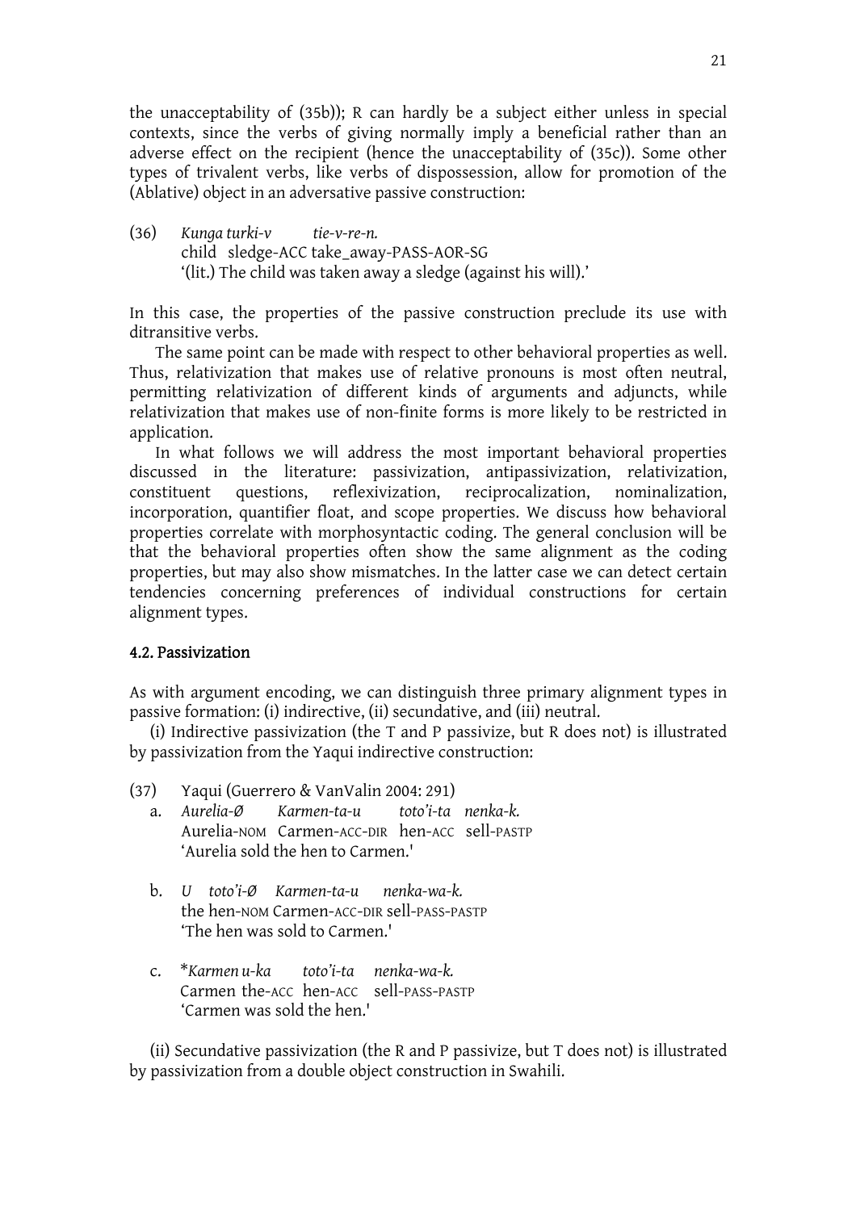the unacceptability of (35b)); R can hardly be a subject either unless in special contexts, since the verbs of giving normally imply a beneficial rather than an adverse effect on the recipient (hence the unacceptability of (35c)). Some other types of trivalent verbs, like verbs of dispossession, allow for promotion of the (Ablative) object in an adversative passive construction:

(36) *Kunga turki-v tie-v-re-n.*
child sledge-ACC take_away-PASS-AOR-SG
'(lit.) The child was taken away a sledge (against his will).'

In this case, the properties of the passive construction preclude its use with ditransitive verbs.

The same point can be made with respect to other behavioral properties as well. Thus, relativization that makes use of relative pronouns is most often neutral, permitting relativization of different kinds of arguments and adjuncts, while relativization that makes use of non-finite forms is more likely to be restricted in application.

In what follows we will address the most important behavioral properties discussed in the literature: passivization, antipassivization, relativization, constituent questions, reflexivization, reciprocalization, nominalization, incorporation, quantifier float, and scope properties. We discuss how behavioral properties correlate with morphosyntactic coding. The general conclusion will be that the behavioral properties often show the same alignment as the coding properties, but may also show mismatches. In the latter case we can detect certain tendencies concerning preferences of individual constructions for certain alignment types.

### 4.2. Passivization

As with argument encoding, we can distinguish three primary alignment types in passive formation: (i) indirective, (ii) secundative, and (iii) neutral.

(i) Indirective passivization (the T and P passivize, but R does not) is illustrated by passivization from the Yaqui indirective construction:

(37) Yaqui (Guerrero & VanValin 2004: 291)

a. *Aurelia-Ø Karmen-ta-u toto'i-ta nenka-k.*
Aurelia-NOM Carmen-ACC-DIR hen-ACC sell-PASTP
'Aurelia sold the hen to Carmen.'

b. *U toto'i-Ø Karmen-ta-u nenka-wa-k.*
the hen-NOM Carmen-ACC-DIR sell-PASS-PASTP
'The hen was sold to Carmen.'

c. \**Karmen u-ka toto'i-ta nenka-wa-k.*
Carmen the-ACC hen-ACC sell-PASS-PASTP
'Carmen was sold the hen.'

(ii) Secundative passivization (the R and P passivize, but T does not) is illustrated by passivization from a double object construction in Swahili.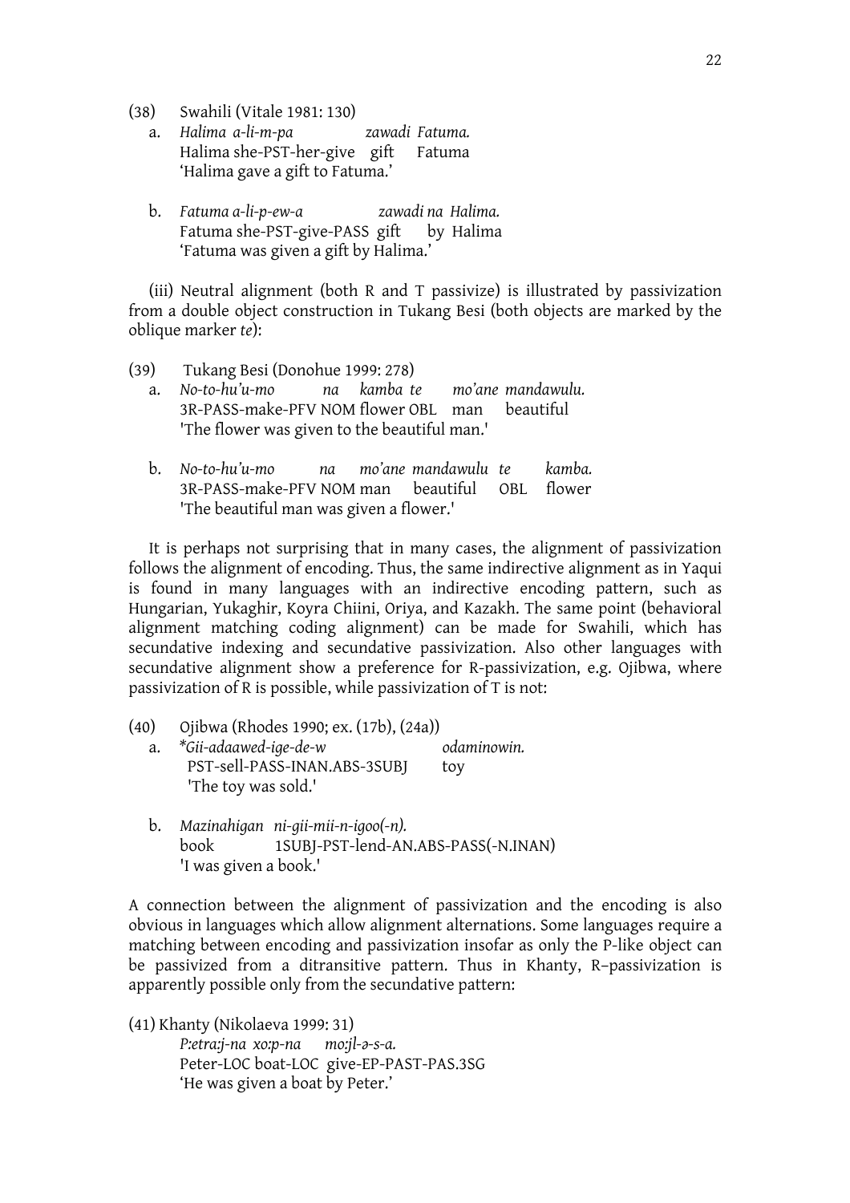(38) Swahili (Vitale 1981: 130)

a. *Halima a-li-m-pa zawadi Fatuma.*
Halima she-PST-her-give gift Fatuma
'Halima gave a gift to Fatuma.'

b. *Fatuma a-li-p-ew-a zawadi na Halima.*
Fatuma she-PST-give-PASS gift by Halima
'Fatuma was given a gift by Halima.'

(iii) Neutral alignment (both R and T passivize) is illustrated by passivization from a double object construction in Tukang Besi (both objects are marked by the oblique marker *te*):

(39) Tukang Besi (Donohue 1999: 278)

a. *No-to-hu'u-mo na kamba te mo'ane mandawulu.*
3R-PASS-make-PFV NOM flower OBL man beautiful
'The flower was given to the beautiful man.'

b. *No-to-hu'u-mo na mo'ane mandawulu te kamba.*
3R-PASS-make-PFV NOM man beautiful OBL flower
'The beautiful man was given a flower.'

It is perhaps not surprising that in many cases, the alignment of passivization follows the alignment of encoding. Thus, the same indirective alignment as in Yaqui is found in many languages with an indirective encoding pattern, such as Hungarian, Yukaghir, Koyra Chiini, Oriya, and Kazakh. The same point (behavioral alignment matching coding alignment) can be made for Swahili, which has secundative indexing and secundative passivization. Also other languages with secundative alignment show a preference for R-passivization, e.g. Ojibwa, where passivization of R is possible, while passivization of T is not:

(40) Ojibwa (Rhodes 1990; ex. (17b), (24a))

a. *\*Gii-adaawed-ige-de-w odaminowin.*
PST-sell-PASS-INAN.ABS-3SUBJ toy
'The toy was sold.'

b. *Mazinahigan ni-gii-mii-n-igoo(-n).*
book 1SUBJ-PST-lend-AN.ABS-PASS(-N.INAN)
'I was given a book.'

A connection between the alignment of passivization and the encoding is also obvious in languages which allow alignment alternations. Some languages require a matching between encoding and passivization insofar as only the P-like object can be passivized from a ditransitive pattern. Thus in Khanty, R–passivization is apparently possible only from the secundative pattern:

(41) Khanty (Nikolaeva 1999: 31)

*P:etra:j-na xo:p-na mo:jl-ə-s-a.*
Peter-LOC boat-LOC give-EP-PAST-PAS.3SG
'He was given a boat by Peter.'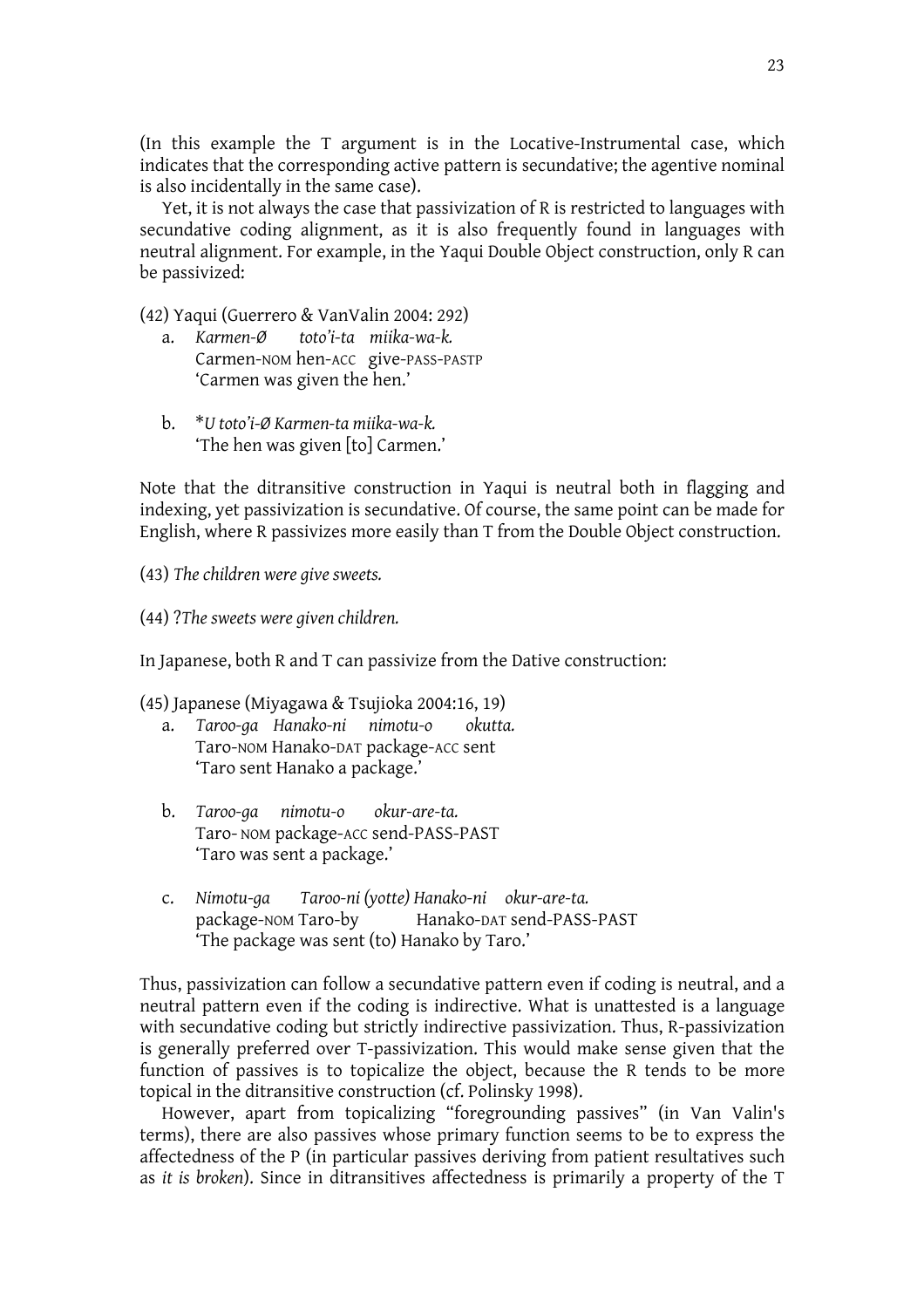(In this example the T argument is in the Locative-Instrumental case, which indicates that the corresponding active pattern is secundative; the agentive nominal is also incidentally in the same case).

Yet, it is not always the case that passivization of R is restricted to languages with secundative coding alignment, as it is also frequently found in languages with neutral alignment. For example, in the Yaqui Double Object construction, only R can be passivized:

(42) Yaqui (Guerrero & VanValin 2004: 292)

a. *Karmen-Ø toto'i-ta miika-wa-k.*
Carmen-NOM hen-ACC give-PASS-PASTP
'Carmen was given the hen.'

b. \**U toto'i-Ø Karmen-ta miika-wa-k.*
'The hen was given [to] Carmen.'

Note that the ditransitive construction in Yaqui is neutral both in flagging and indexing, yet passivization is secundative. Of course, the same point can be made for English, where R passivizes more easily than T from the Double Object construction.

(43) *The children were give sweets.*

(44) ?*The sweets were given children.*

In Japanese, both R and T can passivize from the Dative construction:

(45) Japanese (Miyagawa & Tsujioka 2004:16, 19)

a. *Taroo-ga Hanako-ni nimotu-o okutta.*
Taro-NOM Hanako-DAT package-ACC sent
'Taro sent Hanako a package.'

b. *Taroo-ga nimotu-o okur-are-ta.*
Taro- NOM package-ACC send-PASS-PAST
'Taro was sent a package.'

c. *Nimotu-ga Taroo-ni (yotte) Hanako-ni okur-are-ta.*
package-NOM Taro-by Hanako-DAT send-PASS-PAST
'The package was sent (to) Hanako by Taro.'

Thus, passivization can follow a secundative pattern even if coding is neutral, and a neutral pattern even if the coding is indirective. What is unattested is a language with secundative coding but strictly indirective passivization. Thus, R-passivization is generally preferred over T-passivization. This would make sense given that the function of passives is to topicalize the object, because the R tends to be more topical in the ditransitive construction (cf. Polinsky 1998).

However, apart from topicalizing "foregrounding passives" (in Van Valin's terms), there are also passives whose primary function seems to be to express the affectedness of the P (in particular passives deriving from patient resultatives such as *it is broken*). Since in ditransitives affectedness is primarily a property of the T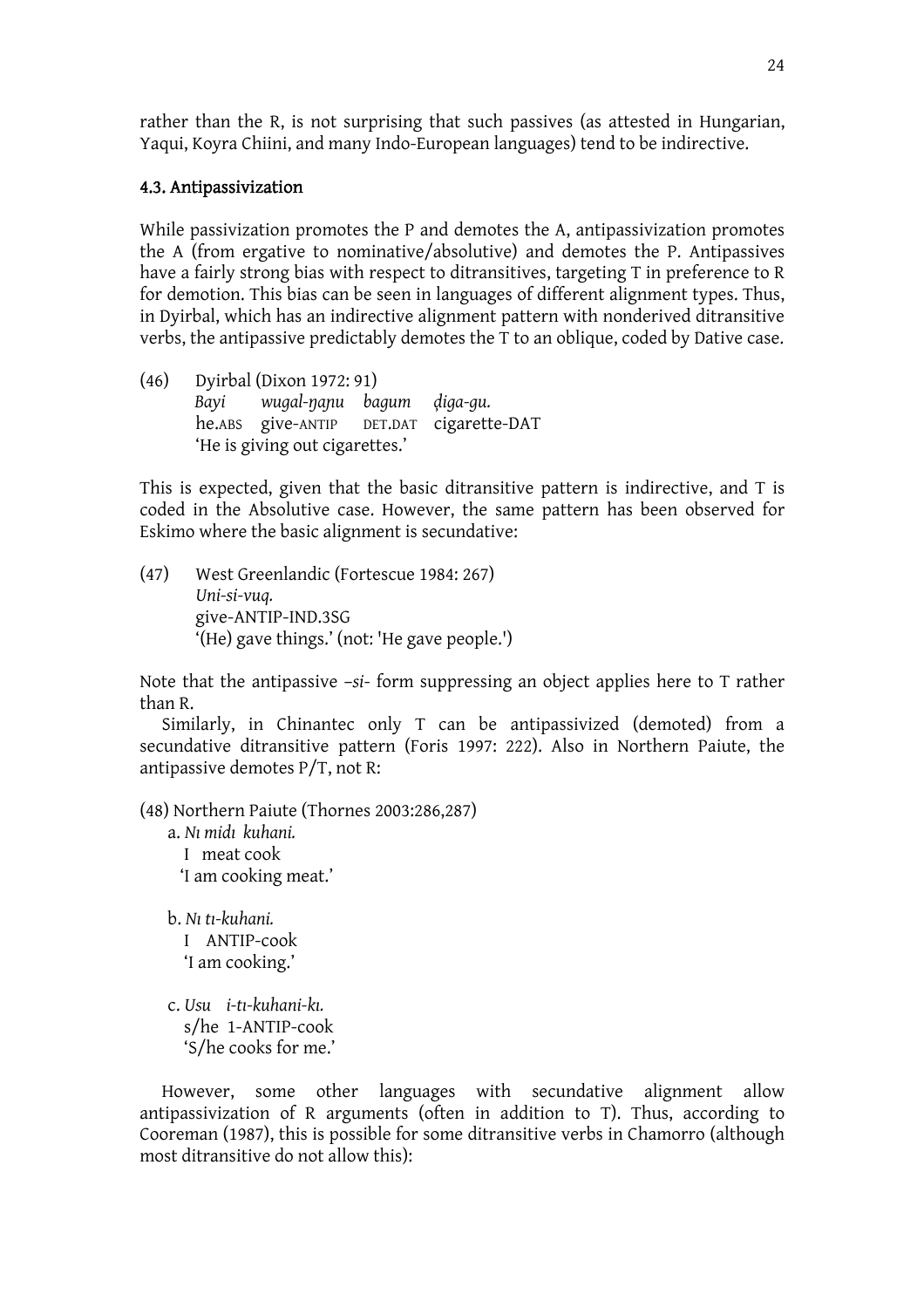rather than the R, is not surprising that such passives (as attested in Hungarian, Yaqui, Koyra Chiini, and many Indo-European languages) tend to be indirective.

### 4.3. Antipassivization

While passivization promotes the P and demotes the A, antipassivization promotes the A (from ergative to nominative/absolutive) and demotes the P. Antipassives have a fairly strong bias with respect to ditransitives, targeting T in preference to R for demotion. This bias can be seen in languages of different alignment types. Thus, in Dyirbal, which has an indirective alignment pattern with nonderived ditransitive verbs, the antipassive predictably demotes the T to an oblique, coded by Dative case.

(46) Dyirbal (Dixon 1972: 91)
*Bayi wugal-ŋaɲu bagum ḍiga-gu.*
he.ABS give-ANTIP DET.DAT cigarette-DAT
'He is giving out cigarettes.'

This is expected, given that the basic ditransitive pattern is indirective, and T is coded in the Absolutive case. However, the same pattern has been observed for Eskimo where the basic alignment is secundative:

(47) West Greenlandic (Fortescue 1984: 267)
*Uni-si-vuq.*
give-ANTIP-IND.3SG
'(He) gave things.' (not: 'He gave people.')

Note that the antipassive *–si-* form suppressing an object applies here to T rather than R.

Similarly, in Chinantec only T can be antipassivized (demoted) from a secundative ditransitive pattern (Foris 1997: 222). Also in Northern Paiute, the antipassive demotes P/T, not R:

(48) Northern Paiute (Thornes 2003:286,287)

a. *Nɪ midɪ kuhani.*
I meat cook
'I am cooking meat.'

b. *Nɪ tɪ-kuhani.*
I ANTIP-cook
'I am cooking.'

c. *Usu i-tɪ-kuhani-kɪ.*
s/he 1-ANTIP-cook
'S/he cooks for me.'

However, some other languages with secundative alignment allow antipassivization of R arguments (often in addition to T). Thus, according to Cooreman (1987), this is possible for some ditransitive verbs in Chamorro (although most ditransitive do not allow this):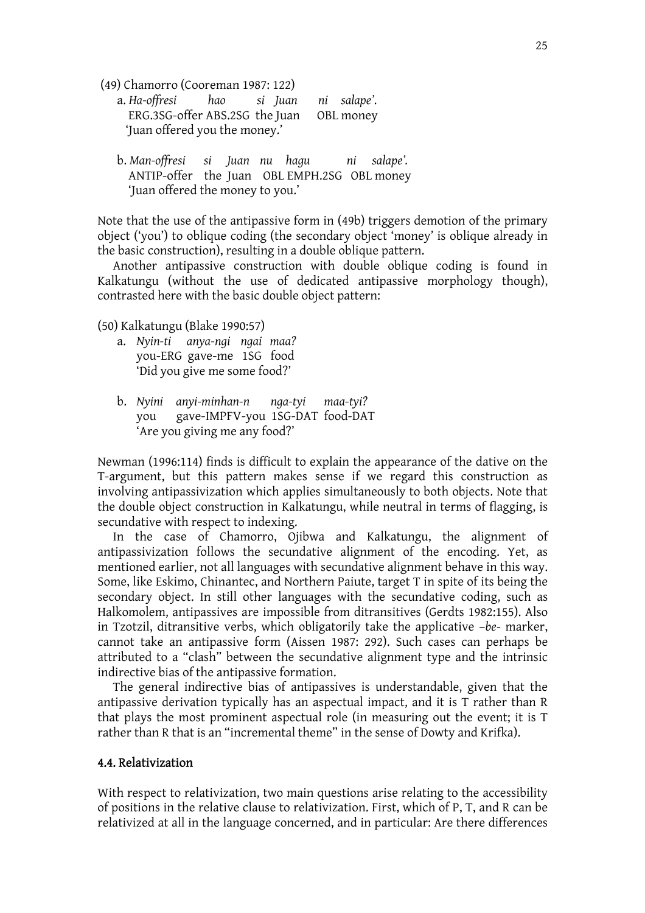(49) Chamorro (Cooreman 1987: 122)

a. *Ha-offresi hao si Juan ni salape'.*
   ERG.3SG-offer ABS.2SG the Juan OBL money
   'Juan offered you the money.'

b. *Man-offresi si Juan nu hagu ni salape'.*
   ANTIP-offer the Juan OBL EMPH.2SG OBL money
   'Juan offered the money to you.'

Note that the use of the antipassive form in (49b) triggers demotion of the primary object ('you') to oblique coding (the secondary object 'money' is oblique already in the basic construction), resulting in a double oblique pattern.

Another antipassive construction with double oblique coding is found in Kalkatungu (without the use of dedicated antipassive morphology though), contrasted here with the basic double object pattern:

(50) Kalkatungu (Blake 1990:57)

a. *Nyin-ti anya-ngi ngai maa?*
   you-ERG gave-me 1SG food
   'Did you give me some food?'

b. *Nyini anyi-minhan-n nga-tyi maa-tyi?*
   you gave-IMPFV-you 1SG-DAT food-DAT
   'Are you giving me any food?'

Newman (1996:114) finds is difficult to explain the appearance of the dative on the T-argument, but this pattern makes sense if we regard this construction as involving antipassivization which applies simultaneously to both objects. Note that the double object construction in Kalkatungu, while neutral in terms of flagging, is secundative with respect to indexing.

In the case of Chamorro, Ojibwa and Kalkatungu, the alignment of antipassivization follows the secundative alignment of the encoding. Yet, as mentioned earlier, not all languages with secundative alignment behave in this way. Some, like Eskimo, Chinantec, and Northern Paiute, target T in spite of its being the secondary object. In still other languages with the secundative coding, such as Halkomolem, antipassives are impossible from ditransitives (Gerdts 1982:155). Also in Tzotzil, ditransitive verbs, which obligatorily take the applicative *–be-* marker, cannot take an antipassive form (Aissen 1987: 292). Such cases can perhaps be attributed to a "clash" between the secundative alignment type and the intrinsic indirective bias of the antipassive formation.

The general indirective bias of antipassives is understandable, given that the antipassive derivation typically has an aspectual impact, and it is T rather than R that plays the most prominent aspectual role (in measuring out the event; it is T rather than R that is an "incremental theme" in the sense of Dowty and Krifka).

### 4.4. Relativization

With respect to relativization, two main questions arise relating to the accessibility of positions in the relative clause to relativization. First, which of P, T, and R can be relativized at all in the language concerned, and in particular: Are there differences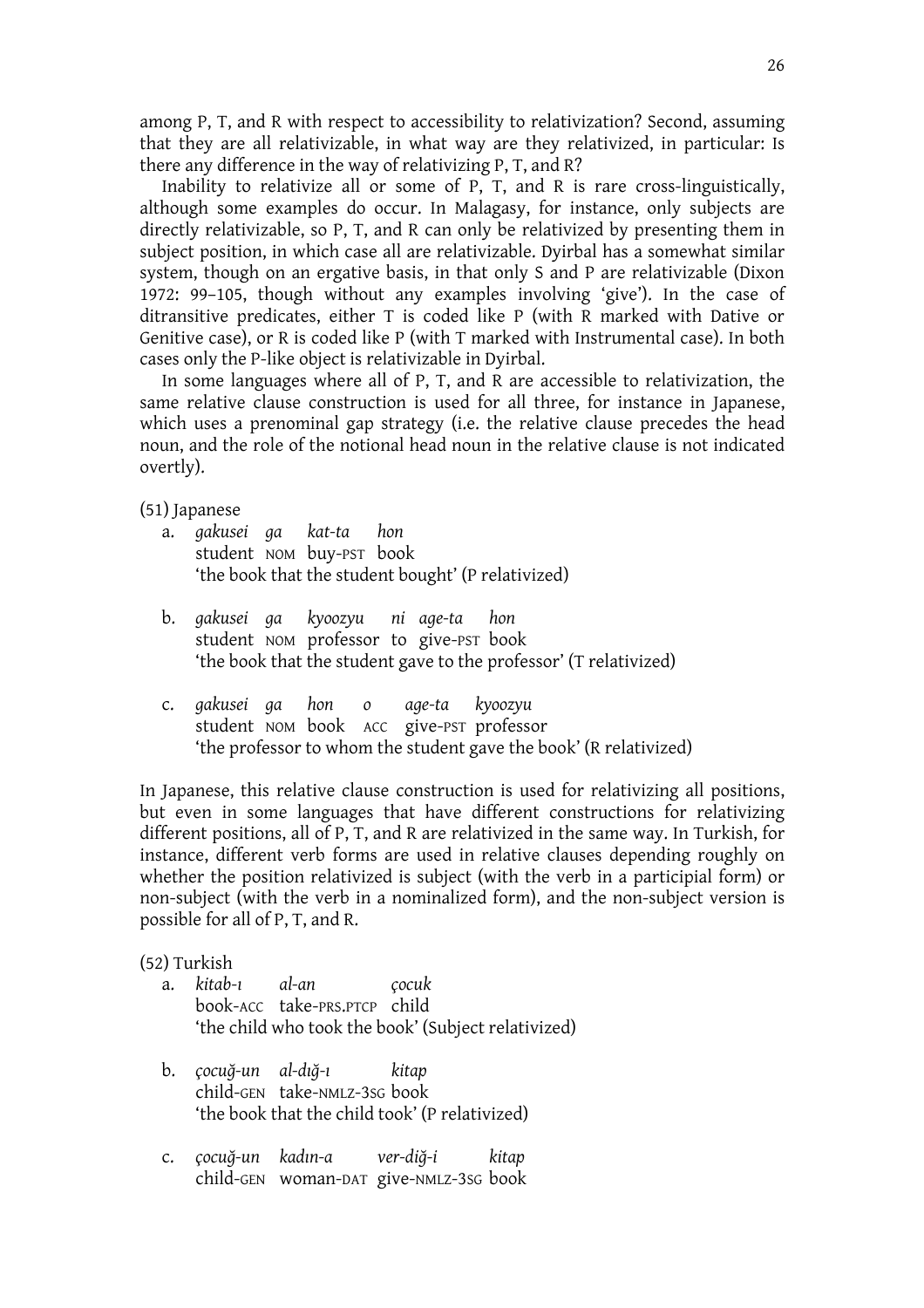among P, T, and R with respect to accessibility to relativization? Second, assuming that they are all relativizable, in what way are they relativized, in particular: Is there any difference in the way of relativizing P, T, and R?

Inability to relativize all or some of P, T, and R is rare cross-linguistically, although some examples do occur. In Malagasy, for instance, only subjects are directly relativizable, so P, T, and R can only be relativized by presenting them in subject position, in which case all are relativizable. Dyirbal has a somewhat similar system, though on an ergative basis, in that only S and P are relativizable (Dixon 1972: 99–105, though without any examples involving 'give'). In the case of ditransitive predicates, either T is coded like P (with R marked with Dative or Genitive case), or R is coded like P (with T marked with Instrumental case). In both cases only the P-like object is relativizable in Dyirbal.

In some languages where all of P, T, and R are accessible to relativization, the same relative clause construction is used for all three, for instance in Japanese, which uses a prenominal gap strategy (i.e. the relative clause precedes the head noun, and the role of the notional head noun in the relative clause is not indicated overtly).

(51) Japanese

a. *gakusei ga kat-ta hon*
   student NOM buy-PST book
   'the book that the student bought' (P relativized)

b. *gakusei ga kyoozyu ni age-ta hon*
   student NOM professor to give-PST book
   'the book that the student gave to the professor' (T relativized)

c. *gakusei ga hon o age-ta kyoozyu*
   student NOM book ACC give-PST professor
   'the professor to whom the student gave the book' (R relativized)

In Japanese, this relative clause construction is used for relativizing all positions, but even in some languages that have different constructions for relativizing different positions, all of P, T, and R are relativized in the same way. In Turkish, for instance, different verb forms are used in relative clauses depending roughly on whether the position relativized is subject (with the verb in a participial form) or non-subject (with the verb in a nominalized form), and the non-subject version is possible for all of P, T, and R.

(52) Turkish

a. *kitab-ı al-an çocuk*
   book-ACC take-PRS.PTCP child
   'the child who took the book' (Subject relativized)

b. *çocuğ-un al-dığ-ı kitap*
   child-GEN take-NMLZ-3SG book
   'the book that the child took' (P relativized)

c. *çocuğ-un kadın-a ver-diğ-i kitap*
   child-GEN woman-DAT give-NMLZ-3SG book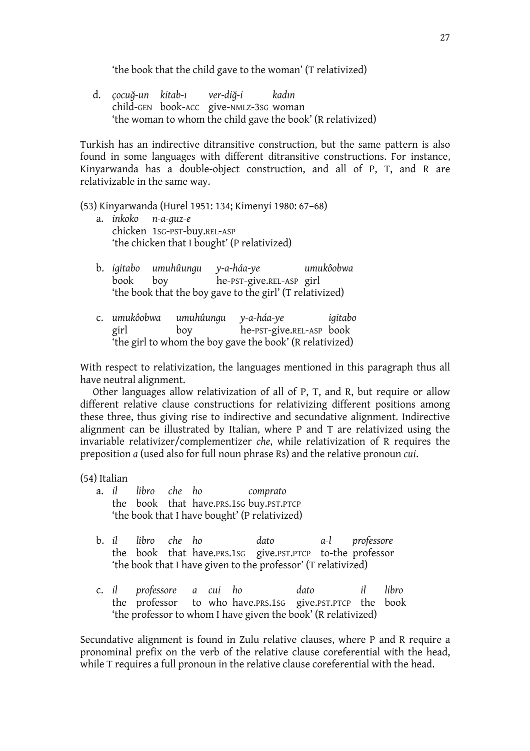'the book that the child gave to the woman' (T relativized)

d. *çocuğ-un kitab-ı ver-diğ-i kadın*
   child-GEN book-ACC give-NMLZ-3SG woman
   'the woman to whom the child gave the book' (R relativized)

Turkish has an indirective ditransitive construction, but the same pattern is also found in some languages with different ditransitive constructions. For instance, Kinyarwanda has a double-object construction, and all of P, T, and R are relativizable in the same way.

(53) Kinyarwanda (Hurel 1951: 134; Kimenyi 1980: 67–68)

a. *inkoko n-a-guz-e*
   chicken 1SG-PST-buy.REL-ASP
   'the chicken that I bought' (P relativized)

b. *igitabo umuhûungu y-a-háa-ye umukôobwa*
   book boy he-PST-give.REL-ASP girl
   'the book that the boy gave to the girl' (T relativized)

c. *umukôobwa umuhûungu y-a-háa-ye igitabo*
   girl boy he-PST-give.REL-ASP book
   'the girl to whom the boy gave the book' (R relativized)

With respect to relativization, the languages mentioned in this paragraph thus all have neutral alignment.

Other languages allow relativization of all of P, T, and R, but require or allow different relative clause constructions for relativizing different positions among these three, thus giving rise to indirective and secundative alignment. Indirective alignment can be illustrated by Italian, where P and T are relativized using the invariable relativizer/complementizer *che*, while relativization of R requires the preposition *a* (used also for full noun phrase Rs) and the relative pronoun *cui*.

(54) Italian

a. *il libro che ho comprato*
   the book that have.PRS.1SG buy.PST.PTCP
   'the book that I have bought' (P relativized)

b. *il libro che ho dato a-l professore*
   the book that have.PRS.1SG give.PST.PTCP to-the professor
   'the book that I have given to the professor' (T relativized)

c. *il professore a cui ho dato il libro*
   the professor to who have.PRS.1SG give.PST.PTCP the book
   'the professor to whom I have given the book' (R relativized)

Secundative alignment is found in Zulu relative clauses, where P and R require a pronominal prefix on the verb of the relative clause coreferential with the head, while T requires a full pronoun in the relative clause coreferential with the head.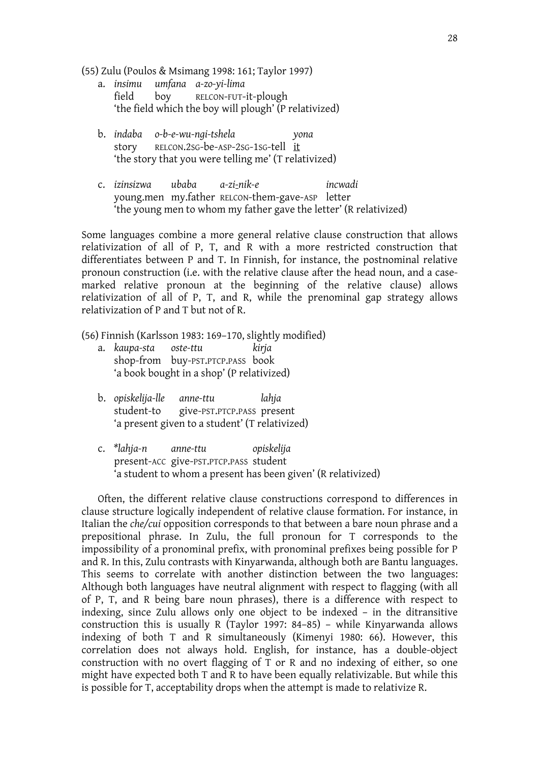(55) Zulu (Poulos & Msimang 1998: 161; Taylor 1997)

a. *insimu umfana a-zo-yi-lima*
   field boy RELCON-FUT-it-plough
   'the field which the boy will plough' (P relativized)

b. *indaba o-b-e-wu-ngi-tshela yona*
   story RELCON.2SG-be-ASP-2SG-1SG-tell it
   'the story that you were telling me' (T relativized)

c. *izinsizwa ubaba a-zi-nik-e incwadi*
   young.men my.father RELCON-them-gave-ASP letter
   'the young men to whom my father gave the letter' (R relativized)

Some languages combine a more general relative clause construction that allows relativization of all of P, T, and R with a more restricted construction that differentiates between P and T. In Finnish, for instance, the postnominal relative pronoun construction (i.e. with the relative clause after the head noun, and a case-marked relative pronoun at the beginning of the relative clause) allows relativization of all of P, T, and R, while the prenominal gap strategy allows relativization of P and T but not of R.

(56) Finnish (Karlsson 1983: 169–170, slightly modified)

a. *kaupa-sta oste-ttu kirja*
   shop-from buy-PST.PTCP.PASS book
   'a book bought in a shop' (P relativized)

b. *opiskelija-lle anne-ttu lahja*
   student-to give-PST.PTCP.PASS present
   'a present given to a student' (T relativized)

c. *\*lahja-n anne-ttu opiskelija*
   present-ACC give-PST.PTCP.PASS student
   'a student to whom a present has been given' (R relativized)

Often, the different relative clause constructions correspond to differences in clause structure logically independent of relative clause formation. For instance, in Italian the *che/cui* opposition corresponds to that between a bare noun phrase and a prepositional phrase. In Zulu, the full pronoun for T corresponds to the impossibility of a pronominal prefix, with pronominal prefixes being possible for P and R. In this, Zulu contrasts with Kinyarwanda, although both are Bantu languages. This seems to correlate with another distinction between the two languages: Although both languages have neutral alignment with respect to flagging (with all of P, T, and R being bare noun phrases), there is a difference with respect to indexing, since Zulu allows only one object to be indexed – in the ditransitive construction this is usually R (Taylor 1997: 84–85) – while Kinyarwanda allows indexing of both T and R simultaneously (Kimenyi 1980: 66). However, this correlation does not always hold. English, for instance, has a double-object construction with no overt flagging of T or R and no indexing of either, so one might have expected both T and R to have been equally relativizable. But while this is possible for T, acceptability drops when the attempt is made to relativize R.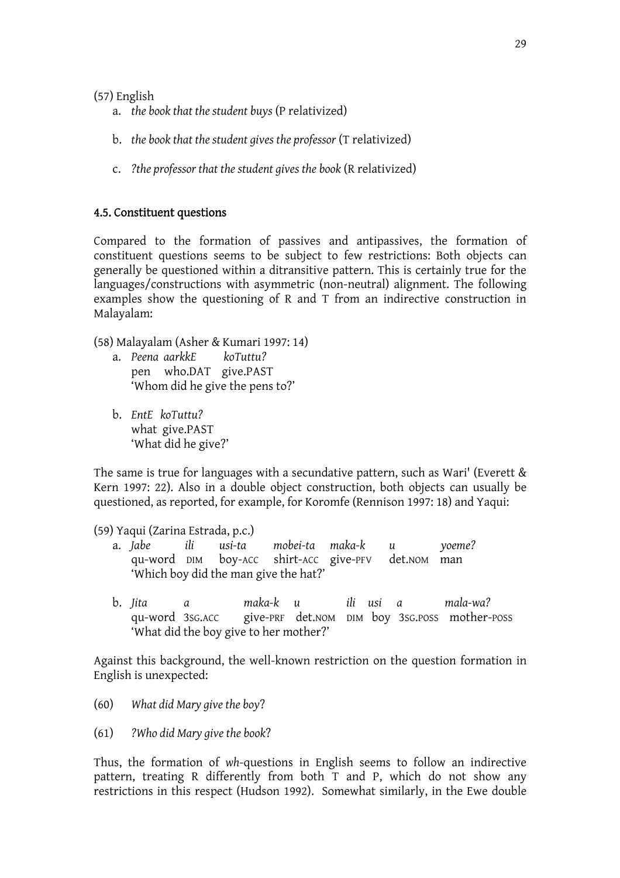(57) English

a. *the book that the student buys* (P relativized)

b. *the book that the student gives the professor* (T relativized)

c. *?the professor that the student gives the book* (R relativized)

## 4.5. Constituent questions

Compared to the formation of passives and antipassives, the formation of constituent questions seems to be subject to few restrictions: Both objects can generally be questioned within a ditransitive pattern. This is certainly true for the languages/constructions with asymmetric (non-neutral) alignment. The following examples show the questioning of R and T from an indirective construction in Malayalam:

(58) Malayalam (Asher & Kumari 1997: 14)

a. *Peena aarkkE koTuttu?*
pen who.DAT give.PAST
'Whom did he give the pens to?'

b. *EntE koTuttu?*
what give.PAST
'What did he give?'

The same is true for languages with a secundative pattern, such as Wari' (Everett & Kern 1997: 22). Also in a double object construction, both objects can usually be questioned, as reported, for example, for Koromfe (Rennison 1997: 18) and Yaqui:

(59) Yaqui (Zarina Estrada, p.c.)

a. *Jabe ili usi-ta mobei-ta maka-k u yoeme?*
qu-word DIM boy-ACC shirt-ACC give-PFV det.NOM man
'Which boy did the man give the hat?'

b. *Jita a maka-k u ili usi a mala-wa?*
qu-word 3SG.ACC give-PRF det.NOM DIM boy 3SG.POSS mother-POSS
'What did the boy give to her mother?'

Against this background, the well-known restriction on the question formation in English is unexpected:

(60) *What did Mary give the boy*?

(61) *?Who did Mary give the book*?

Thus, the formation of *wh*-questions in English seems to follow an indirective pattern, treating R differently from both T and P, which do not show any restrictions in this respect (Hudson 1992). Somewhat similarly, in the Ewe double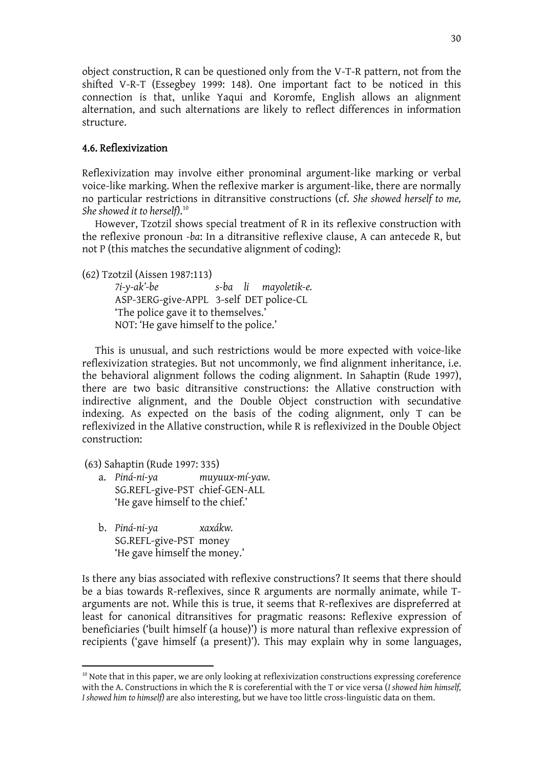object construction, R can be questioned only from the V-T-R pattern, not from the shifted V-R-T (Essegbey 1999: 148). One important fact to be noticed in this connection is that, unlike Yaqui and Koromfe, English allows an alignment alternation, and such alternations are likely to reflect differences in information structure.

### 4.6. Reflexivization

Reflexivization may involve either pronominal argument-like marking or verbal voice-like marking. When the reflexive marker is argument-like, there are normally no particular restrictions in ditransitive constructions (cf. *She showed herself to me, She showed it to herself)*.[10]

However, Tzotzil shows special treatment of R in its reflexive construction with the reflexive pronoun *-ba*: In a ditransitive reflexive clause, A can antecede R, but not P (this matches the secundative alignment of coding):

(62) Tzotzil (Aissen 1987:113)

*7i-y-ak'-be* *s-ba* *li* *mayoletik-e.*
ASP-3ERG-give-APPL 3-self DET police-CL
'The police gave it to themselves.'
NOT: 'He gave himself to the police.'

This is unusual, and such restrictions would be more expected with voice-like reflexivization strategies. But not uncommonly, we find alignment inheritance, i.e. the behavioral alignment follows the coding alignment. In Sahaptin (Rude 1997), there are two basic ditransitive constructions: the Allative construction with indirective alignment, and the Double Object construction with secundative indexing. As expected on the basis of the coding alignment, only T can be reflexivized in the Allative construction, while R is reflexivized in the Double Object construction:

(63) Sahaptin (Rude 1997: 335)

a. *Piná-ni-ya* *muyuux-mí-yaw.*
SG.REFL-give-PST chief-GEN-ALL
'He gave himself to the chief.'

b. *Piná-ni-ya* *xaxákw.*
SG.REFL-give-PST money
'He gave himself the money.'

Is there any bias associated with reflexive constructions? It seems that there should be a bias towards R-reflexives, since R arguments are normally animate, while T-arguments are not. While this is true, it seems that R-reflexives are dispreferred at least for canonical ditransitives for pragmatic reasons: Reflexive expression of beneficiaries ('built himself (a house)') is more natural than reflexive expression of recipients ('gave himself (a present)'). This may explain why in some languages,

---

[10] Note that in this paper, we are only looking at reflexivization constructions expressing coreference with the A. Constructions in which the R is coreferential with the T or vice versa (*I showed him himself, I showed him to himself)* are also interesting, but we have too little cross-linguistic data on them.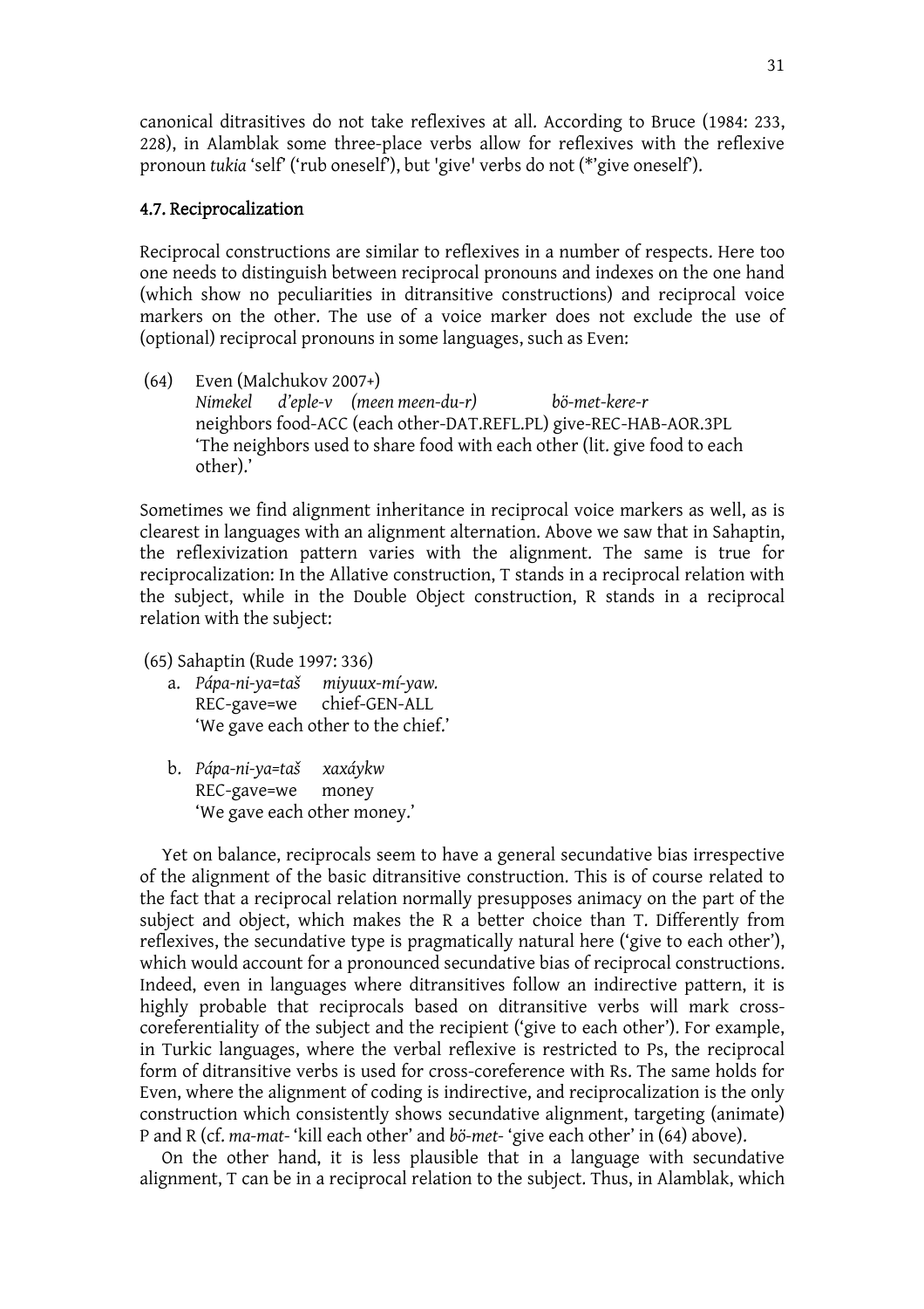canonical ditrasitives do not take reflexives at all. According to Bruce (1984: 233, 228), in Alamblak some three-place verbs allow for reflexives with the reflexive pronoun *tukia* 'self' ('rub oneself'), but 'give' verbs do not (*'give oneself').

#### 4.7. Reciprocalization

Reciprocal constructions are similar to reflexives in a number of respects. Here too one needs to distinguish between reciprocal pronouns and indexes on the one hand (which show no peculiarities in ditransitive constructions) and reciprocal voice markers on the other. The use of a voice marker does not exclude the use of (optional) reciprocal pronouns in some languages, such as Even:

(64) Even (Malchukov 2007+)
*Nimekel d'eple-v (meen meen-du-r) bö-met-kere-r*
neighbors food-ACC (each other-DAT.REFL.PL) give-REC-HAB-AOR.3PL
'The neighbors used to share food with each other (lit. give food to each other).'

Sometimes we find alignment inheritance in reciprocal voice markers as well, as is clearest in languages with an alignment alternation. Above we saw that in Sahaptin, the reflexivization pattern varies with the alignment. The same is true for reciprocalization: In the Allative construction, T stands in a reciprocal relation with the subject, while in the Double Object construction, R stands in a reciprocal relation with the subject:

(65) Sahaptin (Rude 1997: 336)

a. *Pápa-ni-ya=taš miyuux-mí-yaw.*
REC-gave=we chief-GEN-ALL
'We gave each other to the chief.'

b. *Pápa-ni-ya=taš xaxáykw*
REC-gave=we money
'We gave each other money.'

Yet on balance, reciprocals seem to have a general secundative bias irrespective of the alignment of the basic ditransitive construction. This is of course related to the fact that a reciprocal relation normally presupposes animacy on the part of the subject and object, which makes the R a better choice than T. Differently from reflexives, the secundative type is pragmatically natural here ('give to each other'), which would account for a pronounced secundative bias of reciprocal constructions. Indeed, even in languages where ditransitives follow an indirective pattern, it is highly probable that reciprocals based on ditransitive verbs will mark cross-coreferentiality of the subject and the recipient ('give to each other'). For example, in Turkic languages, where the verbal reflexive is restricted to Ps, the reciprocal form of ditransitive verbs is used for cross-coreference with Rs. The same holds for Even, where the alignment of coding is indirective, and reciprocalization is the only construction which consistently shows secundative alignment, targeting (animate) P and R (cf. *ma-mat-* 'kill each other' and *bö-met-* 'give each other' in (64) above).

On the other hand, it is less plausible that in a language with secundative alignment, T can be in a reciprocal relation to the subject. Thus, in Alamblak, which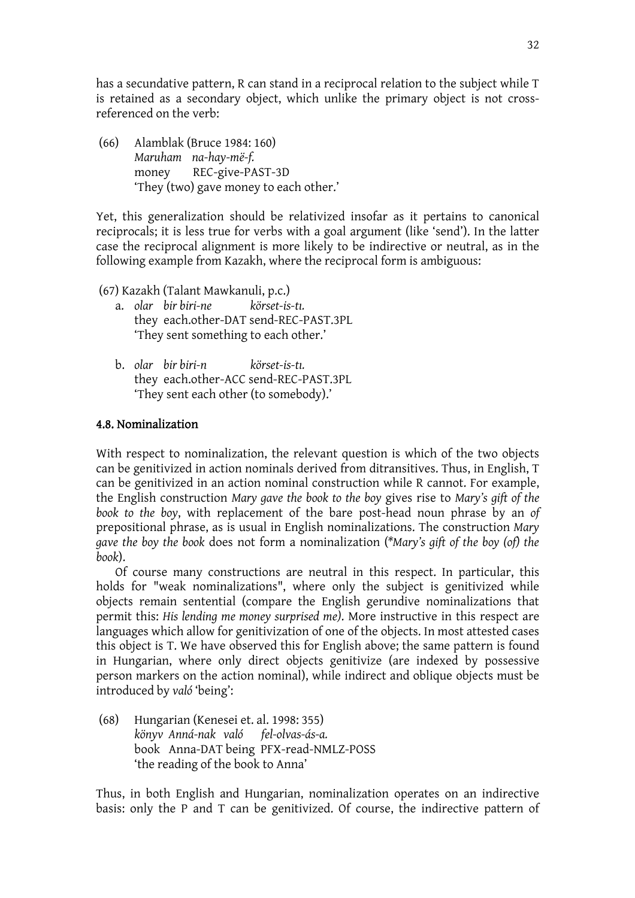has a secundative pattern, R can stand in a reciprocal relation to the subject while T is retained as a secondary object, which unlike the primary object is not cross-referenced on the verb:

(66) Alamblak (Bruce 1984: 160)
*Maruham na-hay-më-f.*
money REC-give-PAST-3D
'They (two) gave money to each other.'

Yet, this generalization should be relativized insofar as it pertains to canonical reciprocals; it is less true for verbs with a goal argument (like 'send'). In the latter case the reciprocal alignment is more likely to be indirective or neutral, as in the following example from Kazakh, where the reciprocal form is ambiguous:

(67) Kazakh (Talant Mawkanuli, p.c.)

a. *olar bir biri-ne körset-is-tı.*
they each.other-DAT send-REC-PAST.3PL
'They sent something to each other.'

b. *olar bir biri-n körset-is-tı.*
they each.other-ACC send-REC-PAST.3PL
'They sent each other (to somebody).'

#### 4.8. Nominalization

With respect to nominalization, the relevant question is which of the two objects can be genitivized in action nominals derived from ditransitives. Thus, in English, T can be genitivized in an action nominal construction while R cannot. For example, the English construction *Mary gave the book to the boy* gives rise to *Mary's gift of the book to the boy*, with replacement of the bare post-head noun phrase by an *of* prepositional phrase, as is usual in English nominalizations. The construction *Mary gave the boy the book* does not form a nominalization (*\*Mary's gift of the boy (of) the book*).

Of course many constructions are neutral in this respect. In particular, this holds for "weak nominalizations", where only the subject is genitivized while objects remain sentential (compare the English gerundive nominalizations that permit this: *His lending me money surprised me)*. More instructive in this respect are languages which allow for genitivization of one of the objects. In most attested cases this object is T. We have observed this for English above; the same pattern is found in Hungarian, where only direct objects genitivize (are indexed by possessive person markers on the action nominal), while indirect and oblique objects must be introduced by *való* 'being':

(68) Hungarian (Kenesei et. al. 1998: 355)
*könyv Anná-nak való fel-olvas-ás-a.*
book Anna-DAT being PFX-read-NMLZ-POSS
'the reading of the book to Anna'

Thus, in both English and Hungarian, nominalization operates on an indirective basis: only the P and T can be genitivized. Of course, the indirective pattern of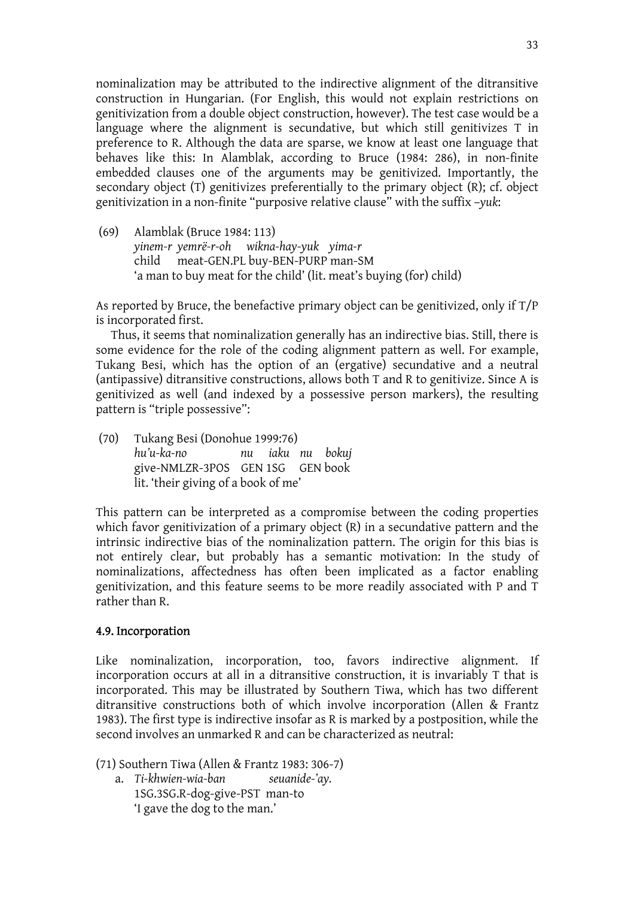nominalization may be attributed to the indirective alignment of the ditransitive construction in Hungarian. (For English, this would not explain restrictions on genitivization from a double object construction, however). The test case would be a language where the alignment is secundative, but which still genitivizes T in preference to R. Although the data are sparse, we know at least one language that behaves like this: In Alamblak, according to Bruce (1984: 286), in non-finite embedded clauses one of the arguments may be genitivized. Importantly, the secondary object (T) genitivizes preferentially to the primary object (R); cf. object genitivization in a non-finite "purposive relative clause" with the suffix *–yuk*:

(69) Alamblak (Bruce 1984: 113)
*yinem-r yemrë-r-oh wikna-hay-yuk yima-r*
child meat-GEN.PL buy-BEN-PURP man-SM
'a man to buy meat for the child' (lit. meat's buying (for) child)

As reported by Bruce, the benefactive primary object can be genitivized, only if T/P is incorporated first.

Thus, it seems that nominalization generally has an indirective bias. Still, there is some evidence for the role of the coding alignment pattern as well. For example, Tukang Besi, which has the option of an (ergative) secundative and a neutral (antipassive) ditransitive constructions, allows both T and R to genitivize. Since A is genitivized as well (and indexed by a possessive person markers), the resulting pattern is "triple possessive":

(70) Tukang Besi (Donohue 1999:76)
*hu'u-ka-no nu iaku nu bokuj*
give-NMLZR-3POS GEN 1SG GEN book
lit. 'their giving of a book of me'

This pattern can be interpreted as a compromise between the coding properties which favor genitivization of a primary object (R) in a secundative pattern and the intrinsic indirective bias of the nominalization pattern. The origin for this bias is not entirely clear, but probably has a semantic motivation: In the study of nominalizations, affectedness has often been implicated as a factor enabling genitivization, and this feature seems to be more readily associated with P and T rather than R.

#### 4.9. Incorporation

Like nominalization, incorporation, too, favors indirective alignment. If incorporation occurs at all in a ditransitive construction, it is invariably T that is incorporated. This may be illustrated by Southern Tiwa, which has two different ditransitive constructions both of which involve incorporation (Allen & Frantz 1983). The first type is indirective insofar as R is marked by a postposition, while the second involves an unmarked R and can be characterized as neutral:

(71) Southern Tiwa (Allen & Frantz 1983: 306-7)
a. *Ti-khwien-wia-ban seuanide-'ay.*
1SG.3SG.R-dog-give-PST man-to
'I gave the dog to the man.'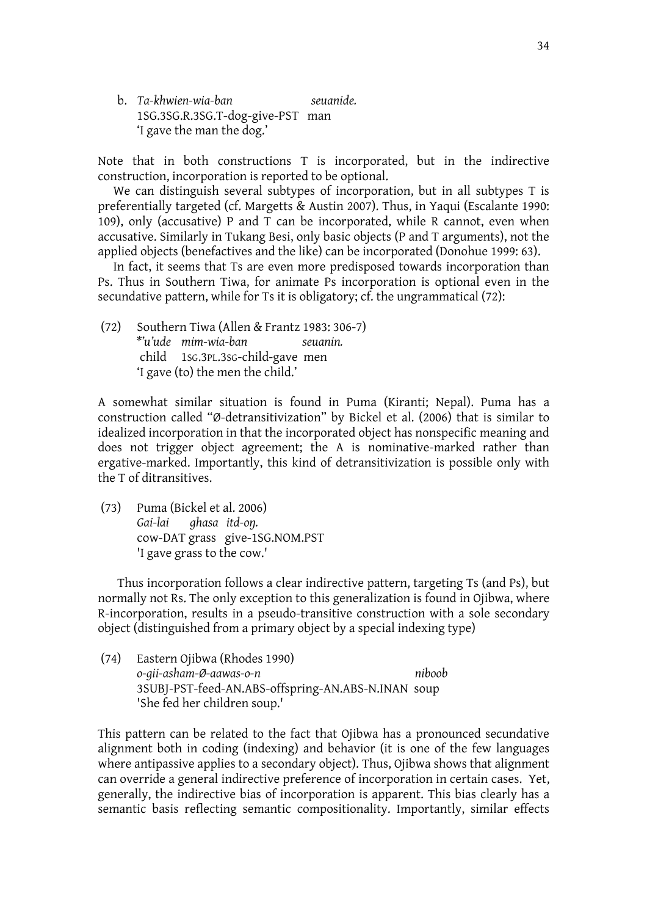b. *Ta-khwien-wia-ban* *seuanide.*
   1SG.3SG.R.3SG.T-dog-give-PST man
   'I gave the man the dog.'

Note that in both constructions T is incorporated, but in the indirective construction, incorporation is reported to be optional.

We can distinguish several subtypes of incorporation, but in all subtypes T is preferentially targeted (cf. Margetts & Austin 2007). Thus, in Yaqui (Escalante 1990: 109), only (accusative) P and T can be incorporated, while R cannot, even when accusative. Similarly in Tukang Besi, only basic objects (P and T arguments), not the applied objects (benefactives and the like) can be incorporated (Donohue 1999: 63).

In fact, it seems that Ts are even more predisposed towards incorporation than Ps. Thus in Southern Tiwa, for animate Ps incorporation is optional even in the secundative pattern, while for Ts it is obligatory; cf. the ungrammatical (72):

(72) Southern Tiwa (Allen & Frantz 1983: 306-7)
   *\*'u'ude mim-wia-ban seuanin.*
   child 1SG.3PL.3SG-child-gave men
   'I gave (to) the men the child.'

A somewhat similar situation is found in Puma (Kiranti; Nepal). Puma has a construction called "Ø-detransitivization" by Bickel et al. (2006) that is similar to idealized incorporation in that the incorporated object has nonspecific meaning and does not trigger object agreement; the A is nominative-marked rather than ergative-marked. Importantly, this kind of detransitivization is possible only with the T of ditransitives.

(73) Puma (Bickel et al. 2006)
   *Gai-lai ghasa itd-oŋ.*
   cow-DAT grass give-1SG.NOM.PST
   'I gave grass to the cow.'

Thus incorporation follows a clear indirective pattern, targeting Ts (and Ps), but normally not Rs. The only exception to this generalization is found in Ojibwa, where R-incorporation, results in a pseudo-transitive construction with a sole secondary object (distinguished from a primary object by a special indexing type)

(74) Eastern Ojibwa (Rhodes 1990)
   *o-gii-asham-Ø-aawas-o-n* *niboob*
   3SUBJ-PST-feed-AN.ABS-offspring-AN.ABS-N.INAN soup
   'She fed her children soup.'

This pattern can be related to the fact that Ojibwa has a pronounced secundative alignment both in coding (indexing) and behavior (it is one of the few languages where antipassive applies to a secondary object). Thus, Ojibwa shows that alignment can override a general indirective preference of incorporation in certain cases. Yet, generally, the indirective bias of incorporation is apparent. This bias clearly has a semantic basis reflecting semantic compositionality. Importantly, similar effects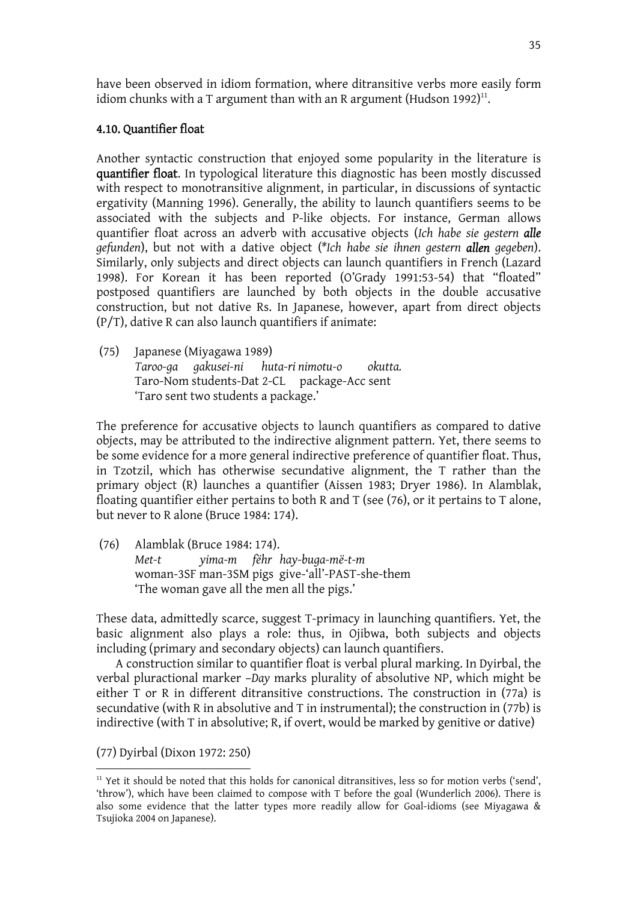have been observed in idiom formation, where ditransitive verbs more easily form idiom chunks with a T argument than with an R argument (Hudson 1992)[11].

#### 4.10. Quantifier float

Another syntactic construction that enjoyed some popularity in the literature is **quantifier float**. In typological literature this diagnostic has been mostly discussed with respect to monotransitive alignment, in particular, in discussions of syntactic ergativity (Manning 1996). Generally, the ability to launch quantifiers seems to be associated with the subjects and P-like objects. For instance, German allows quantifier float across an adverb with accusative objects (*Ich habe sie gestern* ***alle*** *gefunden*), but not with a dative object (*\*Ich habe sie ihnen gestern* ***allen*** *gegeben*). Similarly, only subjects and direct objects can launch quantifiers in French (Lazard 1998). For Korean it has been reported (O'Grady 1991:53-54) that "floated" postposed quantifiers are launched by both objects in the double accusative construction, but not dative Rs. In Japanese, however, apart from direct objects (P/T), dative R can also launch quantifiers if animate:

(75) Japanese (Miyagawa 1989)
*Taroo-ga gakusei-ni huta-ri nimotu-o okutta.*
Taro-Nom students-Dat 2-CL package-Acc sent
'Taro sent two students a package.'

The preference for accusative objects to launch quantifiers as compared to dative objects, may be attributed to the indirective alignment pattern. Yet, there seems to be some evidence for a more general indirective preference of quantifier float. Thus, in Tzotzil, which has otherwise secundative alignment, the T rather than the primary object (R) launches a quantifier (Aissen 1983; Dryer 1986). In Alamblak, floating quantifier either pertains to both R and T (see (76), or it pertains to T alone, but never to R alone (Bruce 1984: 174).

(76) Alamblak (Bruce 1984: 174).
*Met-t yima-m fëhr hay-buga-më-t-m*
woman-3SF man-3SM pigs give-'all'-PAST-she-them
'The woman gave all the men all the pigs.'

These data, admittedly scarce, suggest T-primacy in launching quantifiers. Yet, the basic alignment also plays a role: thus, in Ojibwa, both subjects and objects including (primary and secondary objects) can launch quantifiers.

A construction similar to quantifier float is verbal plural marking. In Dyirbal, the verbal pluractional marker *–Day* marks plurality of absolutive NP, which might be either T or R in different ditransitive constructions. The construction in (77a) is secundative (with R in absolutive and T in instrumental); the construction in (77b) is indirective (with T in absolutive; R, if overt, would be marked by genitive or dative)

(77) Dyirbal (Dixon 1972: 250)

[11] Yet it should be noted that this holds for canonical ditransitives, less so for motion verbs ('send', 'throw'), which have been claimed to compose with T before the goal (Wunderlich 2006). There is also some evidence that the latter types more readily allow for Goal-idioms (see Miyagawa & Tsujioka 2004 on Japanese).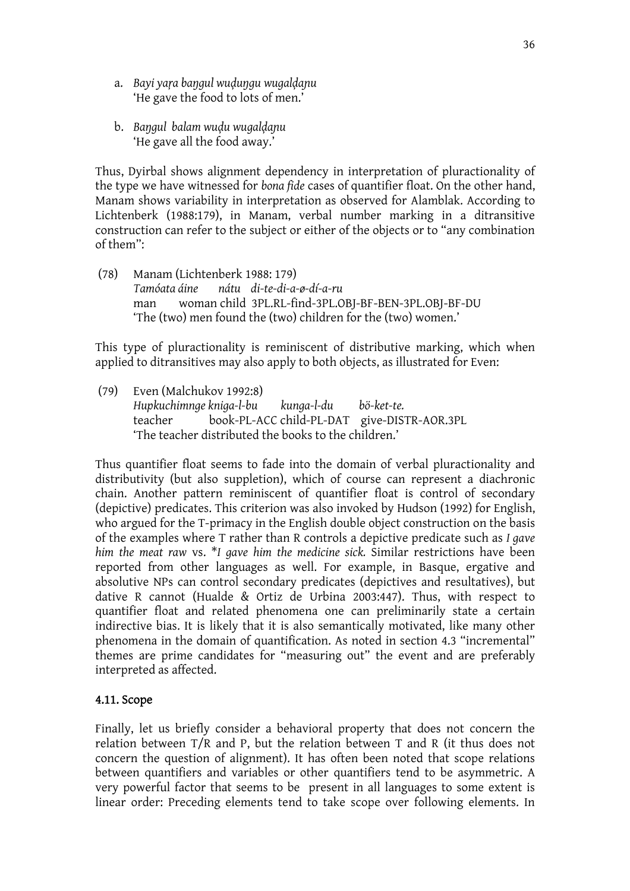a. *Bayi yaṛa baŋgul wuḍuŋgu wugalḍaɲu*
   'He gave the food to lots of men.'

b. *Baŋgul balam wuḍu wugalḍaɲu*
   'He gave all the food away.'

Thus, Dyirbal shows alignment dependency in interpretation of pluractionality of the type we have witnessed for *bona fide* cases of quantifier float. On the other hand, Manam shows variability in interpretation as observed for Alamblak. According to Lichtenberk (1988:179), in Manam, verbal number marking in a ditransitive construction can refer to the subject or either of the objects or to "any combination of them":

(78) Manam (Lichtenberk 1988: 179)
*Tamóata áine nátu di-te-di-a-ø-dí-a-ru*
man woman child 3PL.RL-find-3PL.OBJ-BF-BEN-3PL.OBJ-BF-DU
'The (two) men found the (two) children for the (two) women.'

This type of pluractionality is reminiscent of distributive marking, which when applied to ditransitives may also apply to both objects, as illustrated for Even:

(79) Even (Malchukov 1992:8)
*Hupkuchimnge kniga-l-bu kunga-l-du bö-ket-te.*
teacher book-PL-ACC child-PL-DAT give-DISTR-AOR.3PL
'The teacher distributed the books to the children.'

Thus quantifier float seems to fade into the domain of verbal pluractionality and distributivity (but also suppletion), which of course can represent a diachronic chain. Another pattern reminiscent of quantifier float is control of secondary (depictive) predicates. This criterion was also invoked by Hudson (1992) for English, who argued for the T-primacy in the English double object construction on the basis of the examples where T rather than R controls a depictive predicate such as *I gave him the meat raw* vs. **I gave him the medicine sick.* Similar restrictions have been reported from other languages as well. For example, in Basque, ergative and absolutive NPs can control secondary predicates (depictives and resultatives), but dative R cannot (Hualde & Ortiz de Urbina 2003:447). Thus, with respect to quantifier float and related phenomena one can preliminarily state a certain indirective bias. It is likely that it is also semantically motivated, like many other phenomena in the domain of quantification. As noted in section 4.3 "incremental" themes are prime candidates for "measuring out" the event and are preferably interpreted as affected.

### 4.11. Scope

Finally, let us briefly consider a behavioral property that does not concern the relation between T/R and P, but the relation between T and R (it thus does not concern the question of alignment). It has often been noted that scope relations between quantifiers and variables or other quantifiers tend to be asymmetric. A very powerful factor that seems to be present in all languages to some extent is linear order: Preceding elements tend to take scope over following elements. In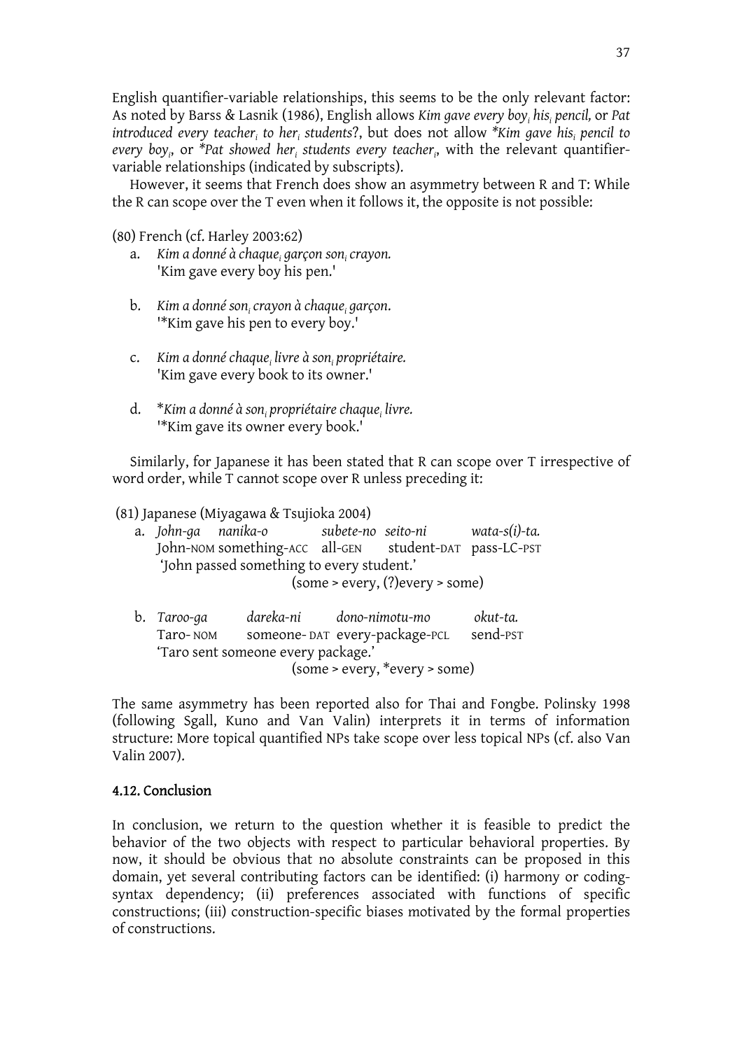English quantifier-variable relationships, this seems to be the only relevant factor: As noted by Barss & Lasnik (1986), English allows *Kim gave every boy$_i$ his$_i$ pencil,* or *Pat introduced every teacher$_i$ to her$_i$ students*?, but does not allow *\*Kim gave his$_i$ pencil to every boy$_i$*, or *\*Pat showed her$_i$ students every teacher$_i$*, with the relevant quantifier-variable relationships (indicated by subscripts).

However, it seems that French does show an asymmetry between R and T: While the R can scope over the T even when it follows it, the opposite is not possible:

(80) French (cf. Harley 2003:62)

a. *Kim a donné à chaque$_i$ garçon son$_i$ crayon.*
'Kim gave every boy his pen.'

b. *Kim a donné son$_i$ crayon à chaque$_i$ garçon*.
'*Kim gave his pen to every boy.'

c. *Kim a donné chaque$_i$ livre à son$_i$ propriétaire.*
'Kim gave every book to its owner.'

d. **Kim a donné à son$_i$ propriétaire chaque$_i$ livre.*
'*Kim gave its owner every book.'

Similarly, for Japanese it has been stated that R can scope over T irrespective of word order, while T cannot scope over R unless preceding it:

(81) Japanese (Miyagawa & Tsujioka 2004)

a. *John-ga nanika-o subete-no seito-ni wata-s(i)-ta.*
John-NOM something-ACC all-GEN student-DAT pass-LC-PST
'John passed something to every student.'
(some > every, (?)every > some)

b. *Taroo-ga dareka-ni dono-nimotu-mo okut-ta.*
Taro-NOM someone-DAT every-package-PCL send-PST
'Taro sent someone every package.'
(some > every, *every > some)

The same asymmetry has been reported also for Thai and Fongbe. Polinsky 1998 (following Sgall, Kuno and Van Valin) interprets it in terms of information structure: More topical quantified NPs take scope over less topical NPs (cf. also Van Valin 2007).

### 4.12. Conclusion

In conclusion, we return to the question whether it is feasible to predict the behavior of the two objects with respect to particular behavioral properties. By now, it should be obvious that no absolute constraints can be proposed in this domain, yet several contributing factors can be identified: (i) harmony or coding-syntax dependency; (ii) preferences associated with functions of specific constructions; (iii) construction-specific biases motivated by the formal properties of constructions.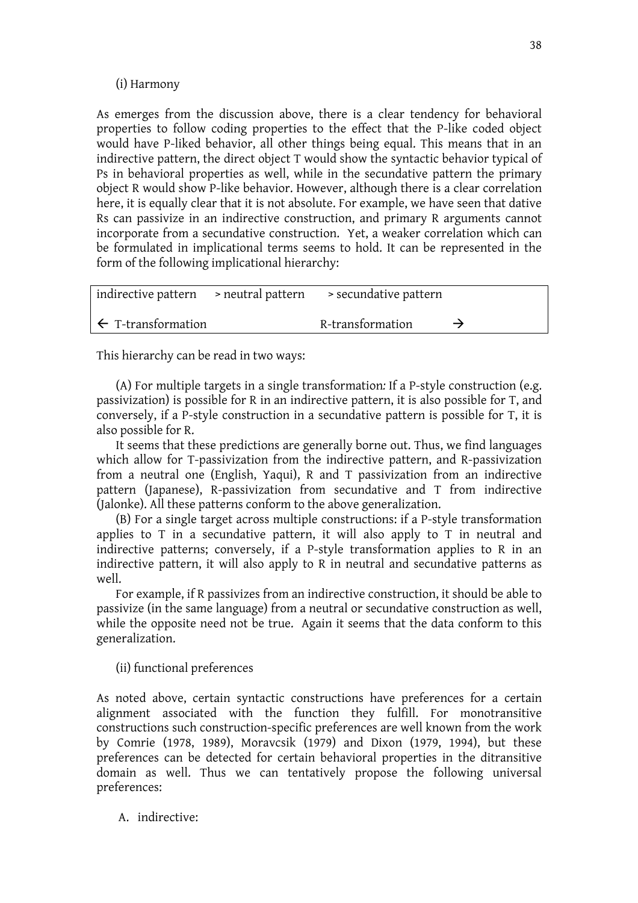(i) Harmony

As emerges from the discussion above, there is a clear tendency for behavioral properties to follow coding properties to the effect that the P-like coded object would have P-liked behavior, all other things being equal. This means that in an indirective pattern, the direct object T would show the syntactic behavior typical of Ps in behavioral properties as well, while in the secundative pattern the primary object R would show P-like behavior. However, although there is a clear correlation here, it is equally clear that it is not absolute. For example, we have seen that dative Rs can passivize in an indirective construction, and primary R arguments cannot incorporate from a secundative construction. Yet, a weaker correlation which can be formulated in implicational terms seems to hold. It can be represented in the form of the following implicational hierarchy:

| indirective pattern | > neutral pattern | > secundative pattern |
|---|---|---|
| ← T-transformation | | R-transformation → |

This hierarchy can be read in two ways:

(A) For multiple targets in a single transformation*:* If a P-style construction (e.g. passivization) is possible for R in an indirective pattern, it is also possible for T, and conversely, if a P-style construction in a secundative pattern is possible for T, it is also possible for R.

It seems that these predictions are generally borne out. Thus, we find languages which allow for T-passivization from the indirective pattern, and R-passivization from a neutral one (English, Yaqui), R and T passivization from an indirective pattern (Japanese), R-passivization from secundative and T from indirective (Jalonke). All these patterns conform to the above generalization.

(B) For a single target across multiple constructions: if a P-style transformation applies to T in a secundative pattern, it will also apply to T in neutral and indirective patterns; conversely, if a P-style transformation applies to R in an indirective pattern, it will also apply to R in neutral and secundative patterns as well.

For example, if R passivizes from an indirective construction, it should be able to passivize (in the same language) from a neutral or secundative construction as well, while the opposite need not be true. Again it seems that the data conform to this generalization.

(ii) functional preferences

As noted above, certain syntactic constructions have preferences for a certain alignment associated with the function they fulfill. For monotransitive constructions such construction-specific preferences are well known from the work by Comrie (1978, 1989), Moravcsik (1979) and Dixon (1979, 1994), but these preferences can be detected for certain behavioral properties in the ditransitive domain as well. Thus we can tentatively propose the following universal preferences:

A. indirective: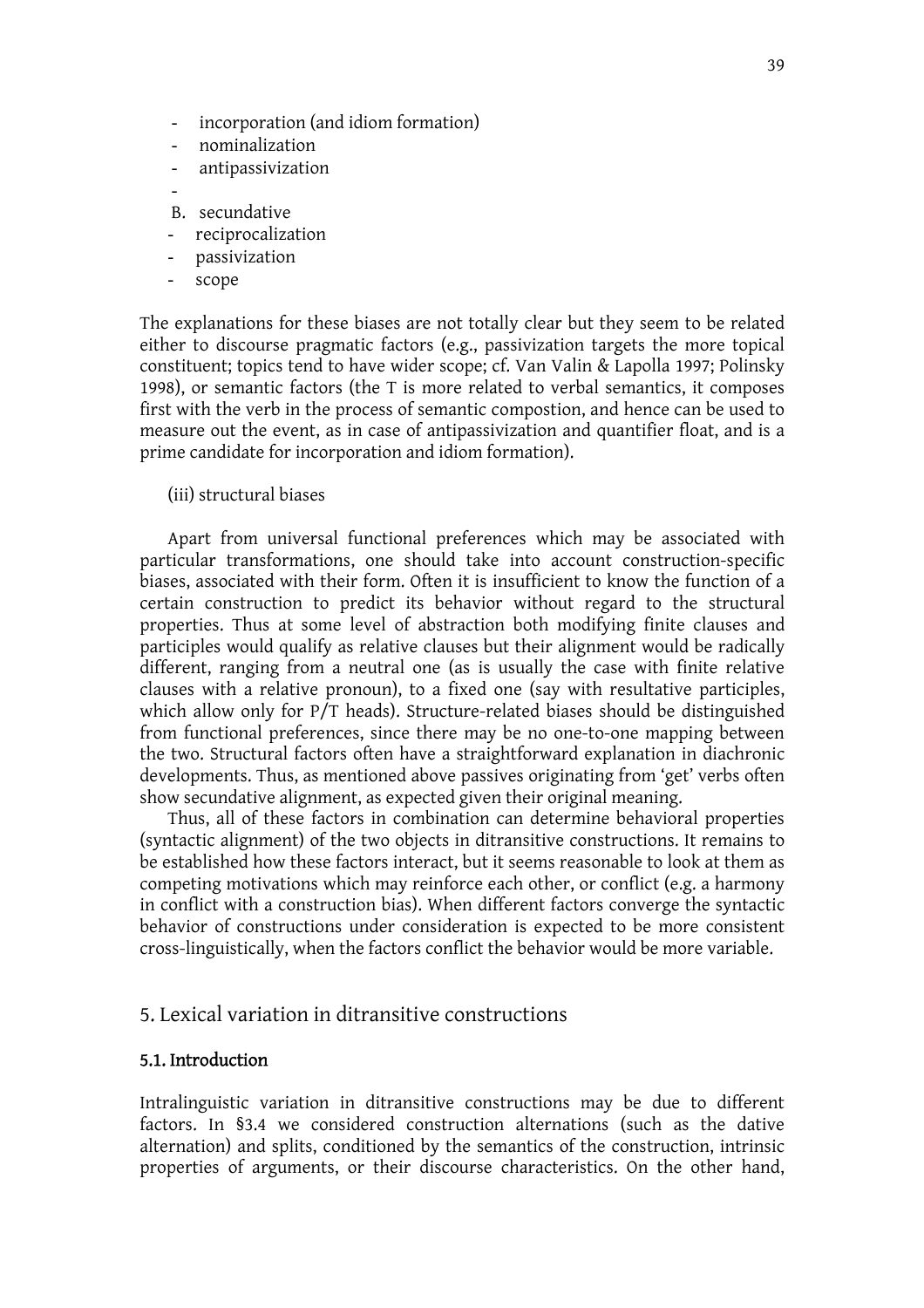- incorporation (and idiom formation)
- nominalization
- antipassivization
-

B. secundative

- reciprocalization
- passivization
- scope

The explanations for these biases are not totally clear but they seem to be related either to discourse pragmatic factors (e.g., passivization targets the more topical constituent; topics tend to have wider scope; cf. Van Valin & Lapolla 1997; Polinsky 1998), or semantic factors (the T is more related to verbal semantics, it composes first with the verb in the process of semantic compostion, and hence can be used to measure out the event, as in case of antipassivization and quantifier float, and is a prime candidate for incorporation and idiom formation).

(iii) structural biases

Apart from universal functional preferences which may be associated with particular transformations, one should take into account construction-specific biases, associated with their form. Often it is insufficient to know the function of a certain construction to predict its behavior without regard to the structural properties. Thus at some level of abstraction both modifying finite clauses and participles would qualify as relative clauses but their alignment would be radically different, ranging from a neutral one (as is usually the case with finite relative clauses with a relative pronoun), to a fixed one (say with resultative participles, which allow only for P/T heads). Structure-related biases should be distinguished from functional preferences, since there may be no one-to-one mapping between the two. Structural factors often have a straightforward explanation in diachronic developments. Thus, as mentioned above passives originating from 'get' verbs often show secundative alignment, as expected given their original meaning.

Thus, all of these factors in combination can determine behavioral properties (syntactic alignment) of the two objects in ditransitive constructions. It remains to be established how these factors interact, but it seems reasonable to look at them as competing motivations which may reinforce each other, or conflict (e.g. a harmony in conflict with a construction bias). When different factors converge the syntactic behavior of constructions under consideration is expected to be more consistent cross-linguistically, when the factors conflict the behavior would be more variable.

## 5. Lexical variation in ditransitive constructions

### 5.1. Introduction

Intralinguistic variation in ditransitive constructions may be due to different factors. In §3.4 we considered construction alternations (such as the dative alternation) and splits, conditioned by the semantics of the construction, intrinsic properties of arguments, or their discourse characteristics. On the other hand,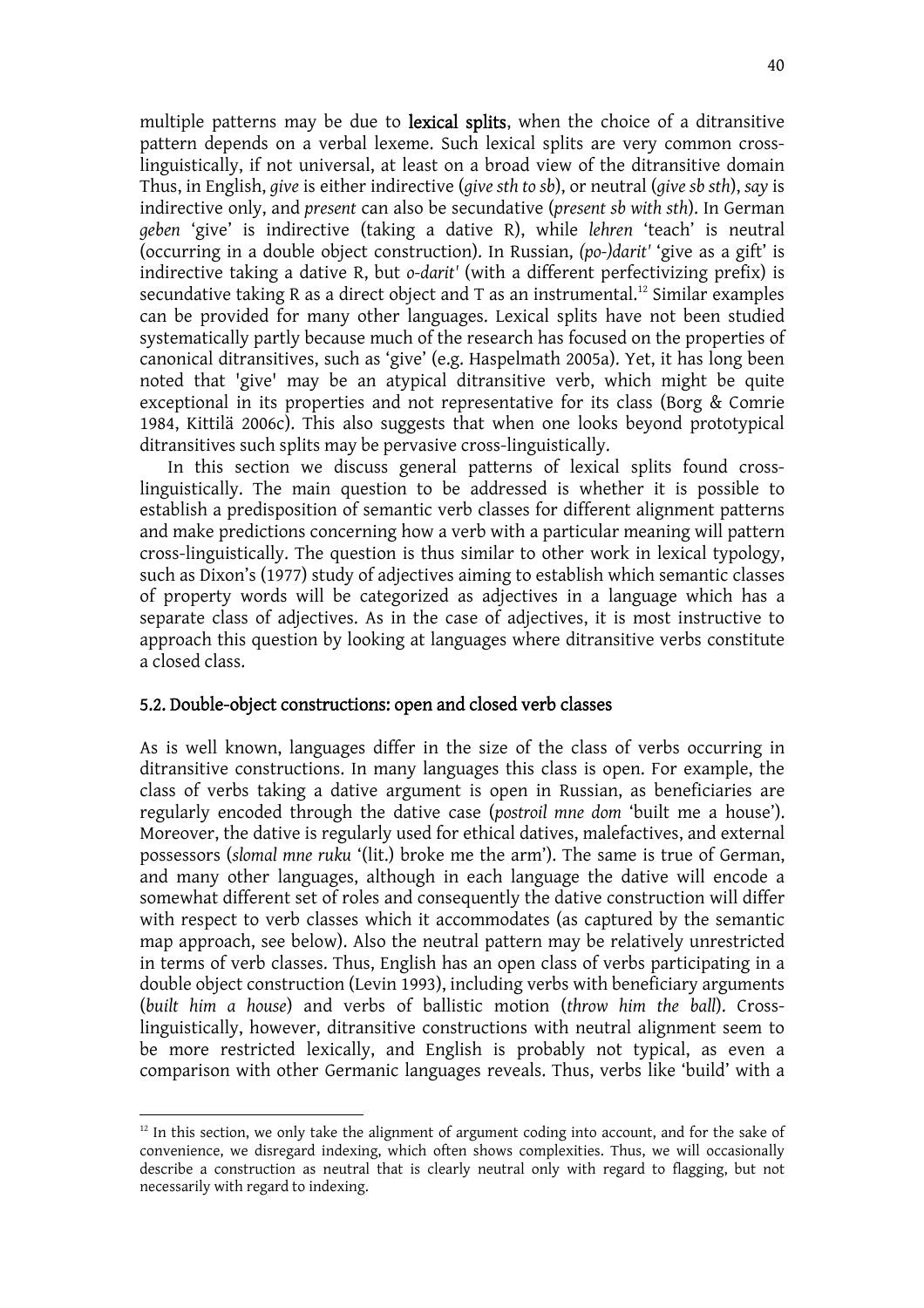multiple patterns may be due to **lexical splits**, when the choice of a ditransitive pattern depends on a verbal lexeme. Such lexical splits are very common cross-linguistically, if not universal, at least on a broad view of the ditransitive domain Thus, in English, *give* is either indirective (*give sth to sb*), or neutral (*give sb sth*), *say* is indirective only, and *present* can also be secundative (*present sb with sth*). In German *geben* 'give' is indirective (taking a dative R), while *lehren* 'teach' is neutral (occurring in a double object construction). In Russian, *(po-)darit'* 'give as a gift' is indirective taking a dative R, but *o-darit'* (with a different perfectivizing prefix) is secundative taking R as a direct object and T as an instrumental.[12] Similar examples can be provided for many other languages. Lexical splits have not been studied systematically partly because much of the research has focused on the properties of canonical ditransitives, such as 'give' (e.g. Haspelmath 2005a). Yet, it has long been noted that 'give' may be an atypical ditransitive verb, which might be quite exceptional in its properties and not representative for its class (Borg & Comrie 1984, Kittilä 2006c). This also suggests that when one looks beyond prototypical ditransitives such splits may be pervasive cross-linguistically.

In this section we discuss general patterns of lexical splits found cross-linguistically. The main question to be addressed is whether it is possible to establish a predisposition of semantic verb classes for different alignment patterns and make predictions concerning how a verb with a particular meaning will pattern cross-linguistically. The question is thus similar to other work in lexical typology, such as Dixon's (1977) study of adjectives aiming to establish which semantic classes of property words will be categorized as adjectives in a language which has a separate class of adjectives. As in the case of adjectives, it is most instructive to approach this question by looking at languages where ditransitive verbs constitute a closed class.

### 5.2. Double-object constructions: open and closed verb classes

As is well known, languages differ in the size of the class of verbs occurring in ditransitive constructions. In many languages this class is open. For example, the class of verbs taking a dative argument is open in Russian, as beneficiaries are regularly encoded through the dative case (*postroil mne dom* 'built me a house'). Moreover, the dative is regularly used for ethical datives, malefactives, and external possessors (*slomal mne ruku* '(lit.) broke me the arm'). The same is true of German, and many other languages, although in each language the dative will encode a somewhat different set of roles and consequently the dative construction will differ with respect to verb classes which it accommodates (as captured by the semantic map approach, see below). Also the neutral pattern may be relatively unrestricted in terms of verb classes. Thus, English has an open class of verbs participating in a double object construction (Levin 1993), including verbs with beneficiary arguments (*built him a house*) and verbs of ballistic motion (*throw him the ball*). Cross-linguistically, however, ditransitive constructions with neutral alignment seem to be more restricted lexically, and English is probably not typical, as even a comparison with other Germanic languages reveals. Thus, verbs like 'build' with a

---

[12] In this section, we only take the alignment of argument coding into account, and for the sake of convenience, we disregard indexing, which often shows complexities. Thus, we will occasionally describe a construction as neutral that is clearly neutral only with regard to flagging, but not necessarily with regard to indexing.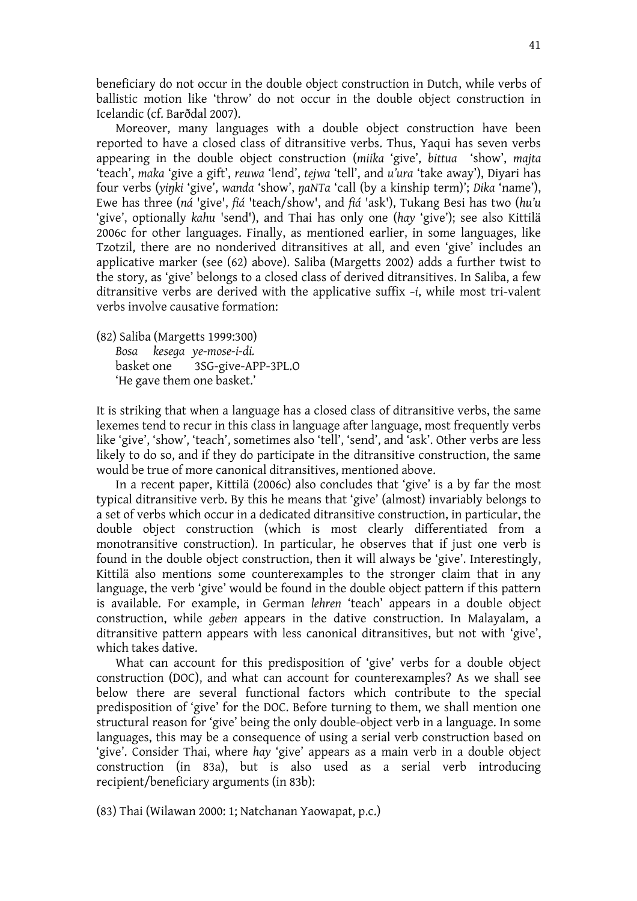beneficiary do not occur in the double object construction in Dutch, while verbs of ballistic motion like 'throw' do not occur in the double object construction in Icelandic (cf. Barðdal 2007).

Moreover, many languages with a double object construction have been reported to have a closed class of ditransitive verbs. Thus, Yaqui has seven verbs appearing in the double object construction (*miika* 'give', *bittua* 'show', *majta* 'teach', *maka* 'give a gift', *reuwa* 'lend', *tejwa* 'tell', and *u'ura* 'take away'), Diyari has four verbs (*yiŋki* 'give', *wanda* 'show', *ŋaNTa* 'call (by a kinship term)'; *Dika* 'name'), Ewe has three (*ná* 'give', *fiá* 'teach/show', and *fiá* 'ask'), Tukang Besi has two (*hu'u* 'give', optionally *kahu* 'send'), and Thai has only one (*hay* 'give'); see also Kittilä 2006c for other languages. Finally, as mentioned earlier, in some languages, like Tzotzil, there are no nonderived ditransitives at all, and even 'give' includes an applicative marker (see (62) above). Saliba (Margetts 2002) adds a further twist to the story, as 'give' belongs to a closed class of derived ditransitives. In Saliba, a few ditransitive verbs are derived with the applicative suffix *–i*, while most tri-valent verbs involve causative formation:

(82) Saliba (Margetts 1999:300)
*Bosa kesega ye-mose-i-di.*
basket one 3SG-give-APP-3PL.O
'He gave them one basket.'

It is striking that when a language has a closed class of ditransitive verbs, the same lexemes tend to recur in this class in language after language, most frequently verbs like 'give', 'show', 'teach', sometimes also 'tell', 'send', and 'ask'. Other verbs are less likely to do so, and if they do participate in the ditransitive construction, the same would be true of more canonical ditransitives, mentioned above.

In a recent paper, Kittilä (2006c) also concludes that 'give' is a by far the most typical ditransitive verb. By this he means that 'give' (almost) invariably belongs to a set of verbs which occur in a dedicated ditransitive construction, in particular, the double object construction (which is most clearly differentiated from a monotransitive construction). In particular, he observes that if just one verb is found in the double object construction, then it will always be 'give'. Interestingly, Kittilä also mentions some counterexamples to the stronger claim that in any language, the verb 'give' would be found in the double object pattern if this pattern is available. For example, in German *lehren* 'teach' appears in a double object construction, while *geben* appears in the dative construction. In Malayalam, a ditransitive pattern appears with less canonical ditransitives, but not with 'give', which takes dative.

What can account for this predisposition of 'give' verbs for a double object construction (DOC), and what can account for counterexamples? As we shall see below there are several functional factors which contribute to the special predisposition of 'give' for the DOC. Before turning to them, we shall mention one structural reason for 'give' being the only double-object verb in a language. In some languages, this may be a consequence of using a serial verb construction based on 'give'. Consider Thai, where *hay* 'give' appears as a main verb in a double object construction (in 83a), but is also used as a serial verb introducing recipient/beneficiary arguments (in 83b):

(83) Thai (Wilawan 2000: 1; Natchanan Yaowapat, p.c.)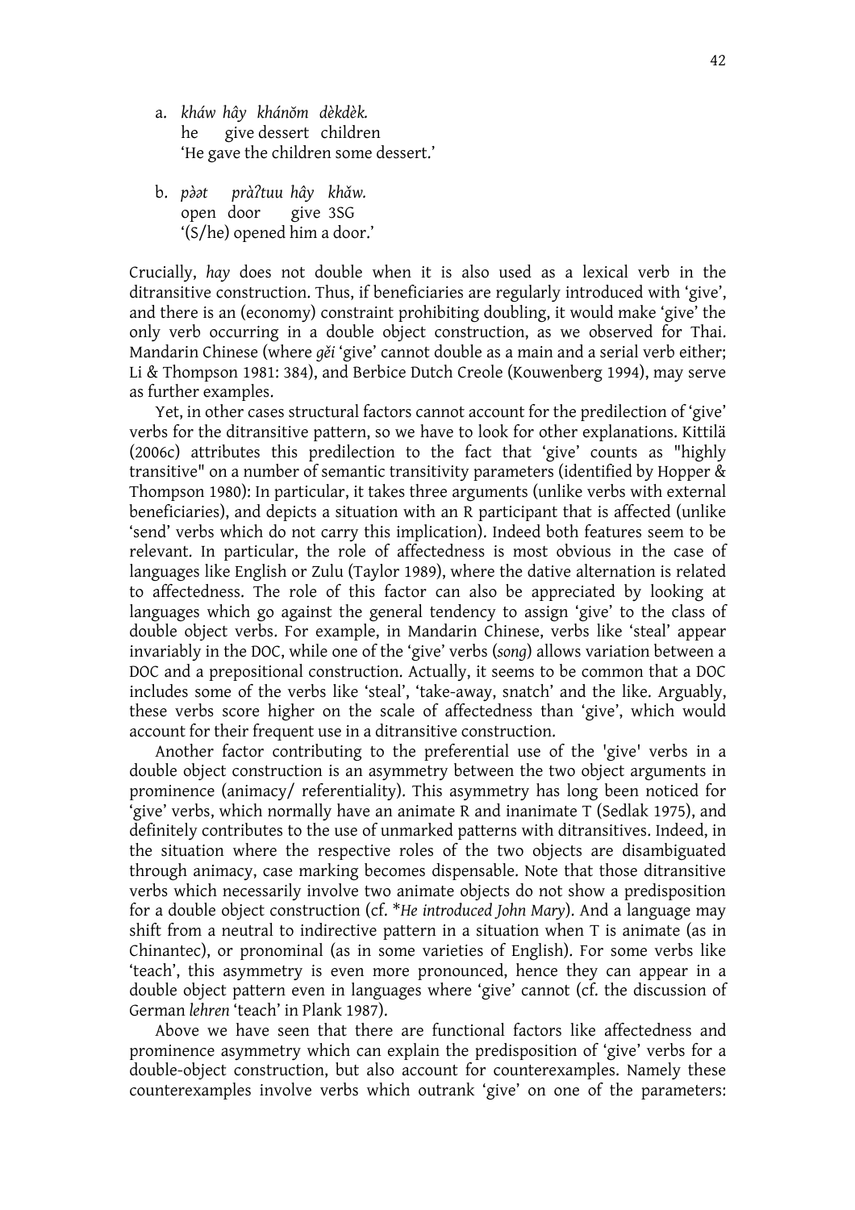a. *kháw hây khánŏm dèkdèk.*  
he give dessert children  
'He gave the children some dessert.'

b. *pə̀ət pràʔtuu hây khǎw.*  
open door give 3SG  
'(S/he) opened him a door.'

Crucially, *hay* does not double when it is also used as a lexical verb in the ditransitive construction. Thus, if beneficiaries are regularly introduced with 'give', and there is an (economy) constraint prohibiting doubling, it would make 'give' the only verb occurring in a double object construction, as we observed for Thai. Mandarin Chinese (where *gěi* 'give' cannot double as a main and a serial verb either; Li & Thompson 1981: 384), and Berbice Dutch Creole (Kouwenberg 1994), may serve as further examples.

Yet, in other cases structural factors cannot account for the predilection of 'give' verbs for the ditransitive pattern, so we have to look for other explanations. Kittilä (2006c) attributes this predilection to the fact that 'give' counts as "highly transitive" on a number of semantic transitivity parameters (identified by Hopper & Thompson 1980): In particular, it takes three arguments (unlike verbs with external beneficiaries), and depicts a situation with an R participant that is affected (unlike 'send' verbs which do not carry this implication). Indeed both features seem to be relevant. In particular, the role of affectedness is most obvious in the case of languages like English or Zulu (Taylor 1989), where the dative alternation is related to affectedness. The role of this factor can also be appreciated by looking at languages which go against the general tendency to assign 'give' to the class of double object verbs. For example, in Mandarin Chinese, verbs like 'steal' appear invariably in the DOC, while one of the 'give' verbs (*song*) allows variation between a DOC and a prepositional construction. Actually, it seems to be common that a DOC includes some of the verbs like 'steal', 'take-away, snatch' and the like. Arguably, these verbs score higher on the scale of affectedness than 'give', which would account for their frequent use in a ditransitive construction.

Another factor contributing to the preferential use of the 'give' verbs in a double object construction is an asymmetry between the two object arguments in prominence (animacy/ referentiality). This asymmetry has long been noticed for 'give' verbs, which normally have an animate R and inanimate T (Sedlak 1975), and definitely contributes to the use of unmarked patterns with ditransitives. Indeed, in the situation where the respective roles of the two objects are disambiguated through animacy, case marking becomes dispensable. Note that those ditransitive verbs which necessarily involve two animate objects do not show a predisposition for a double object construction (cf. *\*He introduced John Mary*). And a language may shift from a neutral to indirective pattern in a situation when T is animate (as in Chinantec), or pronominal (as in some varieties of English). For some verbs like 'teach', this asymmetry is even more pronounced, hence they can appear in a double object pattern even in languages where 'give' cannot (cf. the discussion of German *lehren* 'teach' in Plank 1987).

Above we have seen that there are functional factors like affectedness and prominence asymmetry which can explain the predisposition of 'give' verbs for a double-object construction, but also account for counterexamples. Namely these counterexamples involve verbs which outrank 'give' on one of the parameters: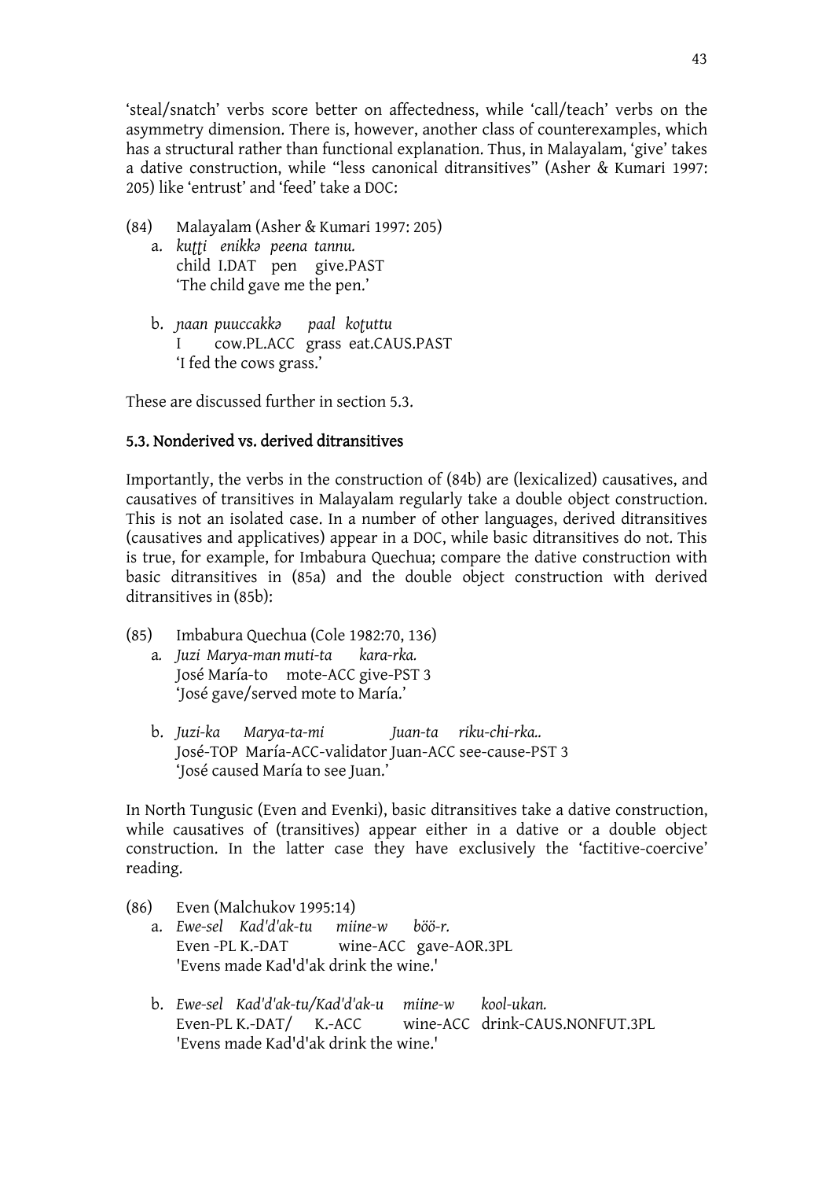'steal/snatch' verbs score better on affectedness, while 'call/teach' verbs on the asymmetry dimension. There is, however, another class of counterexamples, which has a structural rather than functional explanation. Thus, in Malayalam, 'give' takes a dative construction, while "less canonical ditransitives" (Asher & Kumari 1997: 205) like 'entrust' and 'feed' take a DOC:

(84) Malayalam (Asher & Kumari 1997: 205)

a. *kuṭṭi enikkə peena tannu.*
   child I.DAT pen give.PAST
   'The child gave me the pen.'

b. *ɲaan puuccakkə paal koṭuttu*
   I cow.PL.ACC grass eat.CAUS.PAST
   'I fed the cows grass.'

These are discussed further in section 5.3.

### 5.3. Nonderived vs. derived ditransitives

Importantly, the verbs in the construction of (84b) are (lexicalized) causatives, and causatives of transitives in Malayalam regularly take a double object construction. This is not an isolated case. In a number of other languages, derived ditransitives (causatives and applicatives) appear in a DOC, while basic ditransitives do not. This is true, for example, for Imbabura Quechua; compare the dative construction with basic ditransitives in (85a) and the double object construction with derived ditransitives in (85b):

(85) Imbabura Quechua (Cole 1982:70, 136)

a. *Juzi Marya-man muti-ta kara-rka.*
   José María-to mote-ACC give-PST 3
   'José gave/served mote to María.'

b. *Juzi-ka Marya-ta-mi Juan-ta riku-chi-rka..*
   José-TOP María-ACC-validator Juan-ACC see-cause-PST 3
   'José caused María to see Juan.'

In North Tungusic (Even and Evenki), basic ditransitives take a dative construction, while causatives of (transitives) appear either in a dative or a double object construction. In the latter case they have exclusively the 'factitive-coercive' reading.

(86) Even (Malchukov 1995:14)

a. *Ewe-sel Kad'd'ak-tu miine-w böö-r.*
   Even -PL K.-DAT wine-ACC gave-AOR.3PL
   'Evens made Kad'd'ak drink the wine.'

b. *Ewe-sel Kad'd'ak-tu/Kad'd'ak-u miine-w kool-ukan.*
   Even-PL K.-DAT/ K.-ACC wine-ACC drink-CAUS.NONFUT.3PL
   'Evens made Kad'd'ak drink the wine.'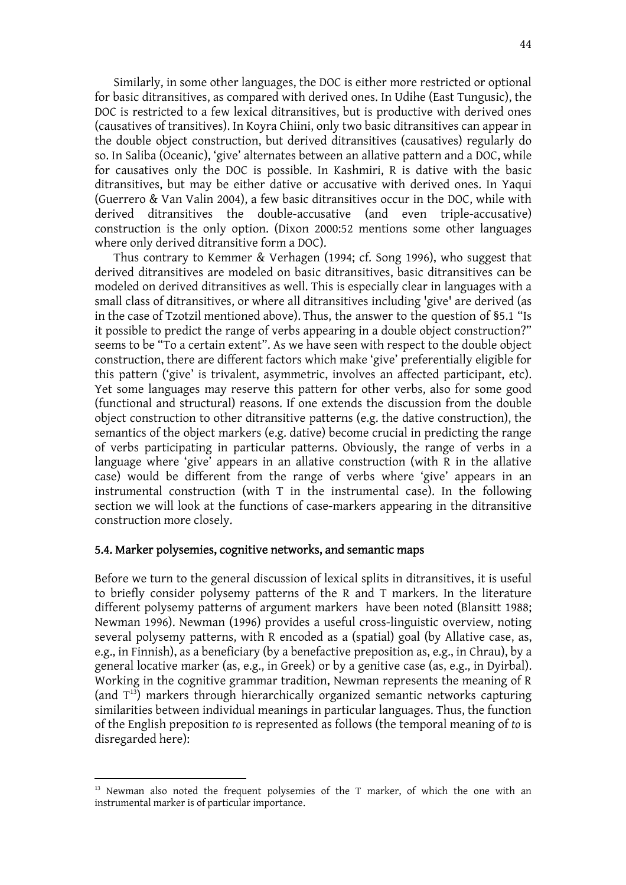Similarly, in some other languages, the DOC is either more restricted or optional for basic ditransitives, as compared with derived ones. In Udihe (East Tungusic), the DOC is restricted to a few lexical ditransitives, but is productive with derived ones (causatives of transitives). In Koyra Chiini, only two basic ditransitives can appear in the double object construction, but derived ditransitives (causatives) regularly do so. In Saliba (Oceanic), 'give' alternates between an allative pattern and a DOC, while for causatives only the DOC is possible. In Kashmiri, R is dative with the basic ditransitives, but may be either dative or accusative with derived ones. In Yaqui (Guerrero & Van Valin 2004), a few basic ditransitives occur in the DOC, while with derived ditransitives the double-accusative (and even triple-accusative) construction is the only option. (Dixon 2000:52 mentions some other languages where only derived ditransitive form a DOC).

Thus contrary to Kemmer & Verhagen (1994; cf. Song 1996), who suggest that derived ditransitives are modeled on basic ditransitives, basic ditransitives can be modeled on derived ditransitives as well. This is especially clear in languages with a small class of ditransitives, or where all ditransitives including 'give' are derived (as in the case of Tzotzil mentioned above). Thus, the answer to the question of §5.1 "Is it possible to predict the range of verbs appearing in a double object construction?" seems to be "To a certain extent". As we have seen with respect to the double object construction, there are different factors which make 'give' preferentially eligible for this pattern ('give' is trivalent, asymmetric, involves an affected participant, etc). Yet some languages may reserve this pattern for other verbs, also for some good (functional and structural) reasons. If one extends the discussion from the double object construction to other ditransitive patterns (e.g. the dative construction), the semantics of the object markers (e.g. dative) become crucial in predicting the range of verbs participating in particular patterns. Obviously, the range of verbs in a language where 'give' appears in an allative construction (with R in the allative case) would be different from the range of verbs where 'give' appears in an instrumental construction (with T in the instrumental case). In the following section we will look at the functions of case-markers appearing in the ditransitive construction more closely.

### 5.4. Marker polysemies, cognitive networks, and semantic maps

Before we turn to the general discussion of lexical splits in ditransitives, it is useful to briefly consider polysemy patterns of the R and T markers. In the literature different polysemy patterns of argument markers have been noted (Blansitt 1988; Newman 1996). Newman (1996) provides a useful cross-linguistic overview, noting several polysemy patterns, with R encoded as a (spatial) goal (by Allative case, as, e.g., in Finnish), as a beneficiary (by a benefactive preposition as, e.g., in Chrau), by a general locative marker (as, e.g., in Greek) or by a genitive case (as, e.g., in Dyirbal). Working in the cognitive grammar tradition, Newman represents the meaning of R (and T[13]) markers through hierarchically organized semantic networks capturing similarities between individual meanings in particular languages. Thus, the function of the English preposition *to* is represented as follows (the temporal meaning of *to* is disregarded here):

[13] Newman also noted the frequent polysemies of the T marker, of which the one with an instrumental marker is of particular importance.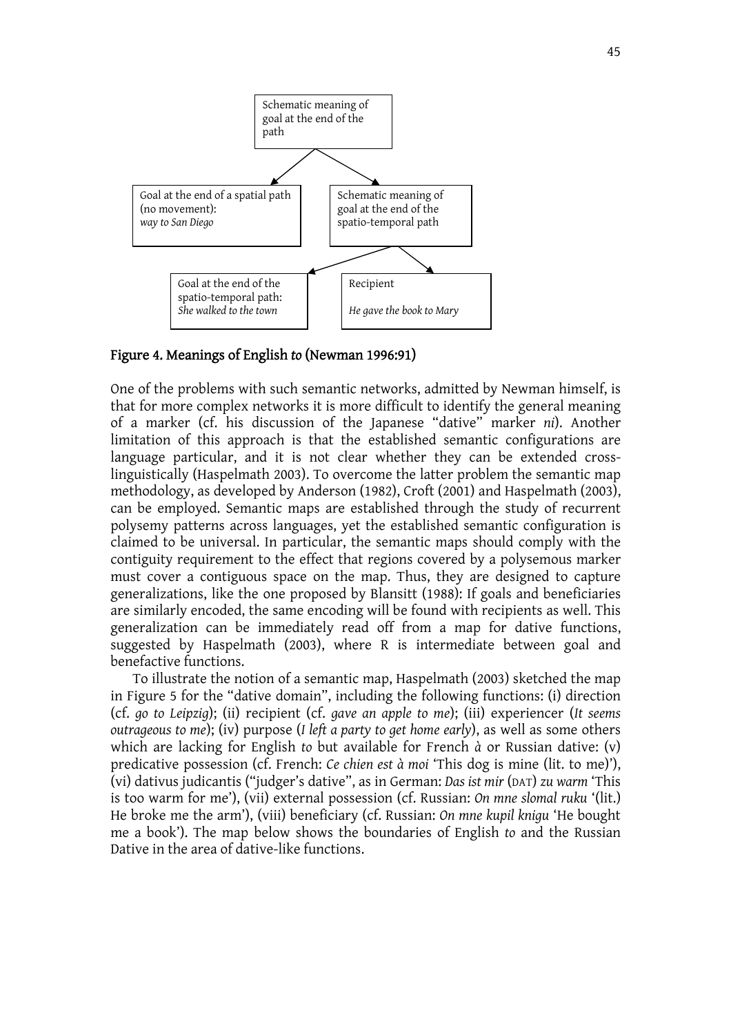Schematic meaning of goal at the end of the path

Goal at the end of a spatial path (no movement): *way to San Diego*

Schematic meaning of goal at the end of the spatio-temporal path

Goal at the end of the spatio-temporal path: *She walked to the town*

Recipient

*He gave the book to Mary*

**Figure 4. Meanings of English *to* (Newman 1996:91)**

One of the problems with such semantic networks, admitted by Newman himself, is that for more complex networks it is more difficult to identify the general meaning of a marker (cf. his discussion of the Japanese "dative" marker *ni*). Another limitation of this approach is that the established semantic configurations are language particular, and it is not clear whether they can be extended cross-linguistically (Haspelmath 2003). To overcome the latter problem the semantic map methodology, as developed by Anderson (1982), Croft (2001) and Haspelmath (2003), can be employed. Semantic maps are established through the study of recurrent polysemy patterns across languages, yet the established semantic configuration is claimed to be universal. In particular, the semantic maps should comply with the contiguity requirement to the effect that regions covered by a polysemous marker must cover a contiguous space on the map. Thus, they are designed to capture generalizations, like the one proposed by Blansitt (1988): If goals and beneficiaries are similarly encoded, the same encoding will be found with recipients as well. This generalization can be immediately read off from a map for dative functions, suggested by Haspelmath (2003), where R is intermediate between goal and benefactive functions.

To illustrate the notion of a semantic map, Haspelmath (2003) sketched the map in Figure 5 for the "dative domain", including the following functions: (i) direction (cf. *go to Leipzig*); (ii) recipient (cf. *gave an apple to me*); (iii) experiencer (*It seems outrageous to me*); (iv) purpose (*I left a party to get home early*), as well as some others which are lacking for English *to* but available for French *à* or Russian dative: (v) predicative possession (cf. French: *Ce chien est à moi* 'This dog is mine (lit. to me)'), (vi) dativus judicantis ("judger's dative", as in German: *Das ist mir* (DAT) *zu warm* 'This is too warm for me'), (vii) external possession (cf. Russian: *On mne slomal ruku* '(lit.) He broke me the arm'), (viii) beneficiary (cf. Russian: *On mne kupil knigu* 'He bought me a book'). The map below shows the boundaries of English *to* and the Russian Dative in the area of dative-like functions.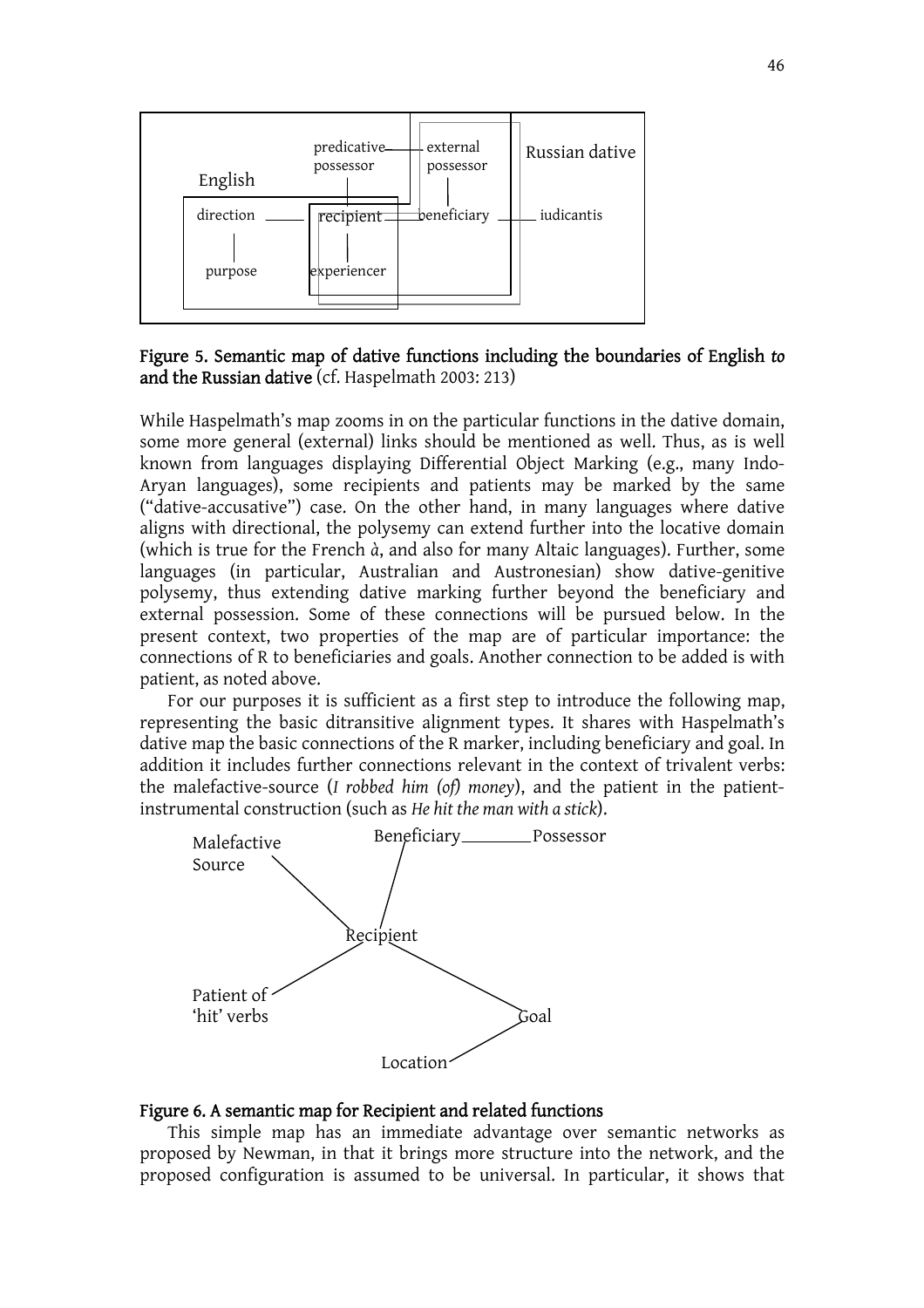Figure 5. Semantic map of dative functions including the boundaries of English *to* and the Russian dative (cf. Haspelmath 2003: 213)

While Haspelmath's map zooms in on the particular functions in the dative domain, some more general (external) links should be mentioned as well. Thus, as is well known from languages displaying Differential Object Marking (e.g., many Indo-Aryan languages), some recipients and patients may be marked by the same ("dative-accusative") case. On the other hand, in many languages where dative aligns with directional, the polysemy can extend further into the locative domain (which is true for the French *à*, and also for many Altaic languages). Further, some languages (in particular, Australian and Austronesian) show dative-genitive polysemy, thus extending dative marking further beyond the beneficiary and external possession. Some of these connections will be pursued below. In the present context, two properties of the map are of particular importance: the connections of R to beneficiaries and goals. Another connection to be added is with patient, as noted above.

For our purposes it is sufficient as a first step to introduce the following map, representing the basic ditransitive alignment types. It shares with Haspelmath's dative map the basic connections of the R marker, including beneficiary and goal. In addition it includes further connections relevant in the context of trivalent verbs: the malefactive-source (*I robbed him (of) money*), and the patient in the patient-instrumental construction (such as *He hit the man with a stick*).

Figure 6. A semantic map for Recipient and related functions

This simple map has an immediate advantage over semantic networks as proposed by Newman, in that it brings more structure into the network, and the proposed configuration is assumed to be universal. In particular, it shows that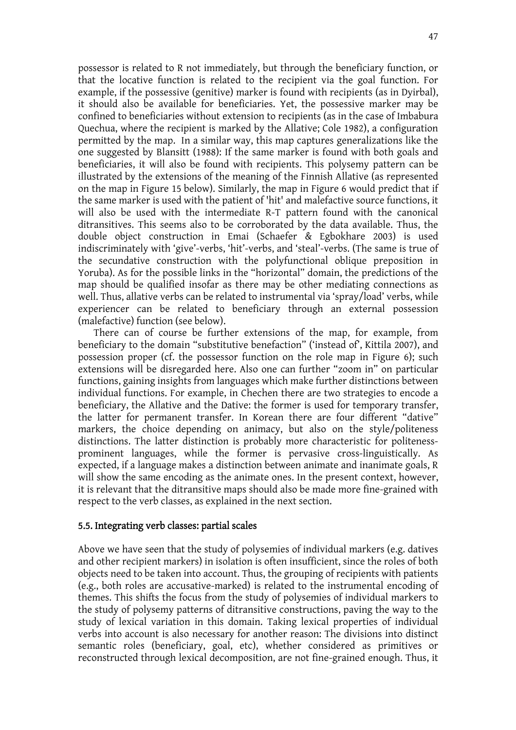possessor is related to R not immediately, but through the beneficiary function, or that the locative function is related to the recipient via the goal function. For example, if the possessive (genitive) marker is found with recipients (as in Dyirbal), it should also be available for beneficiaries. Yet, the possessive marker may be confined to beneficiaries without extension to recipients (as in the case of Imbabura Quechua, where the recipient is marked by the Allative; Cole 1982), a configuration permitted by the map. In a similar way, this map captures generalizations like the one suggested by Blansitt (1988): If the same marker is found with both goals and beneficiaries, it will also be found with recipients. This polysemy pattern can be illustrated by the extensions of the meaning of the Finnish Allative (as represented on the map in Figure 15 below). Similarly, the map in Figure 6 would predict that if the same marker is used with the patient of 'hit' and malefactive source functions, it will also be used with the intermediate R-T pattern found with the canonical ditransitives. This seems also to be corroborated by the data available. Thus, the double object construction in Emai (Schaefer & Egbokhare 2003) is used indiscriminately with 'give'-verbs, 'hit'-verbs, and 'steal'-verbs. (The same is true of the secundative construction with the polyfunctional oblique preposition in Yoruba). As for the possible links in the "horizontal" domain, the predictions of the map should be qualified insofar as there may be other mediating connections as well. Thus, allative verbs can be related to instrumental via 'spray/load' verbs, while experiencer can be related to beneficiary through an external possession (malefactive) function (see below).

There can of course be further extensions of the map, for example, from beneficiary to the domain "substitutive benefaction" ('instead of', Kittila 2007), and possession proper (cf. the possessor function on the role map in Figure 6); such extensions will be disregarded here. Also one can further "zoom in" on particular functions, gaining insights from languages which make further distinctions between individual functions. For example, in Chechen there are two strategies to encode a beneficiary, the Allative and the Dative: the former is used for temporary transfer, the latter for permanent transfer. In Korean there are four different "dative" markers, the choice depending on animacy, but also on the style/politeness distinctions. The latter distinction is probably more characteristic for politeness-prominent languages, while the former is pervasive cross-linguistically. As expected, if a language makes a distinction between animate and inanimate goals, R will show the same encoding as the animate ones. In the present context, however, it is relevant that the ditransitive maps should also be made more fine-grained with respect to the verb classes, as explained in the next section.

### 5.5. Integrating verb classes: partial scales

Above we have seen that the study of polysemies of individual markers (e.g. datives and other recipient markers) in isolation is often insufficient, since the roles of both objects need to be taken into account. Thus, the grouping of recipients with patients (e.g., both roles are accusative-marked) is related to the instrumental encoding of themes. This shifts the focus from the study of polysemies of individual markers to the study of polysemy patterns of ditransitive constructions, paving the way to the study of lexical variation in this domain. Taking lexical properties of individual verbs into account is also necessary for another reason: The divisions into distinct semantic roles (beneficiary, goal, etc), whether considered as primitives or reconstructed through lexical decomposition, are not fine-grained enough. Thus, it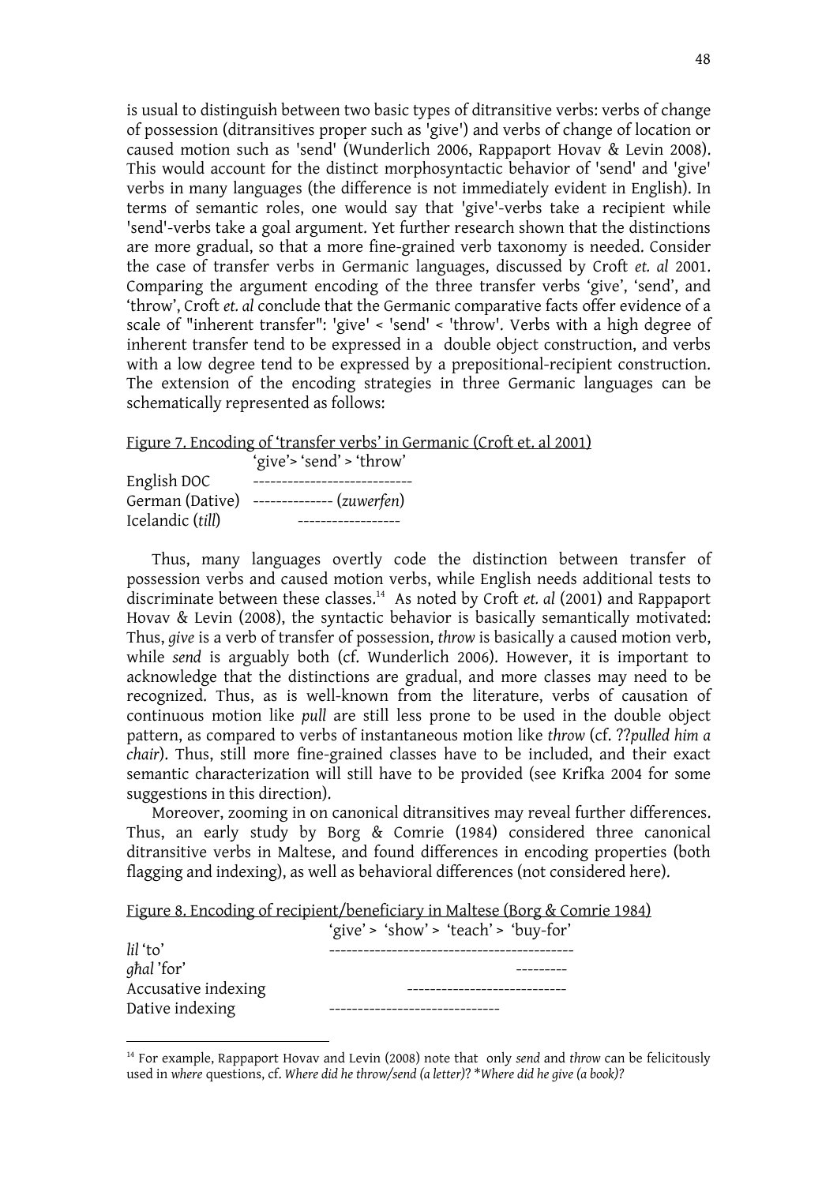is usual to distinguish between two basic types of ditransitive verbs: verbs of change of possession (ditransitives proper such as 'give') and verbs of change of location or caused motion such as 'send' (Wunderlich 2006, Rappaport Hovav & Levin 2008). This would account for the distinct morphosyntactic behavior of 'send' and 'give' verbs in many languages (the difference is not immediately evident in English). In terms of semantic roles, one would say that 'give'-verbs take a recipient while 'send'-verbs take a goal argument. Yet further research shown that the distinctions are more gradual, so that a more fine-grained verb taxonomy is needed. Consider the case of transfer verbs in Germanic languages, discussed by Croft *et. al* 2001. Comparing the argument encoding of the three transfer verbs 'give', 'send', and 'throw', Croft *et. al* conclude that the Germanic comparative facts offer evidence of a scale of "inherent transfer": 'give' < 'send' < 'throw'. Verbs with a high degree of inherent transfer tend to be expressed in a double object construction, and verbs with a low degree tend to be expressed by a prepositional-recipient construction. The extension of the encoding strategies in three Germanic languages can be schematically represented as follows:

Figure 7. Encoding of 'transfer verbs' in Germanic (Croft et. al 2001)

```
                    'give'> 'send' > 'throw'
English DOC         ---------------------------
German (Dative)     -------------- (zuwerfen)
Icelandic (till)          -----------------
```

Thus, many languages overtly code the distinction between transfer of possession verbs and caused motion verbs, while English needs additional tests to discriminate between these classes.[14] As noted by Croft *et. al* (2001) and Rappaport Hovav & Levin (2008), the syntactic behavior is basically semantically motivated: Thus, *give* is a verb of transfer of possession, *throw* is basically a caused motion verb, while *send* is arguably both (cf. Wunderlich 2006). However, it is important to acknowledge that the distinctions are gradual, and more classes may need to be recognized. Thus, as is well-known from the literature, verbs of causation of continuous motion like *pull* are still less prone to be used in the double object pattern, as compared to verbs of instantaneous motion like *throw* (cf. ??*pulled him a chair*). Thus, still more fine-grained classes have to be included, and their exact semantic characterization will still have to be provided (see Krifka 2004 for some suggestions in this direction).

Moreover, zooming in on canonical ditransitives may reveal further differences. Thus, an early study by Borg & Comrie (1984) considered three canonical ditransitive verbs in Maltese, and found differences in encoding properties (both flagging and indexing), as well as behavioral differences (not considered here).

Figure 8. Encoding of recipient/beneficiary in Maltese (Borg & Comrie 1984)

```
                         'give' > 'show' > 'teach' > 'buy-for'
lil 'to'                 ------------------------------------------
għal 'for'                                              ---------
Accusative indexing                ---------------------------
Dative indexing          -----------------------------
```

[14] For example, Rappaport Hovav and Levin (2008) note that only *send* and *throw* can be felicitously used in *where* questions, cf. *Where did he throw/send (a letter)*? \**Where did he give (a book)?*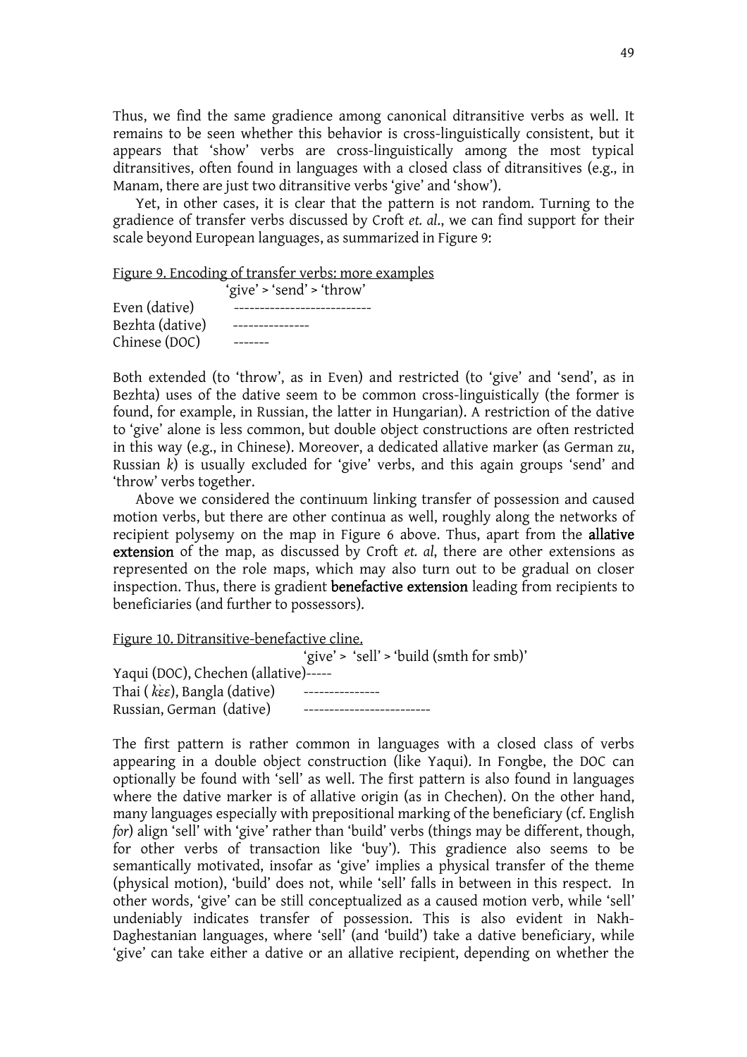Thus, we find the same gradience among canonical ditransitive verbs as well. It remains to be seen whether this behavior is cross-linguistically consistent, but it appears that 'show' verbs are cross-linguistically among the most typical ditransitives, often found in languages with a closed class of ditransitives (e.g., in Manam, there are just two ditransitive verbs 'give' and 'show').

Yet, in other cases, it is clear that the pattern is not random. Turning to the gradience of transfer verbs discussed by Croft *et. al.*, we can find support for their scale beyond European languages, as summarized in Figure 9:

Figure 9. Encoding of transfer verbs: more examples

```
                 'give' > 'send' > 'throw'
Even (dative)     ---------------------------
Bezhta (dative)   ---------------
Chinese (DOC)     -------
```

Both extended (to 'throw', as in Even) and restricted (to 'give' and 'send', as in Bezhta) uses of the dative seem to be common cross-linguistically (the former is found, for example, in Russian, the latter in Hungarian). A restriction of the dative to 'give' alone is less common, but double object constructions are often restricted in this way (e.g., in Chinese). Moreover, a dedicated allative marker (as German *zu*, Russian *k*) is usually excluded for 'give' verbs, and this again groups 'send' and 'throw' verbs together.

Above we considered the continuum linking transfer of possession and caused motion verbs, but there are other continua as well, roughly along the networks of recipient polysemy on the map in Figure 6 above. Thus, apart from the **allative extension** of the map, as discussed by Croft *et. al*, there are other extensions as represented on the role maps, which may also turn out to be gradual on closer inspection. Thus, there is gradient **benefactive extension** leading from recipients to beneficiaries (and further to possessors).

Figure 10. Ditransitive-benefactive cline.

```
                                  'give' >  'sell' > 'build (smth for smb)'
Yaqui (DOC), Chechen (allative)-----
Thai (k̀ɛɛ), Bangla (dative)        ---------------
Russian, German  (dative)          -------------------------
```

The first pattern is rather common in languages with a closed class of verbs appearing in a double object construction (like Yaqui). In Fongbe, the DOC can optionally be found with 'sell' as well. The first pattern is also found in languages where the dative marker is of allative origin (as in Chechen). On the other hand, many languages especially with prepositional marking of the beneficiary (cf. English *for*) align 'sell' with 'give' rather than 'build' verbs (things may be different, though, for other verbs of transaction like 'buy'). This gradience also seems to be semantically motivated, insofar as 'give' implies a physical transfer of the theme (physical motion), 'build' does not, while 'sell' falls in between in this respect. In other words, 'give' can be still conceptualized as a caused motion verb, while 'sell' undeniably indicates transfer of possession. This is also evident in Nakh-Daghestanian languages, where 'sell' (and 'build') take a dative beneficiary, while 'give' can take either a dative or an allative recipient, depending on whether the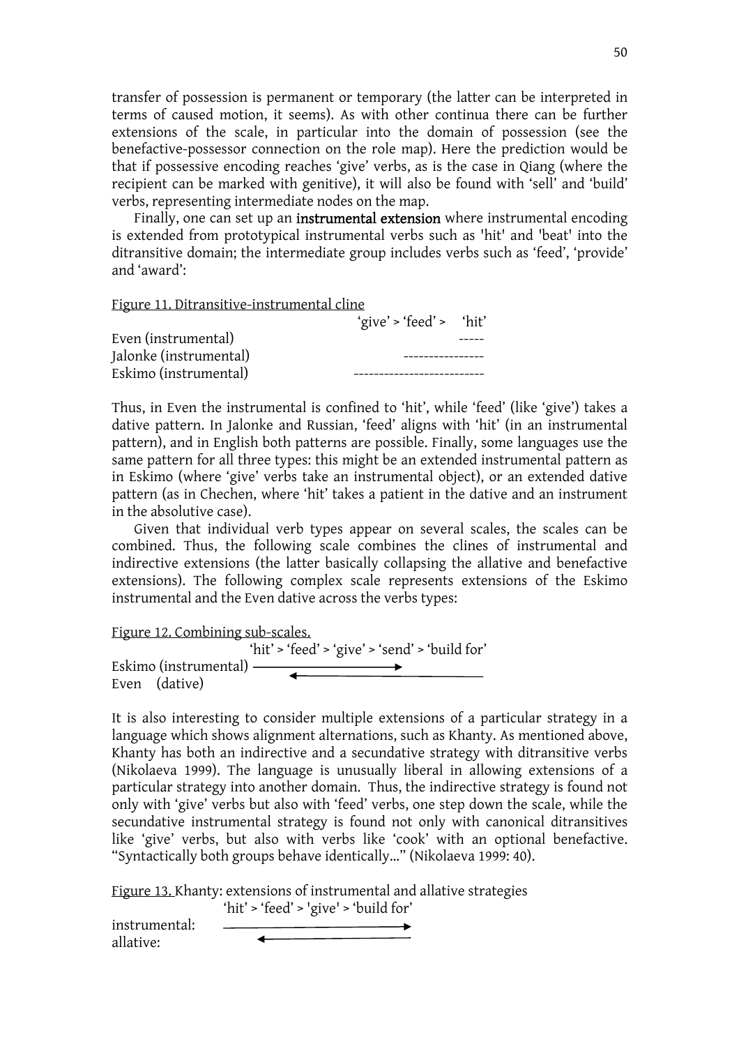transfer of possession is permanent or temporary (the latter can be interpreted in terms of caused motion, it seems). As with other continua there can be further extensions of the scale, in particular into the domain of possession (see the benefactive-possessor connection on the role map). Here the prediction would be that if possessive encoding reaches 'give' verbs, as is the case in Qiang (where the recipient can be marked with genitive), it will also be found with 'sell' and 'build' verbs, representing intermediate nodes on the map.

Finally, one can set up an **instrumental extension** where instrumental encoding is extended from prototypical instrumental verbs such as 'hit' and 'beat' into the ditransitive domain; the intermediate group includes verbs such as 'feed', 'provide' and 'award':

Figure 11. Ditransitive-instrumental cline

```
                         'give' > 'feed' >   'hit'
Even (instrumental)                          -----
Jalonke (instrumental)              ---------------
Eskimo (instrumental)     -------------------------
```

Thus, in Even the instrumental is confined to 'hit', while 'feed' (like 'give') takes a dative pattern. In Jalonke and Russian, 'feed' aligns with 'hit' (in an instrumental pattern), and in English both patterns are possible. Finally, some languages use the same pattern for all three types: this might be an extended instrumental pattern as in Eskimo (where 'give' verbs take an instrumental object), or an extended dative pattern (as in Chechen, where 'hit' takes a patient in the dative and an instrument in the absolutive case).

Given that individual verb types appear on several scales, the scales can be combined. Thus, the following scale combines the clines of instrumental and indirective extensions (the latter basically collapsing the allative and benefactive extensions). The following complex scale represents extensions of the Eskimo instrumental and the Even dative across the verbs types:

Figure 12. Combining sub-scales.

```
                       'hit' > 'feed' > 'give' > 'send' > 'build for'
Eskimo (instrumental) ------------------------>
Even    (dative)                 <--------------------------
```

It is also interesting to consider multiple extensions of a particular strategy in a language which shows alignment alternations, such as Khanty. As mentioned above, Khanty has both an indirective and a secundative strategy with ditransitive verbs (Nikolaeva 1999). The language is unusually liberal in allowing extensions of a particular strategy into another domain. Thus, the indirective strategy is found not only with 'give' verbs but also with 'feed' verbs, one step down the scale, while the secundative instrumental strategy is found not only with canonical ditransitives like 'give' verbs, but also with verbs like 'cook' with an optional benefactive. "Syntactically both groups behave identically..." (Nikolaeva 1999: 40).

Figure 13. Khanty: extensions of instrumental and allative strategies

```
                'hit' > 'feed' > 'give' > 'build for'
instrumental:   ------------------------------>
allative:            <-------------------------
```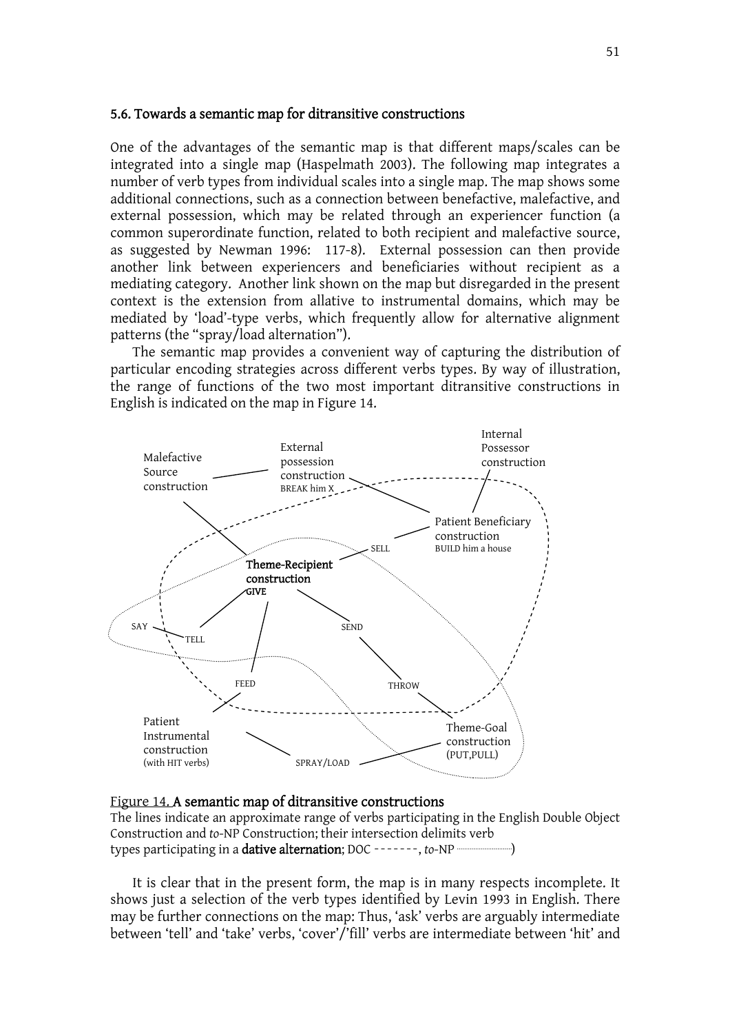### 5.6. Towards a semantic map for ditransitive constructions

One of the advantages of the semantic map is that different maps/scales can be integrated into a single map (Haspelmath 2003). The following map integrates a number of verb types from individual scales into a single map. The map shows some additional connections, such as a connection between benefactive, malefactive, and external possession, which may be related through an experiencer function (a common superordinate function, related to both recipient and malefactive source, as suggested by Newman 1996: 117-8). External possession can then provide another link between experiencers and beneficiaries without recipient as a mediating category. Another link shown on the map but disregarded in the present context is the extension from allative to instrumental domains, which may be mediated by 'load'-type verbs, which frequently allow for alternative alignment patterns (the "spray/load alternation").

The semantic map provides a convenient way of capturing the distribution of particular encoding strategies across different verbs types. By way of illustration, the range of functions of the two most important ditransitive constructions in English is indicated on the map in Figure 14.

Malefactive Source construction

External possession construction
BREAK him X

Internal Possessor construction

Patient Beneficiary construction
BUILD him a house

SELL

**Theme-Recipient construction**
GIVE

SAY

TELL

SEND

FEED

THROW

Patient Instrumental construction
(with HIT verbs)

SPRAY/LOAD

Theme-Goal construction
(PUT,PULL)

Figure 14. **A semantic map of ditransitive constructions**
The lines indicate an approximate range of verbs participating in the English Double Object Construction and *to*-NP Construction; their intersection delimits verb types participating in a **dative alternation**; DOC -------, *to*-NP ..........)

It is clear that in the present form, the map is in many respects incomplete. It shows just a selection of the verb types identified by Levin 1993 in English. There may be further connections on the map: Thus, 'ask' verbs are arguably intermediate between 'tell' and 'take' verbs, 'cover'/'fill' verbs are intermediate between 'hit' and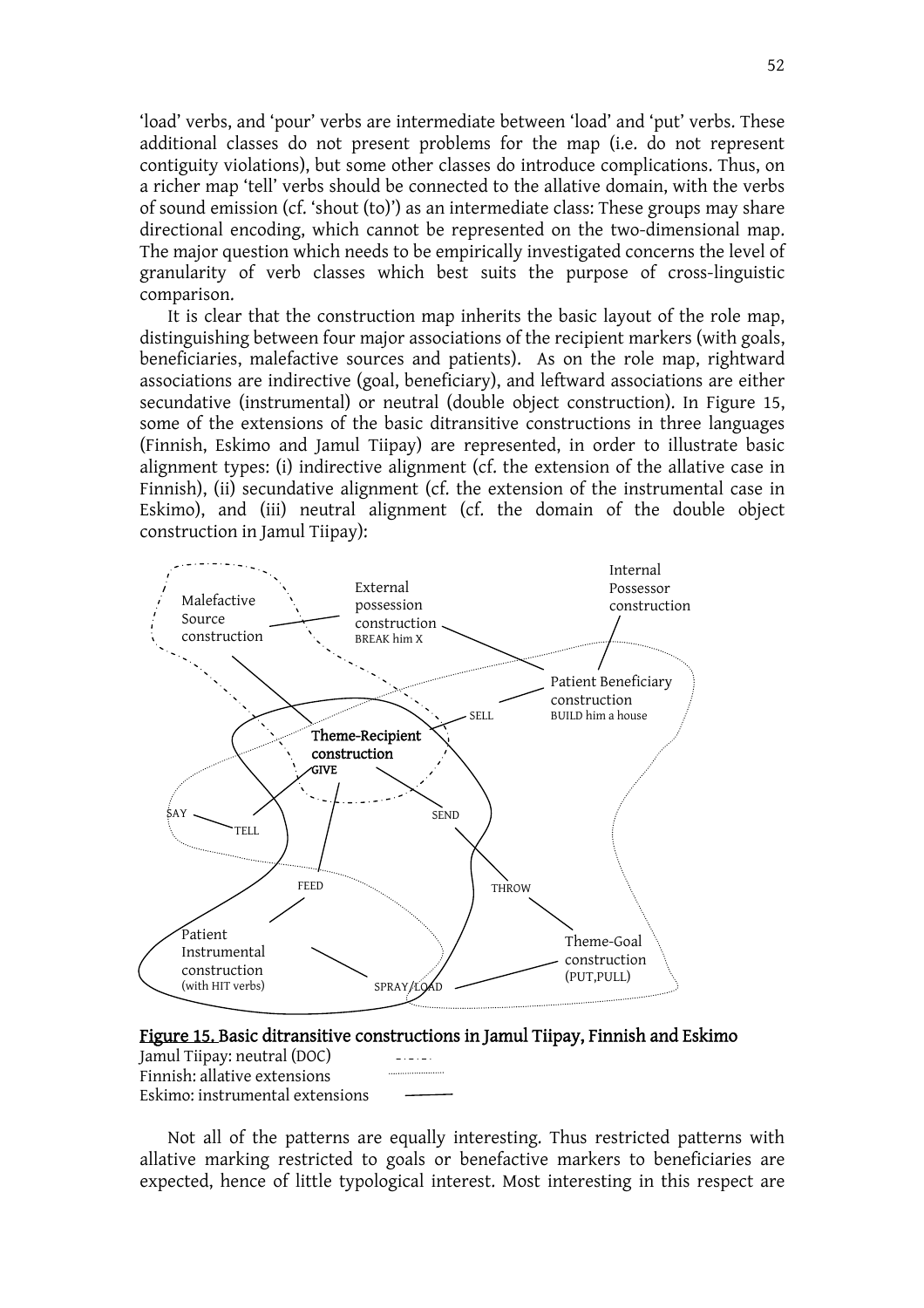'load' verbs, and 'pour' verbs are intermediate between 'load' and 'put' verbs. These additional classes do not present problems for the map (i.e. do not represent contiguity violations), but some other classes do introduce complications. Thus, on a richer map 'tell' verbs should be connected to the allative domain, with the verbs of sound emission (cf. 'shout (to)') as an intermediate class: These groups may share directional encoding, which cannot be represented on the two-dimensional map. The major question which needs to be empirically investigated concerns the level of granularity of verb classes which best suits the purpose of cross-linguistic comparison.

It is clear that the construction map inherits the basic layout of the role map, distinguishing between four major associations of the recipient markers (with goals, beneficiaries, malefactive sources and patients). As on the role map, rightward associations are indirective (goal, beneficiary), and leftward associations are either secundative (instrumental) or neutral (double object construction). In Figure 15, some of the extensions of the basic ditransitive constructions in three languages (Finnish, Eskimo and Jamul Tiipay) are represented, in order to illustrate basic alignment types: (i) indirective alignment (cf. the extension of the allative case in Finnish), (ii) secundative alignment (cf. the extension of the instrumental case in Eskimo), and (iii) neutral alignment (cf. the domain of the double object construction in Jamul Tiipay):

Malefactive Source construction — External possession construction BREAK him X — Internal Possessor construction — Patient Beneficiary construction BUILD him a house — SELL — **Theme-Recipient construction GIVE** — SAY — TELL — SEND — FEED — THROW — Patient Instrumental construction (with HIT verbs) — SPRAY/LOAD — Theme-Goal construction (PUT, PULL)

**Figure 15. Basic ditransitive constructions in Jamul Tiipay, Finnish and Eskimo**

Jamul Tiipay: neutral (DOC) (dash-dotted line)
Finnish: allative extensions (dotted line)
Eskimo: instrumental extensions (solid line)

Not all of the patterns are equally interesting. Thus restricted patterns with allative marking restricted to goals or benefactive markers to beneficiaries are expected, hence of little typological interest. Most interesting in this respect are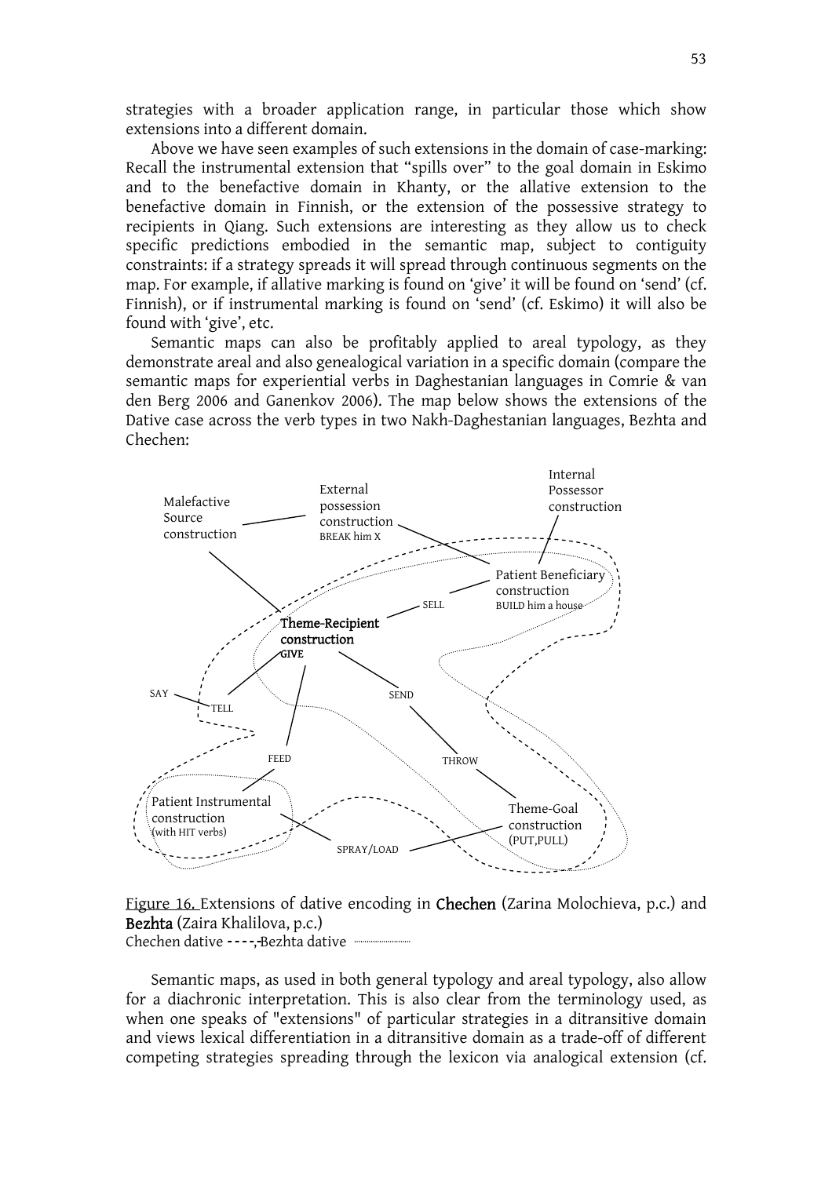strategies with a broader application range, in particular those which show extensions into a different domain.

Above we have seen examples of such extensions in the domain of case-marking: Recall the instrumental extension that "spills over" to the goal domain in Eskimo and to the benefactive domain in Khanty, or the allative extension to the benefactive domain in Finnish, or the extension of the possessive strategy to recipients in Qiang. Such extensions are interesting as they allow us to check specific predictions embodied in the semantic map, subject to contiguity constraints: if a strategy spreads it will spread through continuous segments on the map. For example, if allative marking is found on 'give' it will be found on 'send' (cf. Finnish), or if instrumental marking is found on 'send' (cf. Eskimo) it will also be found with 'give', etc.

Semantic maps can also be profitably applied to areal typology, as they demonstrate areal and also genealogical variation in a specific domain (compare the semantic maps for experiential verbs in Daghestanian languages in Comrie & van den Berg 2006 and Ganenkov 2006). The map below shows the extensions of the Dative case across the verb types in two Nakh-Daghestanian languages, Bezhta and Chechen:

Malefactive Source construction — External possession construction BREAK him X — Internal Possessor construction — Patient Beneficiary construction BUILD him a house — SELL — **Theme-Recipient construction GIVE** — SAY — TELL — SEND — FEED — THROW — Patient Instrumental construction (with HIT verbs) — Theme-Goal construction (PUT,PULL) — SPRAY/LOAD

Figure 16. Extensions of dative encoding in **Chechen** (Zarina Molochieva, p.c.) and **Bezhta** (Zaira Khalilova, p.c.)
Chechen dative - - - -, Bezhta dative ..........

Semantic maps, as used in both general typology and areal typology, also allow for a diachronic interpretation. This is also clear from the terminology used, as when one speaks of "extensions" of particular strategies in a ditransitive domain and views lexical differentiation in a ditransitive domain as a trade-off of different competing strategies spreading through the lexicon via analogical extension (cf.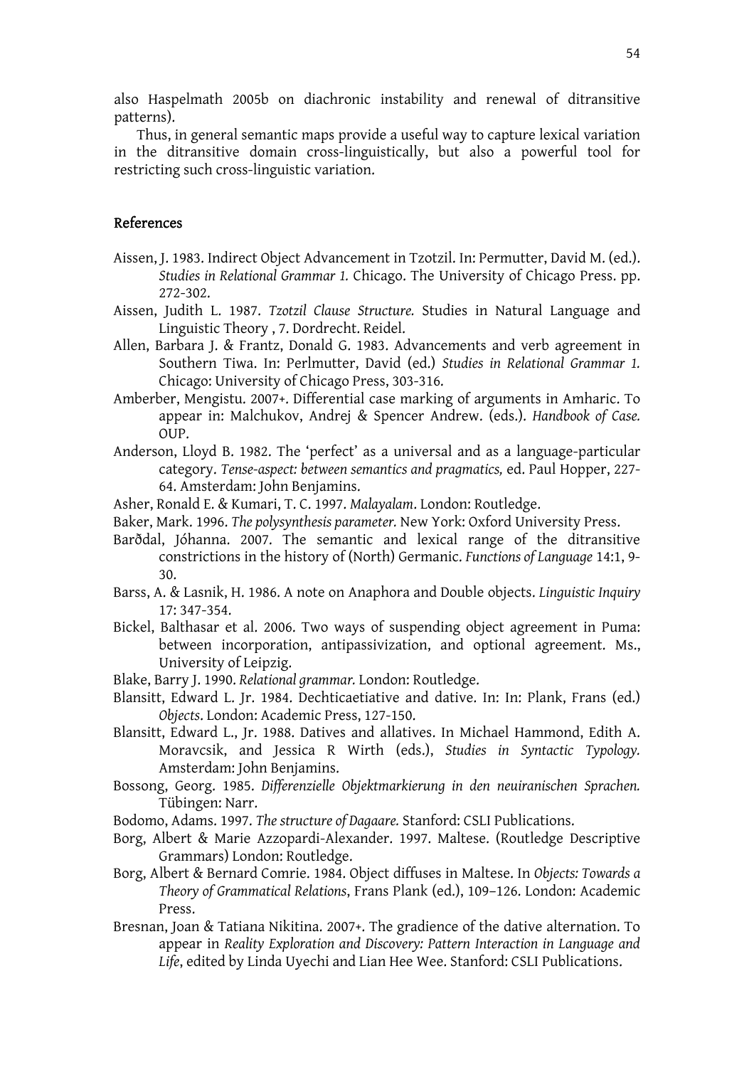also Haspelmath 2005b on diachronic instability and renewal of ditransitive patterns).

Thus, in general semantic maps provide a useful way to capture lexical variation in the ditransitive domain cross-linguistically, but also a powerful tool for restricting such cross-linguistic variation.

## References

Aissen, J. 1983. Indirect Object Advancement in Tzotzil. In: Permutter, David M. (ed.). *Studies in Relational Grammar 1.* Chicago. The University of Chicago Press. pp. 272-302.

Aissen, Judith L. 1987. *Tzotzil Clause Structure.* Studies in Natural Language and Linguistic Theory , 7. Dordrecht. Reidel.

Allen, Barbara J. & Frantz, Donald G. 1983. Advancements and verb agreement in Southern Tiwa. In: Perlmutter, David (ed.) *Studies in Relational Grammar 1.* Chicago: University of Chicago Press, 303-316.

Amberber, Mengistu. 2007+. Differential case marking of arguments in Amharic. To appear in: Malchukov, Andrej & Spencer Andrew. (eds.). *Handbook of Case.* OUP.

Anderson, Lloyd B. 1982. The 'perfect' as a universal and as a language-particular category. *Tense-aspect: between semantics and pragmatics,* ed. Paul Hopper, 227-64. Amsterdam: John Benjamins.

Asher, Ronald E. & Kumari, T. C. 1997. *Malayalam*. London: Routledge.

Baker, Mark. 1996. *The polysynthesis parameter.* New York: Oxford University Press.

Barðdal, Jóhanna. 2007. The semantic and lexical range of the ditransitive constrictions in the history of (North) Germanic. *Functions of Language* 14:1, 9-30.

Barss, A. & Lasnik, H. 1986. A note on Anaphora and Double objects. *Linguistic Inquiry* 17: 347-354.

Bickel, Balthasar et al. 2006. Two ways of suspending object agreement in Puma: between incorporation, antipassivization, and optional agreement. Ms., University of Leipzig.

Blake, Barry J. 1990. *Relational grammar.* London: Routledge.

Blansitt, Edward L. Jr. 1984. Dechticaetiative and dative. In: In: Plank, Frans (ed.) *Objects*. London: Academic Press, 127-150.

Blansitt, Edward L., Jr. 1988. Datives and allatives. In Michael Hammond, Edith A. Moravcsik, and Jessica R Wirth (eds.), *Studies in Syntactic Typology.* Amsterdam: John Benjamins.

Bossong, Georg. 1985. *Differenzielle Objektmarkierung in den neuiranischen Sprachen.* Tübingen: Narr.

Bodomo, Adams. 1997. *The structure of Dagaare.* Stanford: CSLI Publications.

Borg, Albert & Marie Azzopardi-Alexander. 1997. Maltese. (Routledge Descriptive Grammars) London: Routledge.

Borg, Albert & Bernard Comrie. 1984. Object diffuses in Maltese. In *Objects: Towards a Theory of Grammatical Relations*, Frans Plank (ed.), 109–126. London: Academic Press.

Bresnan, Joan & Tatiana Nikitina. 2007+. The gradience of the dative alternation. To appear in *Reality Exploration and Discovery: Pattern Interaction in Language and Life*, edited by Linda Uyechi and Lian Hee Wee. Stanford: CSLI Publications.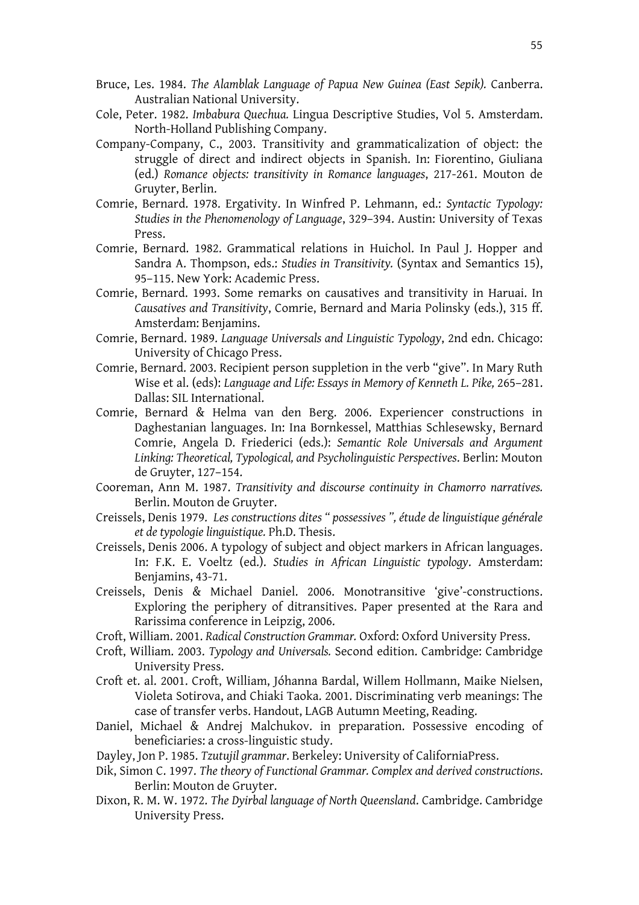Bruce, Les. 1984. *The Alamblak Language of Papua New Guinea (East Sepik).* Canberra. Australian National University.

Cole, Peter. 1982. *Imbabura Quechua.* Lingua Descriptive Studies, Vol 5. Amsterdam. North-Holland Publishing Company.

Company-Company, C., 2003. Transitivity and grammaticalization of object: the struggle of direct and indirect objects in Spanish. In: Fiorentino, Giuliana (ed.) *Romance objects: transitivity in Romance languages*, 217-261. Mouton de Gruyter, Berlin.

Comrie, Bernard. 1978. Ergativity. In Winfred P. Lehmann, ed.: *Syntactic Typology: Studies in the Phenomenology of Language*, 329–394. Austin: University of Texas Press.

Comrie, Bernard. 1982. Grammatical relations in Huichol. In Paul J. Hopper and Sandra A. Thompson, eds.: *Studies in Transitivity.* (Syntax and Semantics 15), 95–115. New York: Academic Press.

Comrie, Bernard. 1993. Some remarks on causatives and transitivity in Haruai. In *Causatives and Transitivity*, Comrie, Bernard and Maria Polinsky (eds.), 315 ff. Amsterdam: Benjamins.

Comrie, Bernard. 1989. *Language Universals and Linguistic Typology*, 2nd edn. Chicago: University of Chicago Press.

Comrie, Bernard. 2003. Recipient person suppletion in the verb "give". In Mary Ruth Wise et al. (eds): *Language and Life: Essays in Memory of Kenneth L. Pike,* 265–281. Dallas: SIL International.

Comrie, Bernard & Helma van den Berg. 2006. Experiencer constructions in Daghestanian languages. In: Ina Bornkessel, Matthias Schlesewsky, Bernard Comrie, Angela D. Friederici (eds.): *Semantic Role Universals and Argument Linking: Theoretical, Typological, and Psycholinguistic Perspectives*. Berlin: Mouton de Gruyter, 127–154.

Cooreman, Ann M. 1987. *Transitivity and discourse continuity in Chamorro narratives.* Berlin. Mouton de Gruyter.

Creissels, Denis 1979. *Les constructions dites " possessives ", étude de linguistique générale et de typologie linguistique.* Ph.D. Thesis.

Creissels, Denis 2006. A typology of subject and object markers in African languages. In: F.K. E. Voeltz (ed.). *Studies in African Linguistic typology*. Amsterdam: Benjamins, 43-71.

Creissels, Denis & Michael Daniel. 2006. Monotransitive 'give'-constructions. Exploring the periphery of ditransitives. Paper presented at the Rara and Rarissima conference in Leipzig, 2006.

Croft, William. 2001. *Radical Construction Grammar.* Oxford: Oxford University Press.

Croft, William. 2003. *Typology and Universals.* Second edition. Cambridge: Cambridge University Press.

Croft et. al. 2001. Croft, William, Jóhanna Bardal, Willem Hollmann, Maike Nielsen, Violeta Sotirova, and Chiaki Taoka. 2001. Discriminating verb meanings: The case of transfer verbs. Handout, LAGB Autumn Meeting, Reading.

Daniel, Michael & Andrej Malchukov. in preparation. Possessive encoding of beneficiaries: a cross-linguistic study.

Dayley, Jon P. 1985. *Tzutujil grammar.* Berkeley: University of CaliforniaPress.

Dik, Simon C. 1997. *The theory of Functional Grammar. Complex and derived constructions*. Berlin: Mouton de Gruyter.

Dixon, R. M. W. 1972. *The Dyirbal language of North Queensland*. Cambridge. Cambridge University Press.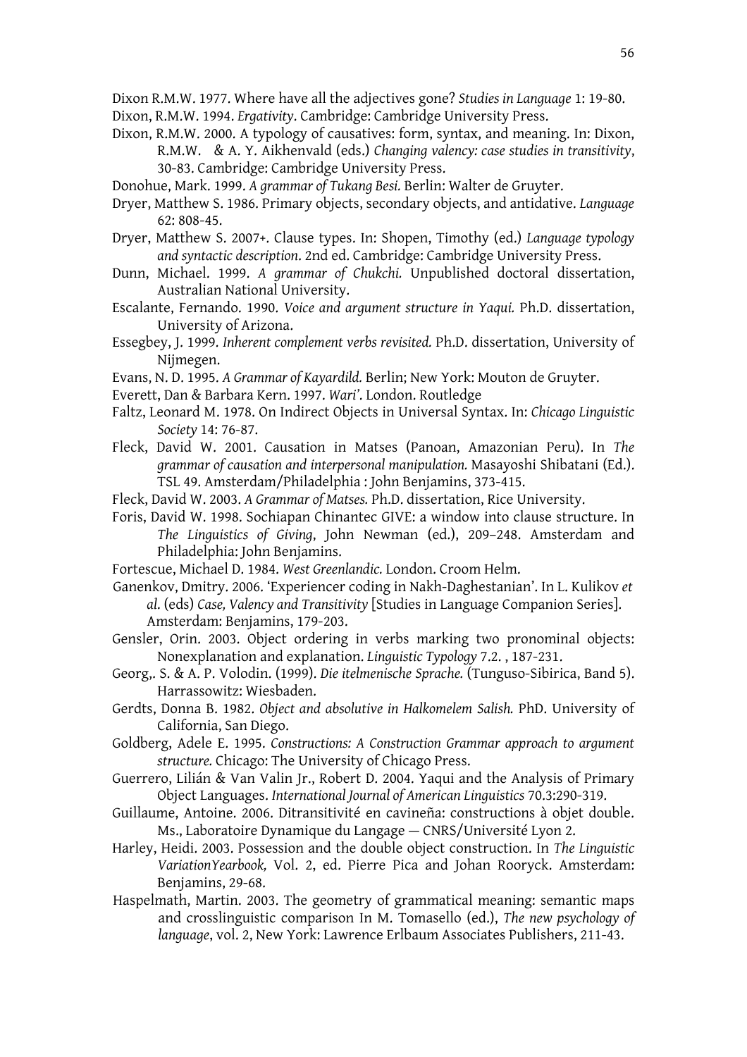Dixon R.M.W. 1977. Where have all the adjectives gone? *Studies in Language* 1: 19-80.

Dixon, R.M.W. 1994. *Ergativity*. Cambridge: Cambridge University Press.

Dixon, R.M.W. 2000. A typology of causatives: form, syntax, and meaning. In: Dixon, R.M.W. & A. Y. Aikhenvald (eds.) *Changing valency: case studies in transitivity*, 30-83. Cambridge: Cambridge University Press.

Donohue, Mark. 1999. *A grammar of Tukang Besi.* Berlin: Walter de Gruyter.

Dryer, Matthew S. 1986. Primary objects, secondary objects, and antidative. *Language* 62: 808-45.

Dryer, Matthew S. 2007+. Clause types. In: Shopen, Timothy (ed.) *Language typology and syntactic description*. 2nd ed. Cambridge: Cambridge University Press.

Dunn, Michael. 1999. *A grammar of Chukchi.* Unpublished doctoral dissertation, Australian National University.

Escalante, Fernando. 1990. *Voice and argument structure in Yaqui.* Ph.D. dissertation, University of Arizona.

Essegbey, J. 1999. *Inherent complement verbs revisited.* Ph.D. dissertation, University of Nijmegen.

Evans, N. D. 1995. *A Grammar of Kayardild.* Berlin; New York: Mouton de Gruyter.

Everett, Dan & Barbara Kern. 1997. *Wari'*. London. Routledge

Faltz, Leonard M. 1978. On Indirect Objects in Universal Syntax. In: *Chicago Linguistic Society* 14: 76-87.

Fleck, David W. 2001. Causation in Matses (Panoan, Amazonian Peru). In *The grammar of causation and interpersonal manipulation.* Masayoshi Shibatani (Ed.). TSL 49. Amsterdam/Philadelphia : John Benjamins, 373-415.

Fleck, David W. 2003. *A Grammar of Matses.* Ph.D. dissertation, Rice University.

Foris, David W. 1998. Sochiapan Chinantec GIVE: a window into clause structure. In *The Linguistics of Giving*, John Newman (ed.), 209–248. Amsterdam and Philadelphia: John Benjamins.

Fortescue, Michael D. 1984. *West Greenlandic.* London. Croom Helm.

Ganenkov, Dmitry. 2006. 'Experiencer coding in Nakh-Daghestanian'. In L. Kulikov *et al.* (eds) *Case, Valency and Transitivity* [Studies in Language Companion Series]. Amsterdam: Benjamins, 179-203.

Gensler, Orin. 2003. Object ordering in verbs marking two pronominal objects: Nonexplanation and explanation. *Linguistic Typology* 7.2. , 187-231.

Georg,. S. & A. P. Volodin. (1999). *Die itelmenische Sprache.* (Tunguso-Sibirica, Band 5). Harrassowitz: Wiesbaden.

Gerdts, Donna B. 1982. *Object and absolutive in Halkomelem Salish.* PhD. University of California, San Diego.

Goldberg, Adele E. 1995. *Constructions: A Construction Grammar approach to argument structure.* Chicago: The University of Chicago Press.

Guerrero, Lilián & Van Valin Jr., Robert D. 2004. Yaqui and the Analysis of Primary Object Languages. *International Journal of American Linguistics* 70.3:290-319.

Guillaume, Antoine. 2006. Ditransitivité en cavineña: constructions à objet double. Ms., Laboratoire Dynamique du Langage — CNRS/Université Lyon 2.

Harley, Heidi. 2003. Possession and the double object construction. In *The Linguistic VariationYearbook,* Vol. 2, ed. Pierre Pica and Johan Rooryck. Amsterdam: Benjamins, 29-68.

Haspelmath, Martin. 2003. The geometry of grammatical meaning: semantic maps and crosslinguistic comparison In M. Tomasello (ed.), *The new psychology of language*, vol. 2, New York: Lawrence Erlbaum Associates Publishers, 211-43.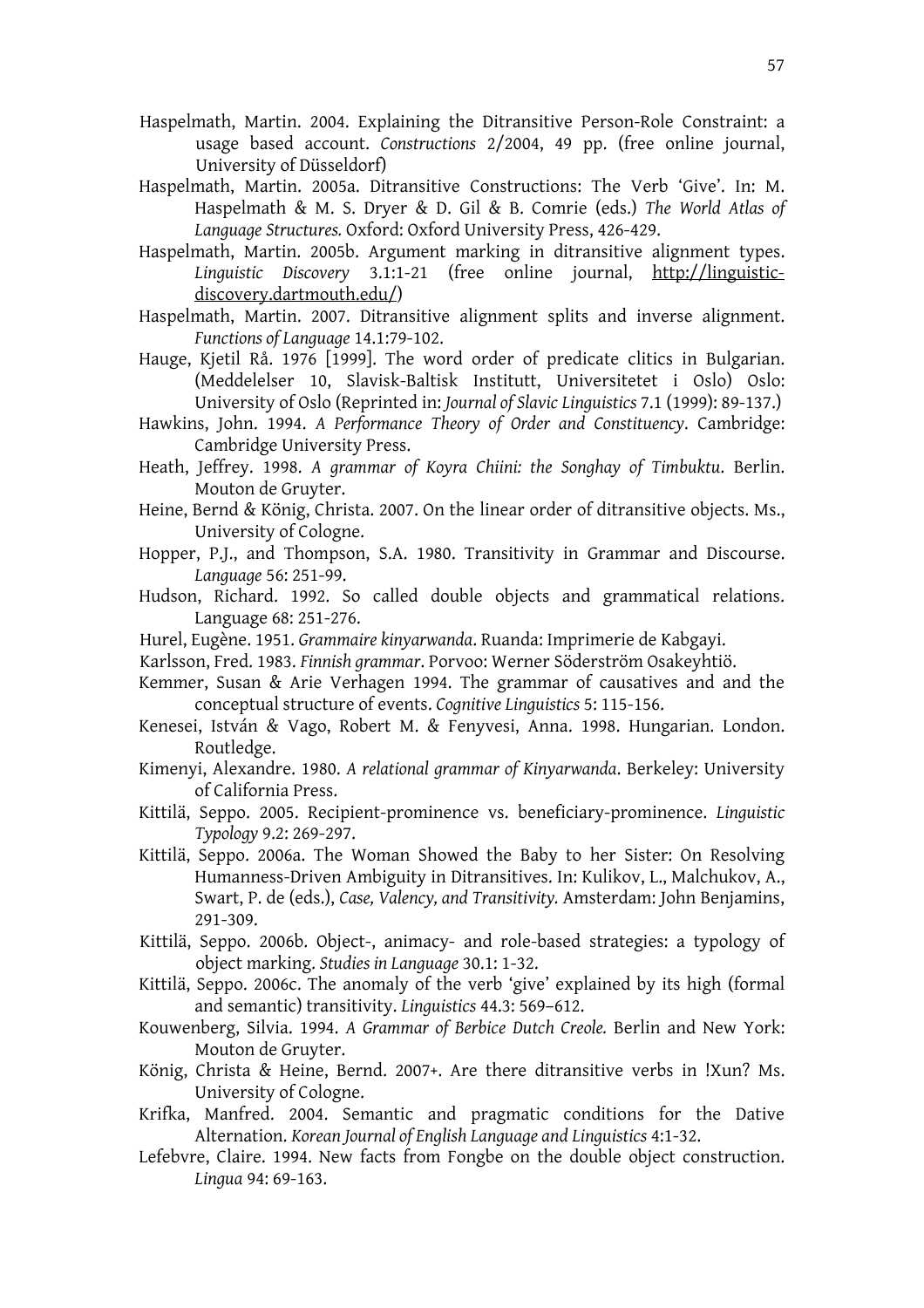Haspelmath, Martin. 2004. Explaining the Ditransitive Person-Role Constraint: a usage based account. *Constructions* 2/2004, 49 pp. (free online journal, University of Düsseldorf)

Haspelmath, Martin. 2005a. Ditransitive Constructions: The Verb 'Give'. In: M. Haspelmath & M. S. Dryer & D. Gil & B. Comrie (eds.) *The World Atlas of Language Structures.* Oxford: Oxford University Press, 426-429.

Haspelmath, Martin. 2005b. Argument marking in ditransitive alignment types. *Linguistic Discovery* 3.1:1-21 (free online journal, http://linguistic-discovery.dartmouth.edu/)

Haspelmath, Martin. 2007. Ditransitive alignment splits and inverse alignment. *Functions of Language* 14.1:79-102.

Hauge, Kjetil Rå. 1976 [1999]. The word order of predicate clitics in Bulgarian. (Meddelelser 10, Slavisk-Baltisk Institutt, Universitetet i Oslo) Oslo: University of Oslo (Reprinted in: *Journal of Slavic Linguistics* 7.1 (1999): 89-137.)

Hawkins, John. 1994. *A Performance Theory of Order and Constituency*. Cambridge: Cambridge University Press.

Heath, Jeffrey. 1998. *A grammar of Koyra Chiini: the Songhay of Timbuktu*. Berlin. Mouton de Gruyter.

Heine, Bernd & König, Christa. 2007. On the linear order of ditransitive objects. Ms., University of Cologne.

Hopper, P.J., and Thompson, S.A. 1980. Transitivity in Grammar and Discourse. *Language* 56: 251-99.

Hudson, Richard. 1992. So called double objects and grammatical relations. Language 68: 251-276.

Hurel, Eugène. 1951. *Grammaire kinyarwanda*. Ruanda: Imprimerie de Kabgayi.

Karlsson, Fred. 1983. *Finnish grammar*. Porvoo: Werner Söderström Osakeyhtiö.

Kemmer, Susan & Arie Verhagen 1994. The grammar of causatives and and the conceptual structure of events. *Cognitive Linguistics* 5: 115-156.

Kenesei, István & Vago, Robert M. & Fenyvesi, Anna. 1998. Hungarian. London. Routledge.

Kimenyi, Alexandre. 1980. *A relational grammar of Kinyarwanda*. Berkeley: University of California Press.

Kittilä, Seppo. 2005. Recipient-prominence vs. beneficiary-prominence. *Linguistic Typology* 9.2: 269-297.

Kittilä, Seppo. 2006a. The Woman Showed the Baby to her Sister: On Resolving Humanness-Driven Ambiguity in Ditransitives. In: Kulikov, L., Malchukov, A., Swart, P. de (eds.), *Case, Valency, and Transitivity.* Amsterdam: John Benjamins, 291-309.

Kittilä, Seppo. 2006b. Object-, animacy- and role-based strategies: a typology of object marking. *Studies in Language* 30.1: 1-32.

Kittilä, Seppo. 2006c. The anomaly of the verb 'give' explained by its high (formal and semantic) transitivity. *Linguistics* 44.3: 569–612.

Kouwenberg, Silvia. 1994. *A Grammar of Berbice Dutch Creole.* Berlin and New York: Mouton de Gruyter.

König, Christa & Heine, Bernd. 2007+. Are there ditransitive verbs in !Xun? Ms. University of Cologne.

Krifka, Manfred. 2004. Semantic and pragmatic conditions for the Dative Alternation. *Korean Journal of English Language and Linguistics* 4:1-32.

Lefebvre, Claire. 1994. New facts from Fongbe on the double object construction. *Lingua* 94: 69-163.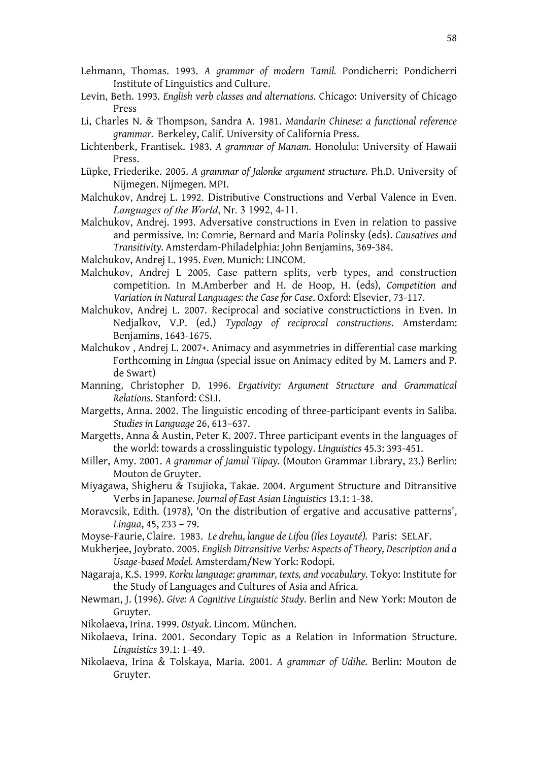Lehmann, Thomas. 1993. *A grammar of modern Tamil.* Pondicherri: Pondicherri Institute of Linguistics and Culture.

Levin, Beth. 1993. *English verb classes and alternations.* Chicago: University of Chicago Press

Li, Charles N. & Thompson, Sandra A. 1981. *Mandarin Chinese: a functional reference grammar.* Berkeley, Calif. University of California Press.

Lichtenberk, Frantisek. 1983. *A grammar of Manam.* Honolulu: University of Hawaii Press.

Lüpke, Friederike. 2005. *A grammar of Jalonke argument structure.* Ph.D. University of Nijmegen. Nijmegen. MPI.

Malchukov, Andrej L. 1992. Distributive Constructions and Verbal Valence in Even. *Languages of the World*, Nr. 3 1992, 4-11.

Malchukov, Andrej. 1993. Adversative constructions in Even in relation to passive and permissive. In: Comrie, Bernard and Maria Polinsky (eds). *Causatives and Transitivity.* Amsterdam-Philadelphia: John Benjamins, 369-384.

Malchukov, Andrej L. 1995. *Even.* Munich: LINCOM.

Malchukov, Andrej L 2005. Case pattern splits, verb types, and construction competition. In M.Amberber and H. de Hoop, H. (eds), *Competition and Variation in Natural Languages: the Case for Case*. Oxford: Elsevier, 73-117.

Malchukov, Andrej L. 2007. Reciprocal and sociative constructictions in Even. In Nedjalkov, V.P. (ed.) *Typology of reciprocal constructions*. Amsterdam: Benjamins, 1643-1675.

Malchukov , Andrej L. 2007+. Animacy and asymmetries in differential case marking Forthcoming in *Lingua* (special issue on Animacy edited by M. Lamers and P. de Swart)

Manning, Christopher D. 1996. *Ergativity: Argument Structure and Grammatical Relations*. Stanford: CSLI.

Margetts, Anna. 2002. The linguistic encoding of three-participant events in Saliba. *Studies in Language* 26, 613–637.

Margetts, Anna & Austin, Peter K. 2007. Three participant events in the languages of the world: towards a crosslinguistic typology. *Linguistics* 45.3: 393-451.

Miller, Amy. 2001. *A grammar of Jamul Tiipay.* (Mouton Grammar Library, 23.) Berlin: Mouton de Gruyter.

Miyagawa, Shigheru & Tsujioka, Takae. 2004. Argument Structure and Ditransitive Verbs in Japanese. *Journal of East Asian Linguistics* 13.1: 1-38.

Moravcsik, Edith. (1978), 'On the distribution of ergative and accusative patterns', *Lingua*, 45, 233 – 79.

Moyse-Faurie, Claire. 1983. *Le drehu, langue de Lifou (Iles Loyauté).* Paris: SELAF.

Mukherjee, Joybrato. 2005. *English Ditransitive Verbs: Aspects of Theory, Description and a Usage-based Model.* Amsterdam/New York: Rodopi.

Nagaraja, K.S. 1999. *Korku language: grammar, texts, and vocabulary.* Tokyo: Institute for the Study of Languages and Cultures of Asia and Africa.

Newman, J. (1996). *Give: A Cognitive Linguistic Study.* Berlin and New York: Mouton de Gruyter.

Nikolaeva, Irina. 1999. *Ostyak*. Lincom. München.

Nikolaeva, Irina. 2001. Secondary Topic as a Relation in Information Structure. *Linguistics* 39.1: 1–49.

Nikolaeva, Irina & Tolskaya, Maria. 2001. *A grammar of Udihe.* Berlin: Mouton de Gruyter.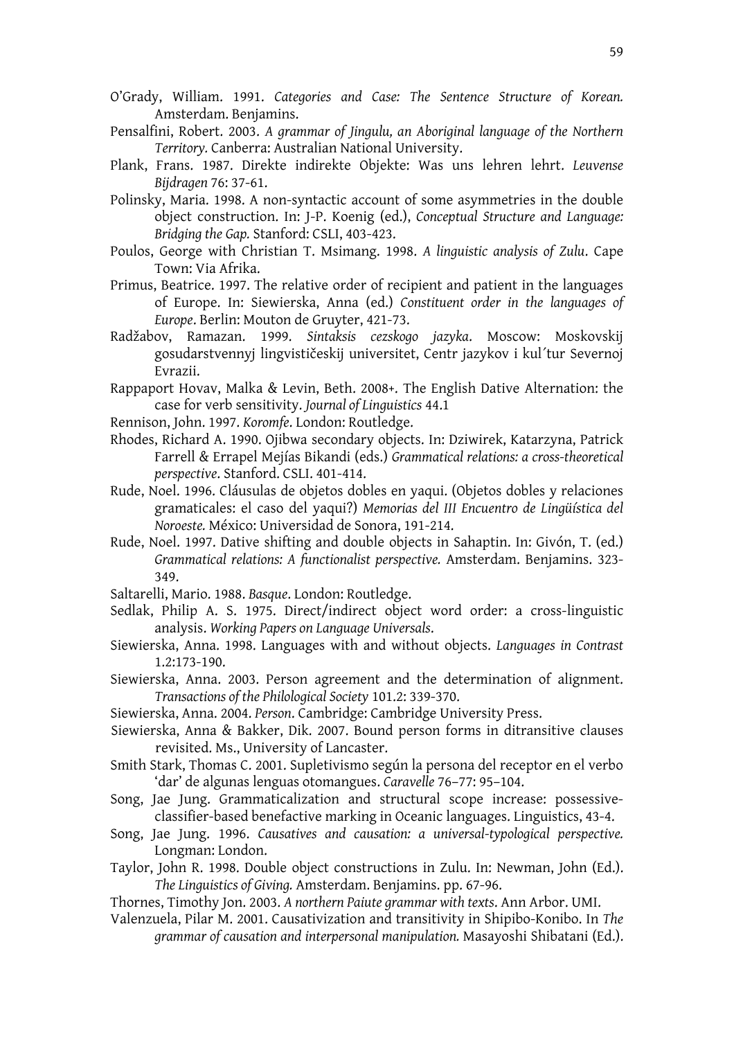O'Grady, William. 1991. *Categories and Case: The Sentence Structure of Korean.* Amsterdam. Benjamins.

Pensalfini, Robert. 2003. *A grammar of Jingulu, an Aboriginal language of the Northern Territory.* Canberra: Australian National University.

Plank, Frans. 1987. Direkte indirekte Objekte: Was uns lehren lehrt. *Leuvense Bijdragen* 76: 37-61.

Polinsky, Maria. 1998. A non-syntactic account of some asymmetries in the double object construction. In: J-P. Koenig (ed.), *Conceptual Structure and Language: Bridging the Gap.* Stanford: CSLI, 403-423.

Poulos, George with Christian T. Msimang. 1998. *A linguistic analysis of Zulu*. Cape Town: Via Afrika.

Primus, Beatrice. 1997. The relative order of recipient and patient in the languages of Europe. In: Siewierska, Anna (ed.) *Constituent order in the languages of Europe*. Berlin: Mouton de Gruyter, 421-73.

Radžabov, Ramazan. 1999. *Sintaksis cezskogo jazyka*. Moscow: Moskovskij gosudarstvennyj lingvističeskij universitet, Centr jazykov i kul´tur Severnoj Evrazii.

Rappaport Hovav, Malka & Levin, Beth. 2008+. The English Dative Alternation: the case for verb sensitivity. *Journal of Linguistics* 44.1

Rennison, John. 1997. *Koromfe*. London: Routledge.

Rhodes, Richard A. 1990. Ojibwa secondary objects. In: Dziwirek, Katarzyna, Patrick Farrell & Errapel Mejías Bikandi (eds.) *Grammatical relations: a cross-theoretical perspective*. Stanford. CSLI. 401-414.

Rude, Noel. 1996. Cláusulas de objetos dobles en yaqui. (Objetos dobles y relaciones gramaticales: el caso del yaqui?) *Memorias del III Encuentro de Lingüística del Noroeste.* México: Universidad de Sonora, 191-214.

Rude, Noel. 1997. Dative shifting and double objects in Sahaptin. In: Givón, T. (ed.) *Grammatical relations: A functionalist perspective.* Amsterdam. Benjamins. 323-349.

Saltarelli, Mario. 1988. *Basque*. London: Routledge.

Sedlak, Philip A. S. 1975. Direct/indirect object word order: a cross-linguistic analysis. *Working Papers on Language Universals*.

Siewierska, Anna. 1998. Languages with and without objects. *Languages in Contrast* 1.2:173-190.

Siewierska, Anna. 2003. Person agreement and the determination of alignment. *Transactions of the Philological Society* 101.2: 339-370.

Siewierska, Anna. 2004. *Person*. Cambridge: Cambridge University Press.

Siewierska, Anna & Bakker, Dik. 2007. Bound person forms in ditransitive clauses revisited. Ms., University of Lancaster.

Smith Stark, Thomas C. 2001. Supletivismo según la persona del receptor en el verbo 'dar' de algunas lenguas otomangues. *Caravelle* 76–77: 95–104.

Song, Jae Jung. Grammaticalization and structural scope increase: possessive-classifier-based benefactive marking in Oceanic languages. Linguistics, 43-4.

Song, Jae Jung. 1996. *Causatives and causation: a universal-typological perspective.* Longman: London.

Taylor, John R. 1998. Double object constructions in Zulu. In: Newman, John (Ed.). *The Linguistics of Giving.* Amsterdam. Benjamins. pp. 67-96.

Thornes, Timothy Jon. 2003. *A northern Paiute grammar with texts*. Ann Arbor. UMI.

Valenzuela, Pilar M. 2001. Causativization and transitivity in Shipibo-Konibo. In *The grammar of causation and interpersonal manipulation.* Masayoshi Shibatani (Ed.).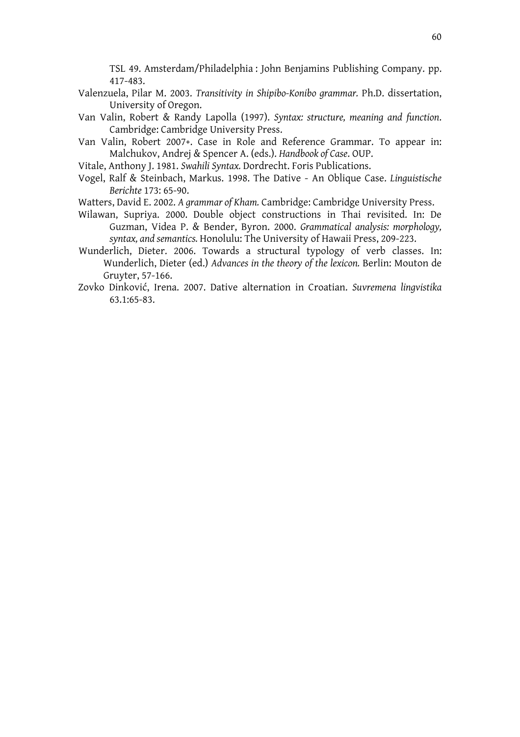TSL 49. Amsterdam/Philadelphia : John Benjamins Publishing Company. pp. 417-483.

Valenzuela, Pilar M. 2003. *Transitivity in Shipibo-Konibo grammar.* Ph.D. dissertation, University of Oregon.

Van Valin, Robert & Randy Lapolla (1997). *Syntax: structure, meaning and function*. Cambridge: Cambridge University Press.

Van Valin, Robert 2007+. Case in Role and Reference Grammar. To appear in: Malchukov, Andrej & Spencer A. (eds.). *Handbook of Case*. OUP.

Vitale, Anthony J. 1981. *Swahili Syntax.* Dordrecht. Foris Publications.

Vogel, Ralf & Steinbach, Markus. 1998. The Dative - An Oblique Case. *Linguistische Berichte* 173: 65-90.

Watters, David E. 2002. *A grammar of Kham.* Cambridge: Cambridge University Press.

Wilawan, Supriya. 2000. Double object constructions in Thai revisited. In: De Guzman, Videa P. & Bender, Byron. 2000. *Grammatical analysis: morphology, syntax, and semantics.* Honolulu: The University of Hawaii Press, 209-223.

Wunderlich, Dieter. 2006. Towards a structural typology of verb classes. In: Wunderlich, Dieter (ed.) *Advances in the theory of the lexicon.* Berlin: Mouton de Gruyter, 57-166.

Zovko Dinković, Irena. 2007. Dative alternation in Croatian. *Suvremena lingvistika* 63.1:65-83.